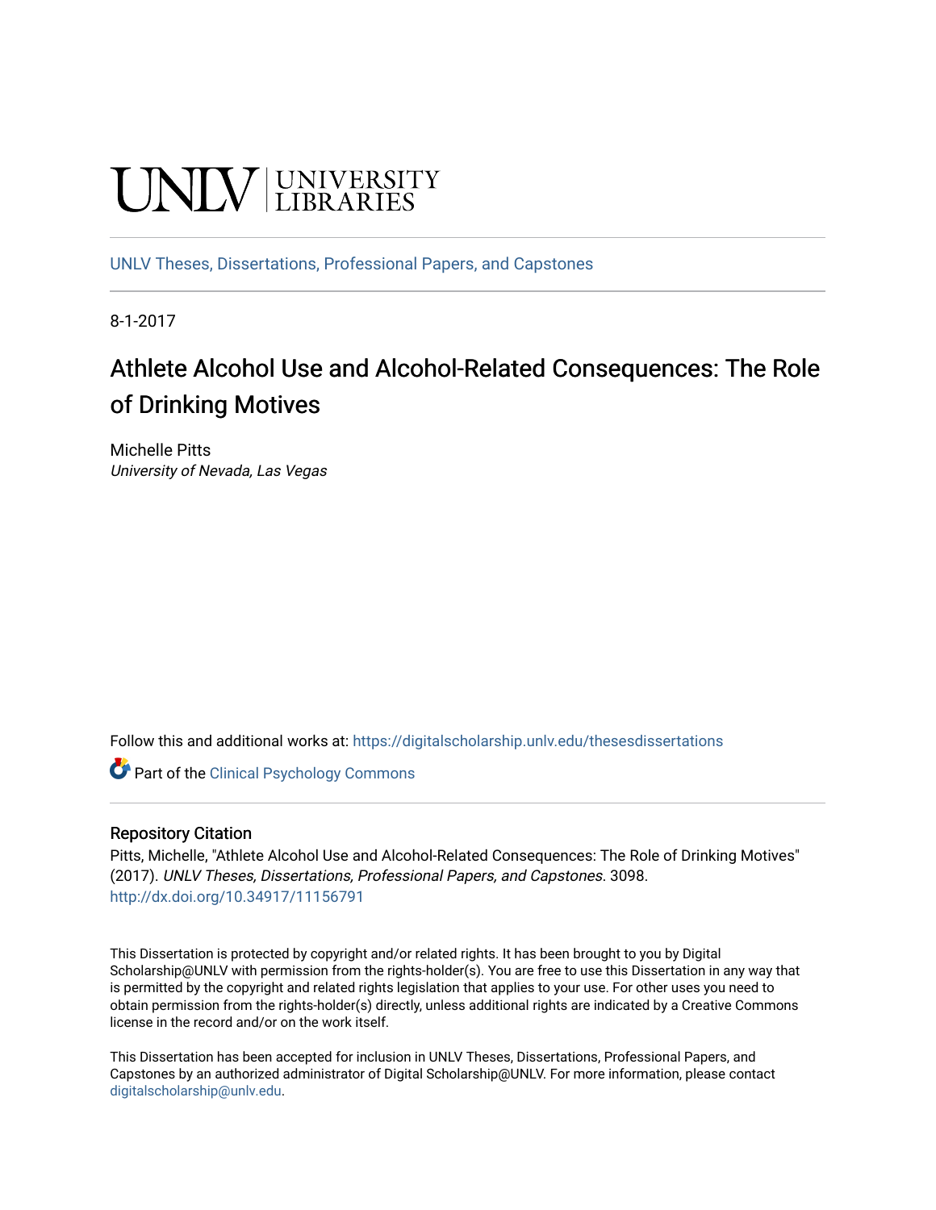UNLV | UNIVERSITY LIBRARIES

UNLV Theses, Dissertations, Professional Papers, and Capstones

8-1-2017

# Athlete Alcohol Use and Alcohol-Related Consequences: The Role of Drinking Motives

Michelle Pitts
*University of Nevada, Las Vegas*

Follow this and additional works at: https://digitalscholarship.unlv.edu/thesesdissertations

Part of the Clinical Psychology Commons

## Repository Citation

Pitts, Michelle, "Athlete Alcohol Use and Alcohol-Related Consequences: The Role of Drinking Motives" (2017). *UNLV Theses, Dissertations, Professional Papers, and Capstones*. 3098.
http://dx.doi.org/10.34917/11156791

This Dissertation is protected by copyright and/or related rights. It has been brought to you by Digital Scholarship@UNLV with permission from the rights-holder(s). You are free to use this Dissertation in any way that is permitted by the copyright and related rights legislation that applies to your use. For other uses you need to obtain permission from the rights-holder(s) directly, unless additional rights are indicated by a Creative Commons license in the record and/or on the work itself.

This Dissertation has been accepted for inclusion in UNLV Theses, Dissertations, Professional Papers, and Capstones by an authorized administrator of Digital Scholarship@UNLV. For more information, please contact digitalscholarship@unlv.edu.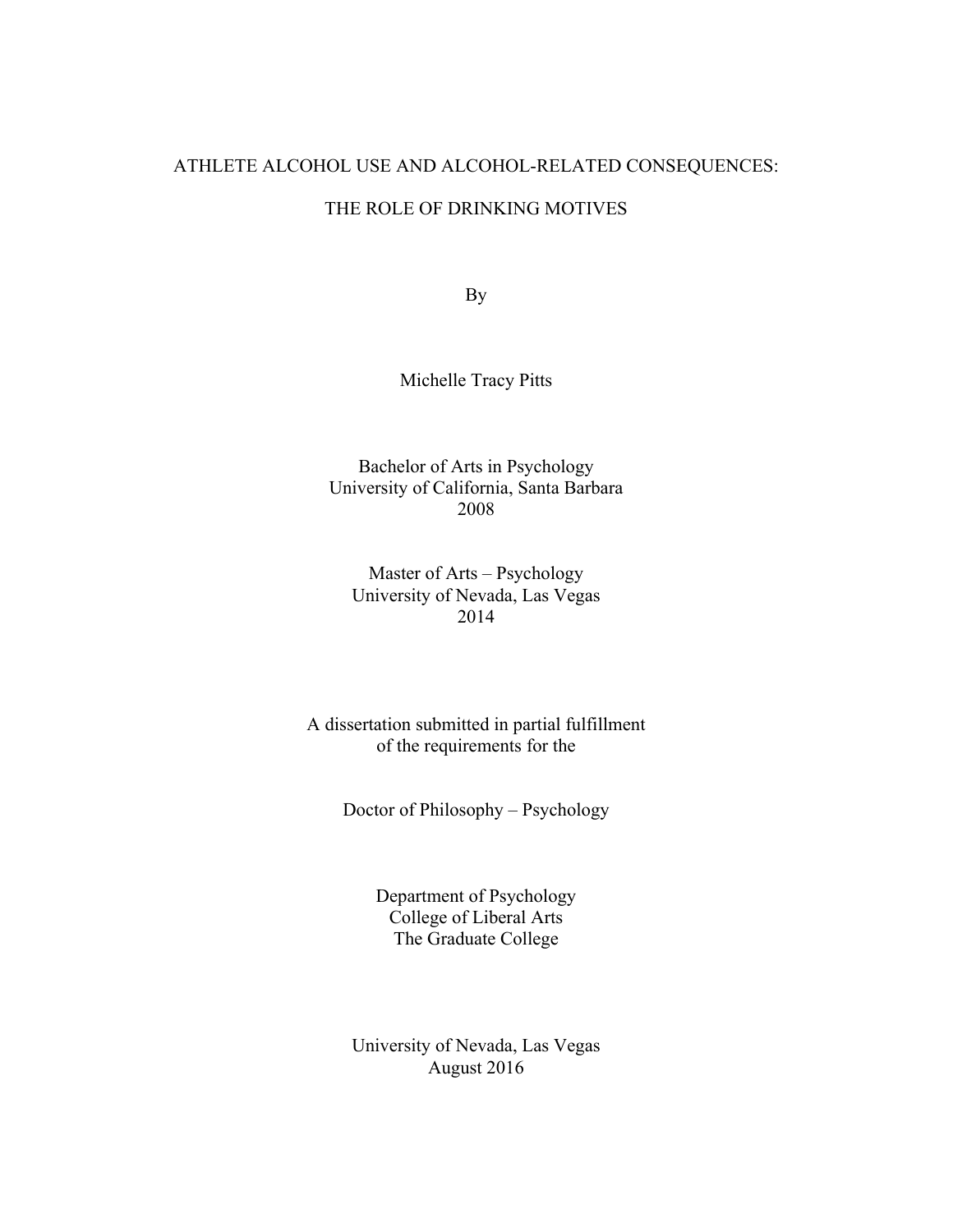# ATHLETE ALCOHOL USE AND ALCOHOL-RELATED CONSEQUENCES:

# THE ROLE OF DRINKING MOTIVES

By

Michelle Tracy Pitts

Bachelor of Arts in Psychology
University of California, Santa Barbara
2008

Master of Arts – Psychology
University of Nevada, Las Vegas
2014

A dissertation submitted in partial fulfillment
of the requirements for the

Doctor of Philosophy – Psychology

Department of Psychology
College of Liberal Arts
The Graduate College

University of Nevada, Las Vegas
August 2016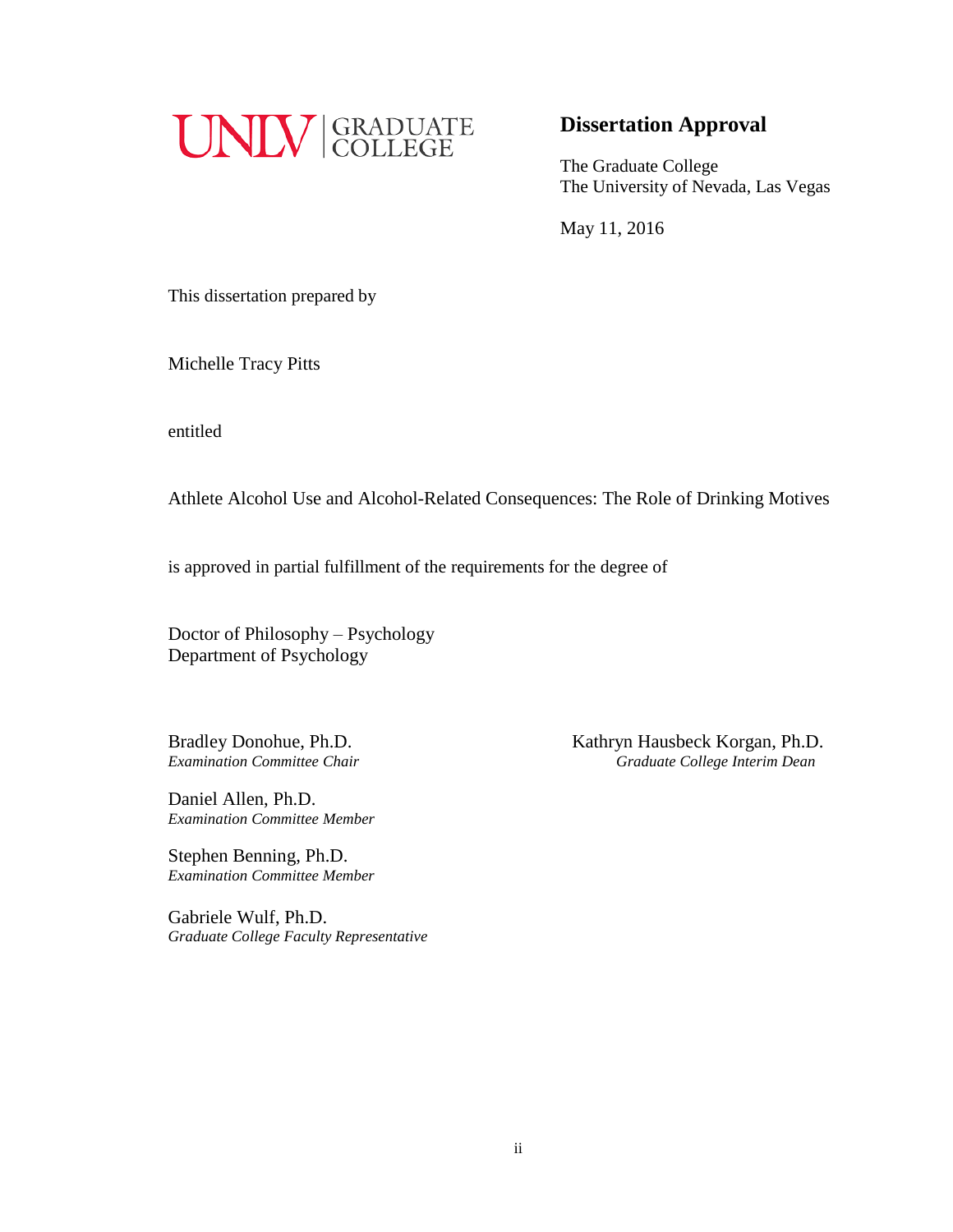UNLV | GRADUATE COLLEGE

## Dissertation Approval

The Graduate College
The University of Nevada, Las Vegas

May 11, 2016

This dissertation prepared by

Michelle Tracy Pitts

entitled

Athlete Alcohol Use and Alcohol-Related Consequences: The Role of Drinking Motives

is approved in partial fulfillment of the requirements for the degree of

Doctor of Philosophy – Psychology
Department of Psychology

Bradley Donohue, Ph.D.
*Examination Committee Chair*

Daniel Allen, Ph.D.
*Examination Committee Member*

Stephen Benning, Ph.D.
*Examination Committee Member*

Gabriele Wulf, Ph.D.
*Graduate College Faculty Representative*

Kathryn Hausbeck Korgan, Ph.D.
*Graduate College Interim Dean*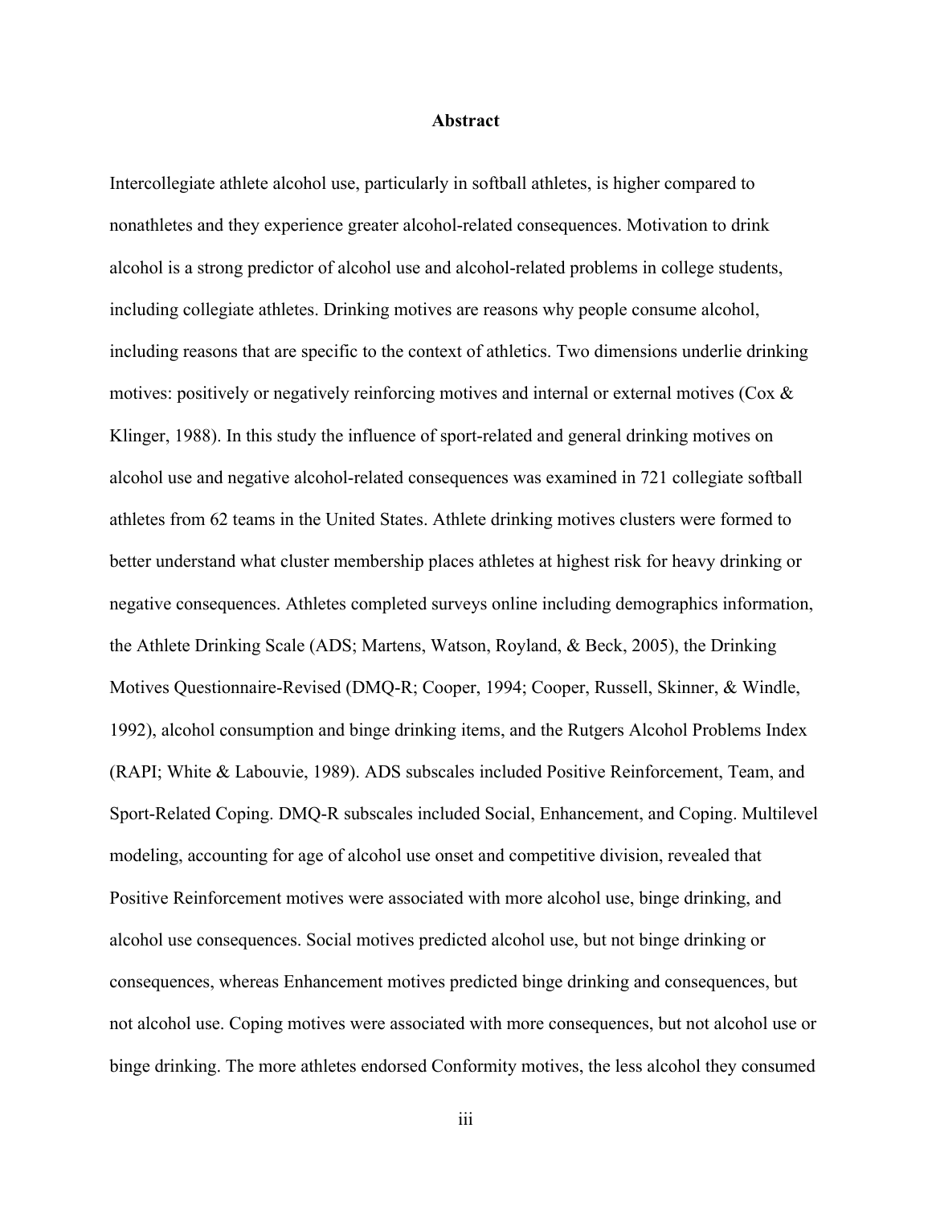## Abstract

Intercollegiate athlete alcohol use, particularly in softball athletes, is higher compared to nonathletes and they experience greater alcohol-related consequences. Motivation to drink alcohol is a strong predictor of alcohol use and alcohol-related problems in college students, including collegiate athletes. Drinking motives are reasons why people consume alcohol, including reasons that are specific to the context of athletics. Two dimensions underlie drinking motives: positively or negatively reinforcing motives and internal or external motives (Cox & Klinger, 1988). In this study the influence of sport-related and general drinking motives on alcohol use and negative alcohol-related consequences was examined in 721 collegiate softball athletes from 62 teams in the United States. Athlete drinking motives clusters were formed to better understand what cluster membership places athletes at highest risk for heavy drinking or negative consequences. Athletes completed surveys online including demographics information, the Athlete Drinking Scale (ADS; Martens, Watson, Royland, & Beck, 2005), the Drinking Motives Questionnaire-Revised (DMQ-R; Cooper, 1994; Cooper, Russell, Skinner, & Windle, 1992), alcohol consumption and binge drinking items, and the Rutgers Alcohol Problems Index (RAPI; White & Labouvie, 1989). ADS subscales included Positive Reinforcement, Team, and Sport-Related Coping. DMQ-R subscales included Social, Enhancement, and Coping. Multilevel modeling, accounting for age of alcohol use onset and competitive division, revealed that Positive Reinforcement motives were associated with more alcohol use, binge drinking, and alcohol use consequences. Social motives predicted alcohol use, but not binge drinking or consequences, whereas Enhancement motives predicted binge drinking and consequences, but not alcohol use. Coping motives were associated with more consequences, but not alcohol use or binge drinking. The more athletes endorsed Conformity motives, the less alcohol they consumed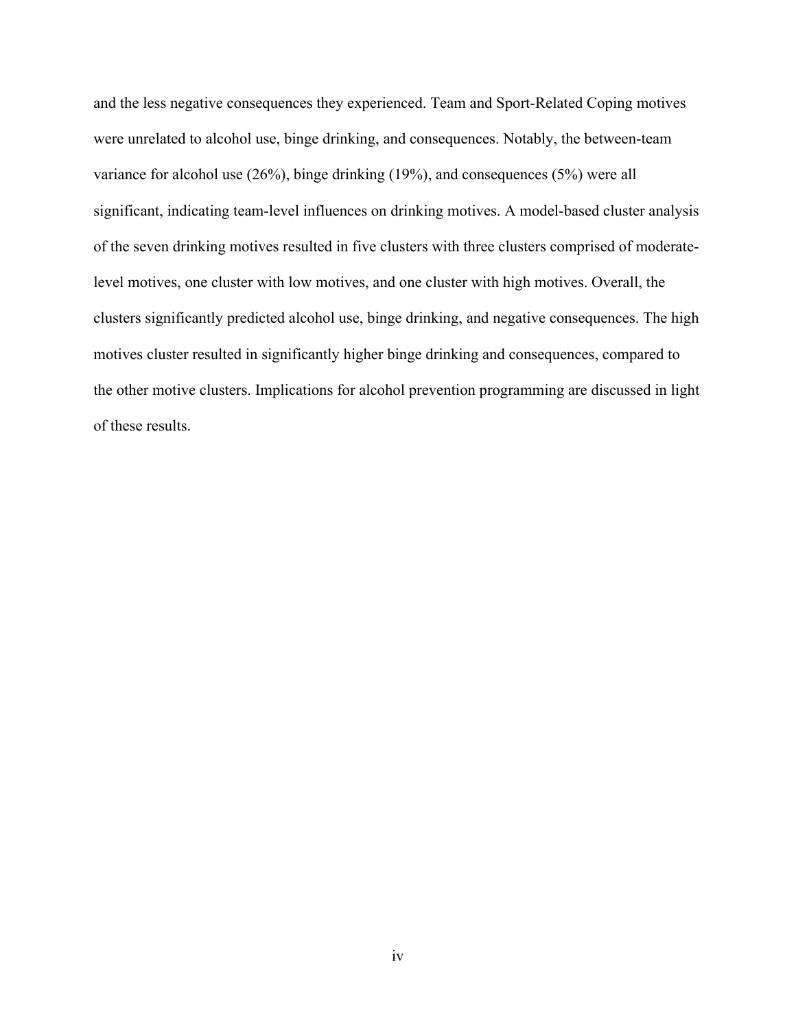and the less negative consequences they experienced. Team and Sport-Related Coping motives were unrelated to alcohol use, binge drinking, and consequences. Notably, the between-team variance for alcohol use (26%), binge drinking (19%), and consequences (5%) were all significant, indicating team-level influences on drinking motives. A model-based cluster analysis of the seven drinking motives resulted in five clusters with three clusters comprised of moderate-level motives, one cluster with low motives, and one cluster with high motives. Overall, the clusters significantly predicted alcohol use, binge drinking, and negative consequences. The high motives cluster resulted in significantly higher binge drinking and consequences, compared to the other motive clusters. Implications for alcohol prevention programming are discussed in light of these results.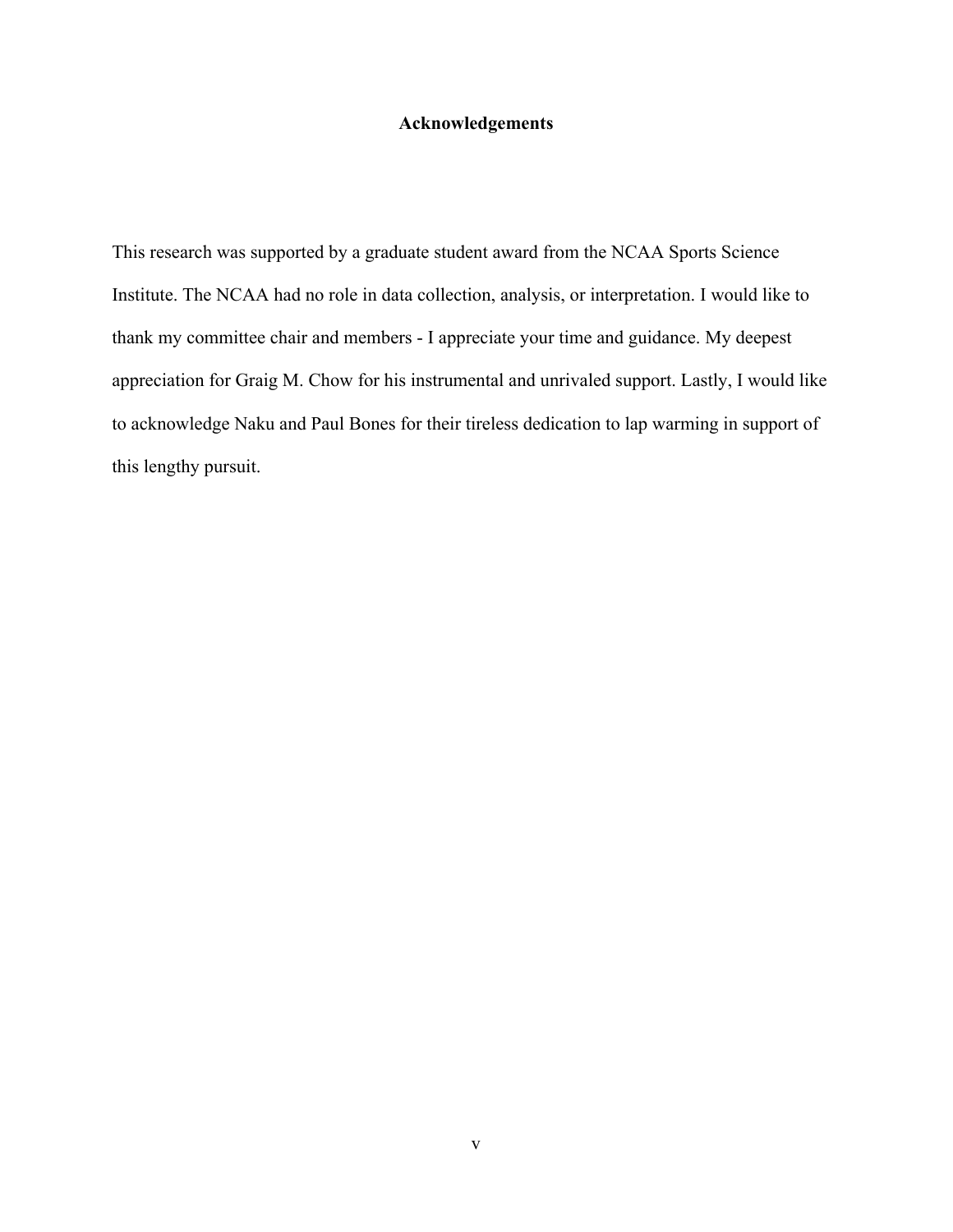# Acknowledgements

This research was supported by a graduate student award from the NCAA Sports Science Institute. The NCAA had no role in data collection, analysis, or interpretation. I would like to thank my committee chair and members - I appreciate your time and guidance. My deepest appreciation for Graig M. Chow for his instrumental and unrivaled support. Lastly, I would like to acknowledge Naku and Paul Bones for their tireless dedication to lap warming in support of this lengthy pursuit.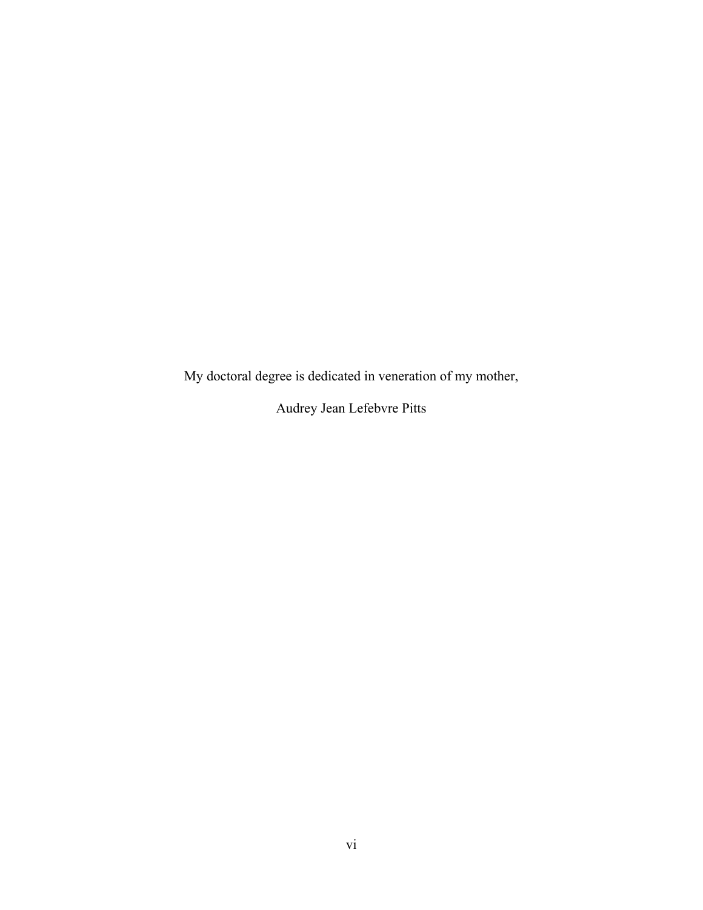My doctoral degree is dedicated in veneration of my mother,

Audrey Jean Lefebvre Pitts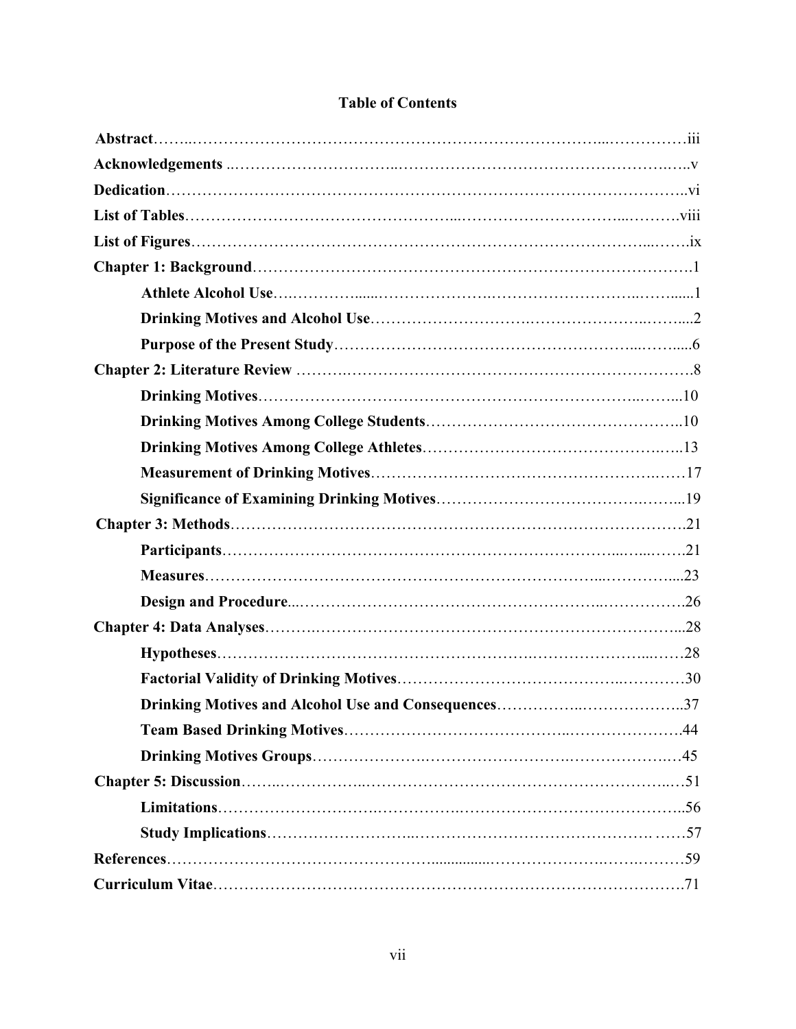# Table of Contents

**Abstract**……………………………………………………………………………iii

**Acknowledgements** ……………………………………………………………………v

**Dedication**……………………………………………………………………………vi

**List of Tables**………………………………………………………………………viii

**List of Figures**………………………………………………………………………ix

**Chapter 1: Background**……………………………………………………………….1

- **Athlete Alcohol Use**………………………………………………………………1
- **Drinking Motives and Alcohol Use**…………………………………………………2
- **Purpose of the Present Study**………………………………………………………6

**Chapter 2: Literature Review** ………………………………………………………….8

- **Drinking Motives**…………………………………………………………………10
- **Drinking Motives Among College Students**…………………………………………10
- **Drinking Motives Among College Athletes**…………………………………………13
- **Measurement of Drinking Motives**…………………………………………………17
- **Significance of Examining Drinking Motives**………………………………………19

**Chapter 3: Methods**……………………………………………………………………21

- **Participants**………………………………………………………………………21
- **Measures**…………………………………………………………………………23
- **Design and Procedure**……………………………………………………………26

**Chapter 4: Data Analyses**………………………………………………………………28

- **Hypotheses**………………………………………………………………………28
- **Factorial Validity of Drinking Motives**………………………………………………30
- **Drinking Motives and Alcohol Use and Consequences**………………………………37
- **Team Based Drinking Motives**………………………………………………………44
- **Drinking Motives Groups**…………………………………………………………45

**Chapter 5: Discussion**…………………………………………………………………51

- **Limitations**………………………………………………………………………56
- **Study Implications**………………………………………………………………57

**References**……………………………………………………………………………59

**Curriculum Vitae**………………………………………………………………………71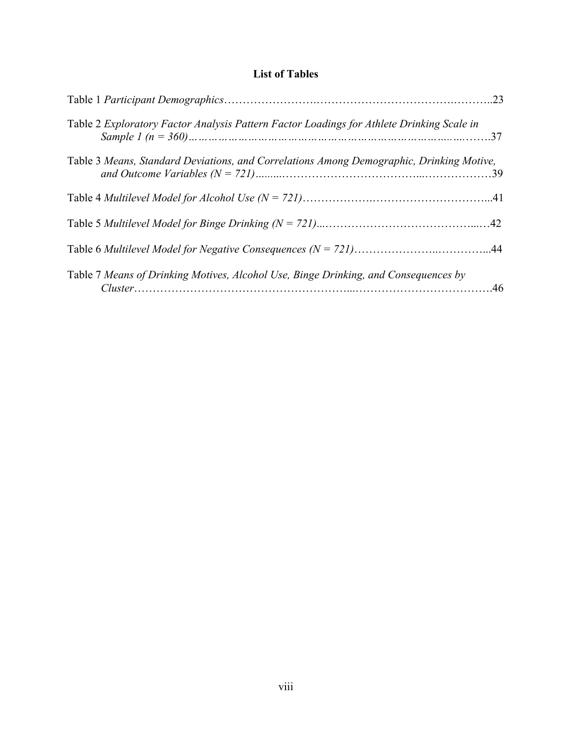## List of Tables

Table 1 *Participant Demographics*……………………………………………………………………..23

Table 2 *Exploratory Factor Analysis Pattern Factor Loadings for Athlete Drinking Scale in Sample 1 (n = 360)*……………………………………………………………………….37

Table 3 *Means, Standard Deviations, and Correlations Among Demographic, Drinking Motive, and Outcome Variables (N = 721)*………………………………………………………39

Table 4 *Multilevel Model for Alcohol Use (N = 721)*……………………………………………...41

Table 5 *Multilevel Model for Binge Drinking (N = 721)*……………………………………………42

Table 6 *Multilevel Model for Negative Consequences (N = 721)*…………………………………...44

Table 7 *Means of Drinking Motives, Alcohol Use, Binge Drinking, and Consequences by Cluster*………………………………………………………………………………………….46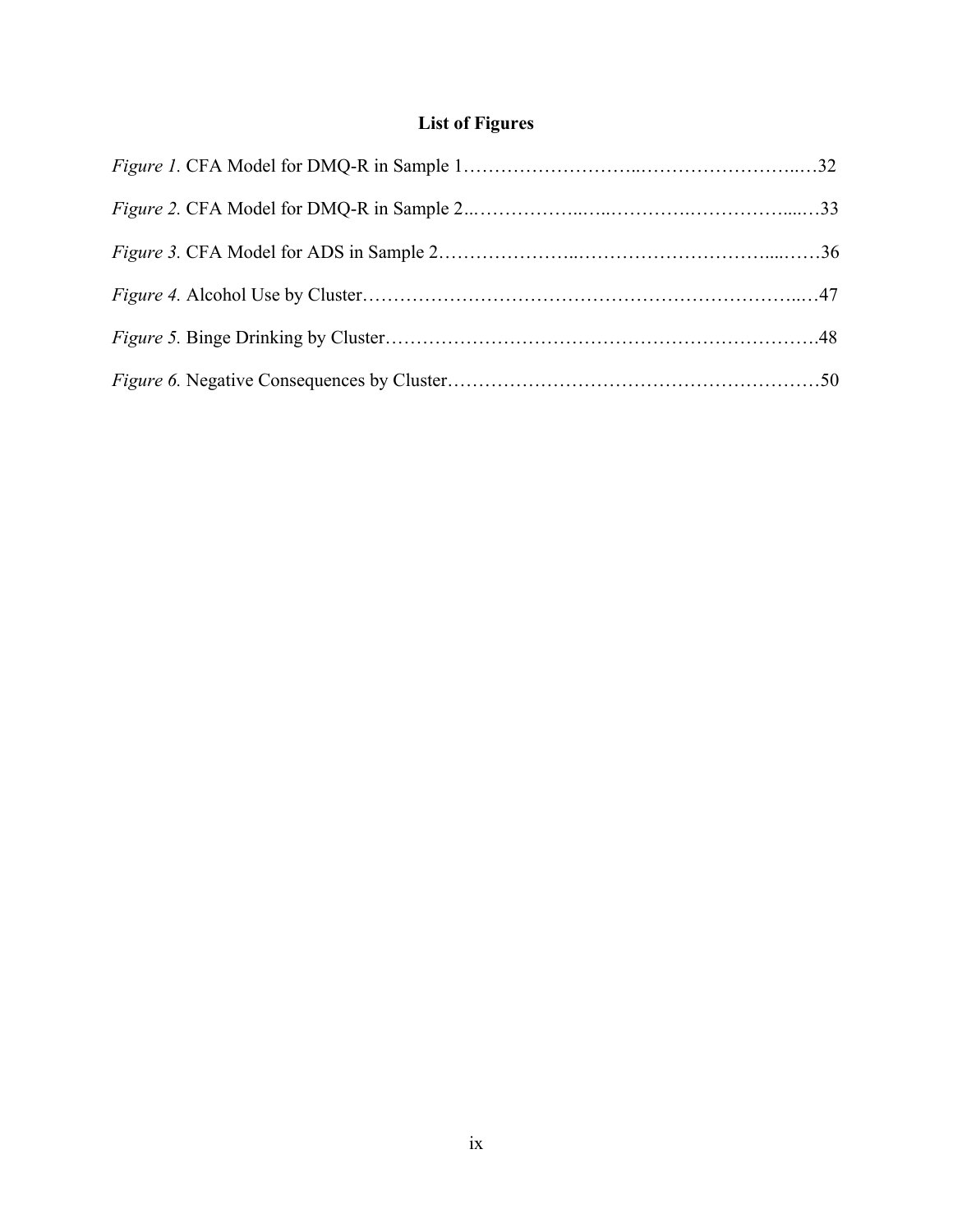## List of Figures

*Figure 1.* CFA Model for DMQ-R in Sample 1……………………..……………………..…32

*Figure 2.* CFA Model for DMQ-R in Sample 2..……………..…..………….……………....…33

*Figure 3.* CFA Model for ADS in Sample 2…………………..…………………………....……36

*Figure 4.* Alcohol Use by Cluster…………….…………………………………………….....…47

*Figure 5.* Binge Drinking by Cluster…………………………………………………………….48

*Figure 6.* Negative Consequences by Cluster……………………………………………………50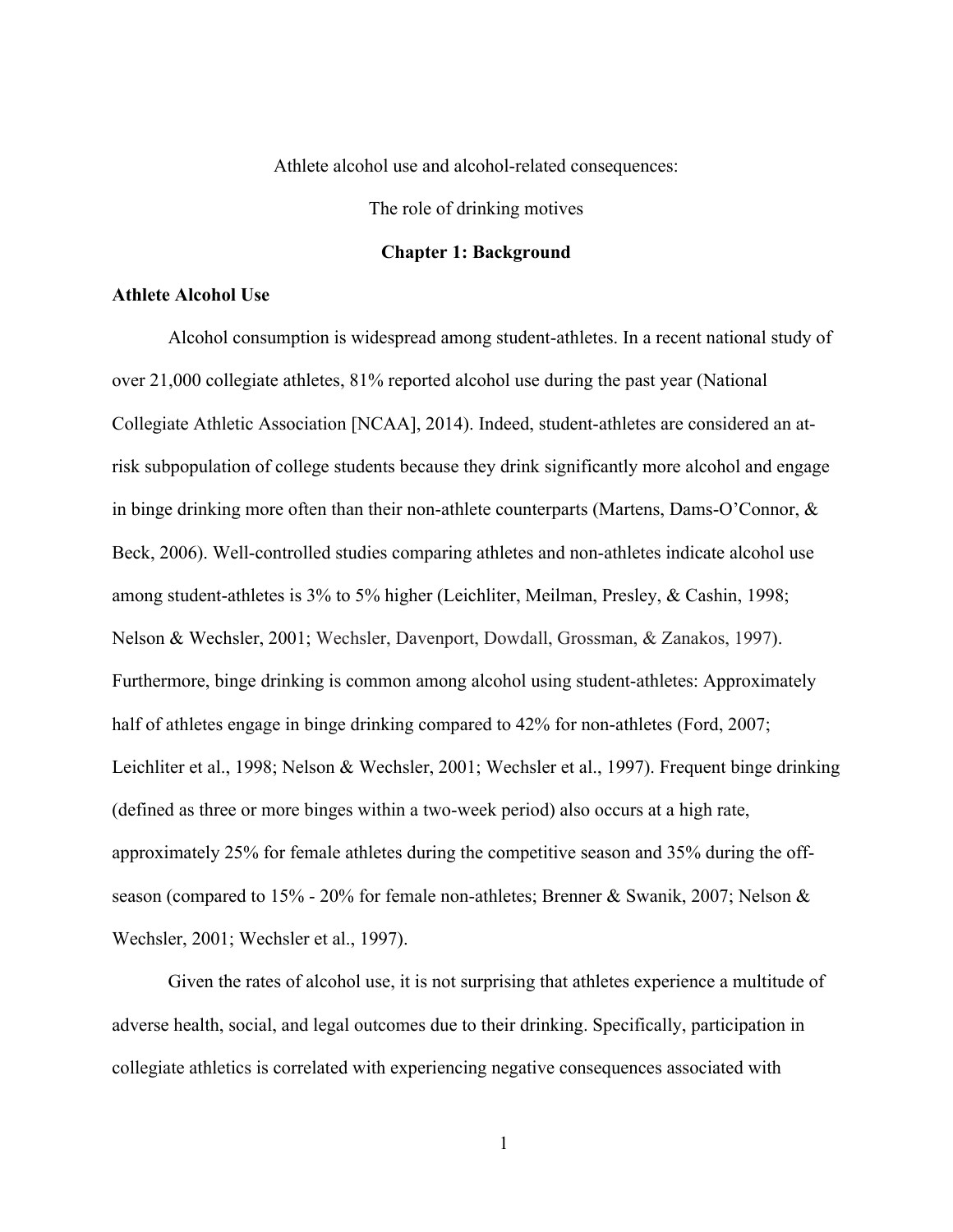Athlete alcohol use and alcohol-related consequences:

The role of drinking motives

# Chapter 1: Background

## Athlete Alcohol Use

Alcohol consumption is widespread among student-athletes. In a recent national study of over 21,000 collegiate athletes, 81% reported alcohol use during the past year (National Collegiate Athletic Association [NCAA], 2014). Indeed, student-athletes are considered an at-risk subpopulation of college students because they drink significantly more alcohol and engage in binge drinking more often than their non-athlete counterparts (Martens, Dams-O'Connor, & Beck, 2006). Well-controlled studies comparing athletes and non-athletes indicate alcohol use among student-athletes is 3% to 5% higher (Leichliter, Meilman, Presley, & Cashin, 1998; Nelson & Wechsler, 2001; Wechsler, Davenport, Dowdall, Grossman, & Zanakos, 1997). Furthermore, binge drinking is common among alcohol using student-athletes: Approximately half of athletes engage in binge drinking compared to 42% for non-athletes (Ford, 2007; Leichliter et al., 1998; Nelson & Wechsler, 2001; Wechsler et al., 1997). Frequent binge drinking (defined as three or more binges within a two-week period) also occurs at a high rate, approximately 25% for female athletes during the competitive season and 35% during the off-season (compared to 15% - 20% for female non-athletes; Brenner & Swanik, 2007; Nelson & Wechsler, 2001; Wechsler et al., 1997).

Given the rates of alcohol use, it is not surprising that athletes experience a multitude of adverse health, social, and legal outcomes due to their drinking. Specifically, participation in collegiate athletics is correlated with experiencing negative consequences associated with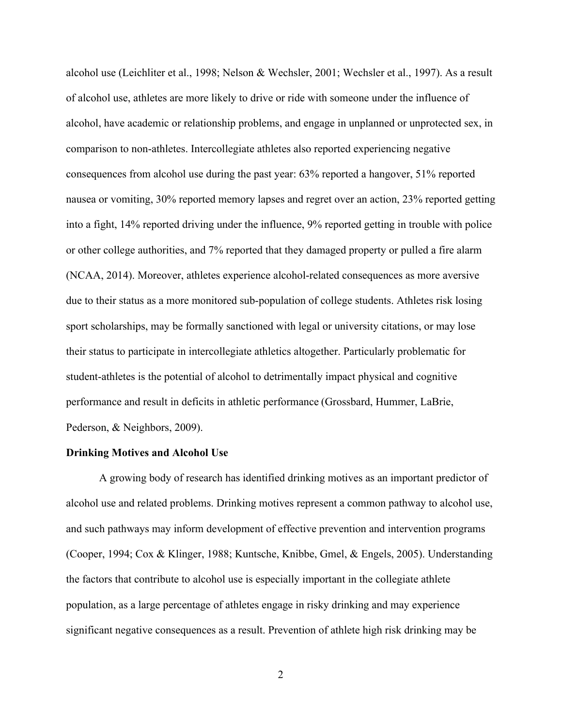alcohol use (Leichliter et al., 1998; Nelson & Wechsler, 2001; Wechsler et al., 1997). As a result of alcohol use, athletes are more likely to drive or ride with someone under the influence of alcohol, have academic or relationship problems, and engage in unplanned or unprotected sex, in comparison to non-athletes. Intercollegiate athletes also reported experiencing negative consequences from alcohol use during the past year: 63% reported a hangover, 51% reported nausea or vomiting, 30% reported memory lapses and regret over an action, 23% reported getting into a fight, 14% reported driving under the influence, 9% reported getting in trouble with police or other college authorities, and 7% reported that they damaged property or pulled a fire alarm (NCAA, 2014). Moreover, athletes experience alcohol-related consequences as more aversive due to their status as a more monitored sub-population of college students. Athletes risk losing sport scholarships, may be formally sanctioned with legal or university citations, or may lose their status to participate in intercollegiate athletics altogether. Particularly problematic for student-athletes is the potential of alcohol to detrimentally impact physical and cognitive performance and result in deficits in athletic performance (Grossbard, Hummer, LaBrie, Pederson, & Neighbors, 2009).

**Drinking Motives and Alcohol Use**

A growing body of research has identified drinking motives as an important predictor of alcohol use and related problems. Drinking motives represent a common pathway to alcohol use, and such pathways may inform development of effective prevention and intervention programs (Cooper, 1994; Cox & Klinger, 1988; Kuntsche, Knibbe, Gmel, & Engels, 2005). Understanding the factors that contribute to alcohol use is especially important in the collegiate athlete population, as a large percentage of athletes engage in risky drinking and may experience significant negative consequences as a result. Prevention of athlete high risk drinking may be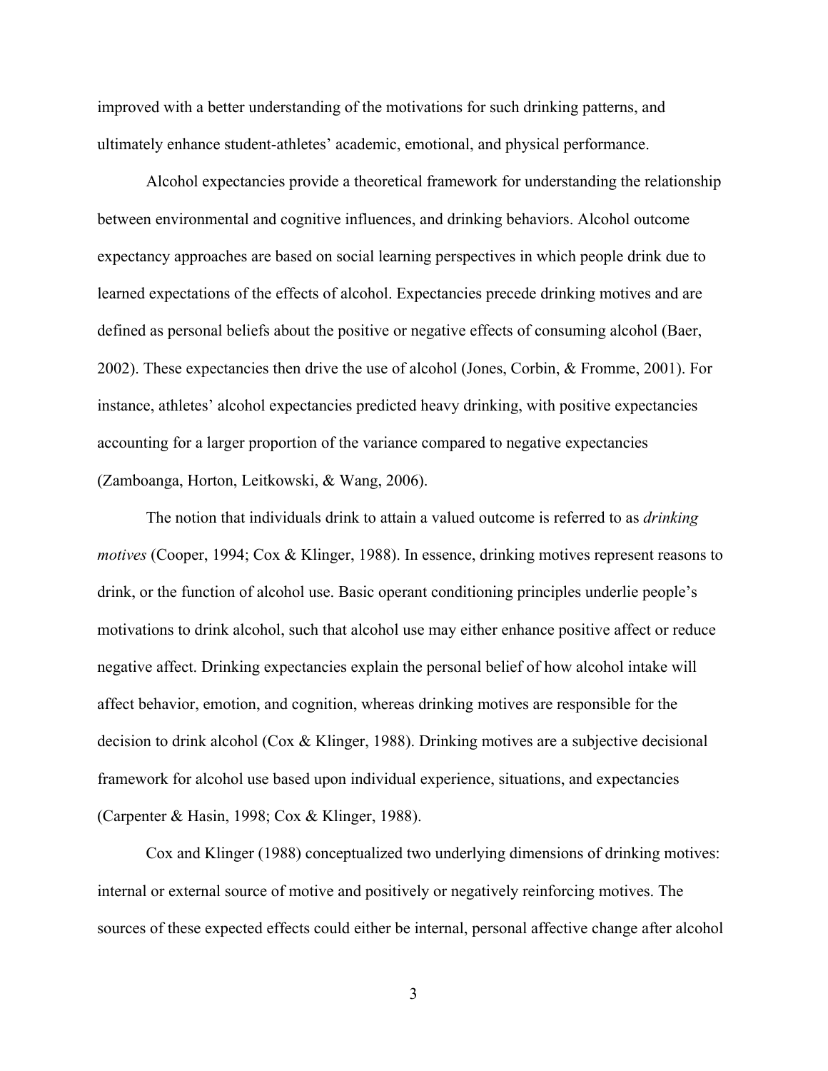improved with a better understanding of the motivations for such drinking patterns, and ultimately enhance student-athletes' academic, emotional, and physical performance.

Alcohol expectancies provide a theoretical framework for understanding the relationship between environmental and cognitive influences, and drinking behaviors. Alcohol outcome expectancy approaches are based on social learning perspectives in which people drink due to learned expectations of the effects of alcohol. Expectancies precede drinking motives and are defined as personal beliefs about the positive or negative effects of consuming alcohol (Baer, 2002). These expectancies then drive the use of alcohol (Jones, Corbin, & Fromme, 2001). For instance, athletes' alcohol expectancies predicted heavy drinking, with positive expectancies accounting for a larger proportion of the variance compared to negative expectancies (Zamboanga, Horton, Leitkowski, & Wang, 2006).

The notion that individuals drink to attain a valued outcome is referred to as *drinking motives* (Cooper, 1994; Cox & Klinger, 1988). In essence, drinking motives represent reasons to drink, or the function of alcohol use. Basic operant conditioning principles underlie people's motivations to drink alcohol, such that alcohol use may either enhance positive affect or reduce negative affect. Drinking expectancies explain the personal belief of how alcohol intake will affect behavior, emotion, and cognition, whereas drinking motives are responsible for the decision to drink alcohol (Cox & Klinger, 1988). Drinking motives are a subjective decisional framework for alcohol use based upon individual experience, situations, and expectancies (Carpenter & Hasin, 1998; Cox & Klinger, 1988).

Cox and Klinger (1988) conceptualized two underlying dimensions of drinking motives: internal or external source of motive and positively or negatively reinforcing motives. The sources of these expected effects could either be internal, personal affective change after alcohol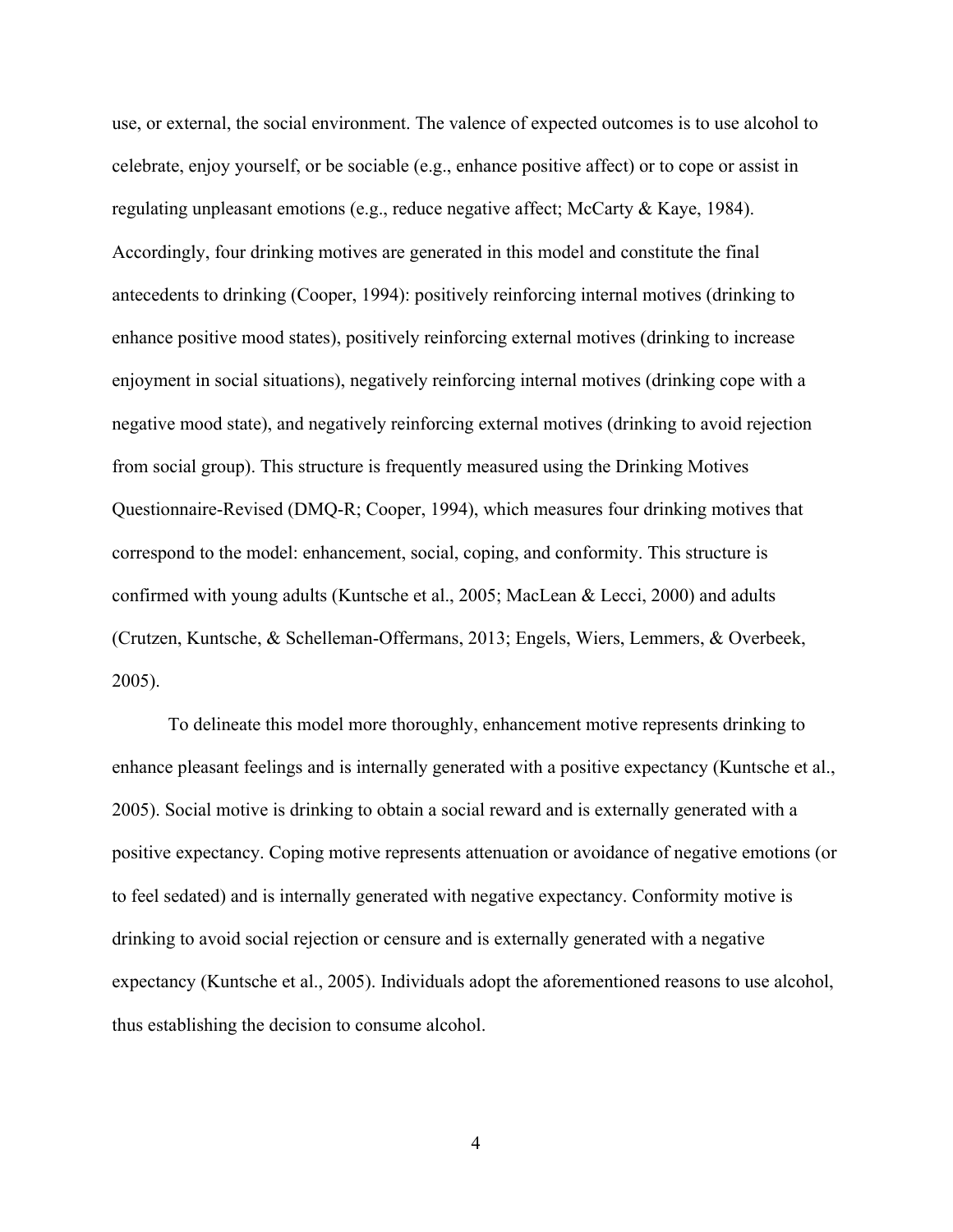use, or external, the social environment. The valence of expected outcomes is to use alcohol to celebrate, enjoy yourself, or be sociable (e.g., enhance positive affect) or to cope or assist in regulating unpleasant emotions (e.g., reduce negative affect; McCarty & Kaye, 1984). Accordingly, four drinking motives are generated in this model and constitute the final antecedents to drinking (Cooper, 1994): positively reinforcing internal motives (drinking to enhance positive mood states), positively reinforcing external motives (drinking to increase enjoyment in social situations), negatively reinforcing internal motives (drinking cope with a negative mood state), and negatively reinforcing external motives (drinking to avoid rejection from social group). This structure is frequently measured using the Drinking Motives Questionnaire-Revised (DMQ-R; Cooper, 1994), which measures four drinking motives that correspond to the model: enhancement, social, coping, and conformity. This structure is confirmed with young adults (Kuntsche et al., 2005; MacLean & Lecci, 2000) and adults (Crutzen, Kuntsche, & Schelleman-Offermans, 2013; Engels, Wiers, Lemmers, & Overbeek, 2005).

To delineate this model more thoroughly, enhancement motive represents drinking to enhance pleasant feelings and is internally generated with a positive expectancy (Kuntsche et al., 2005). Social motive is drinking to obtain a social reward and is externally generated with a positive expectancy. Coping motive represents attenuation or avoidance of negative emotions (or to feel sedated) and is internally generated with negative expectancy. Conformity motive is drinking to avoid social rejection or censure and is externally generated with a negative expectancy (Kuntsche et al., 2005). Individuals adopt the aforementioned reasons to use alcohol, thus establishing the decision to consume alcohol.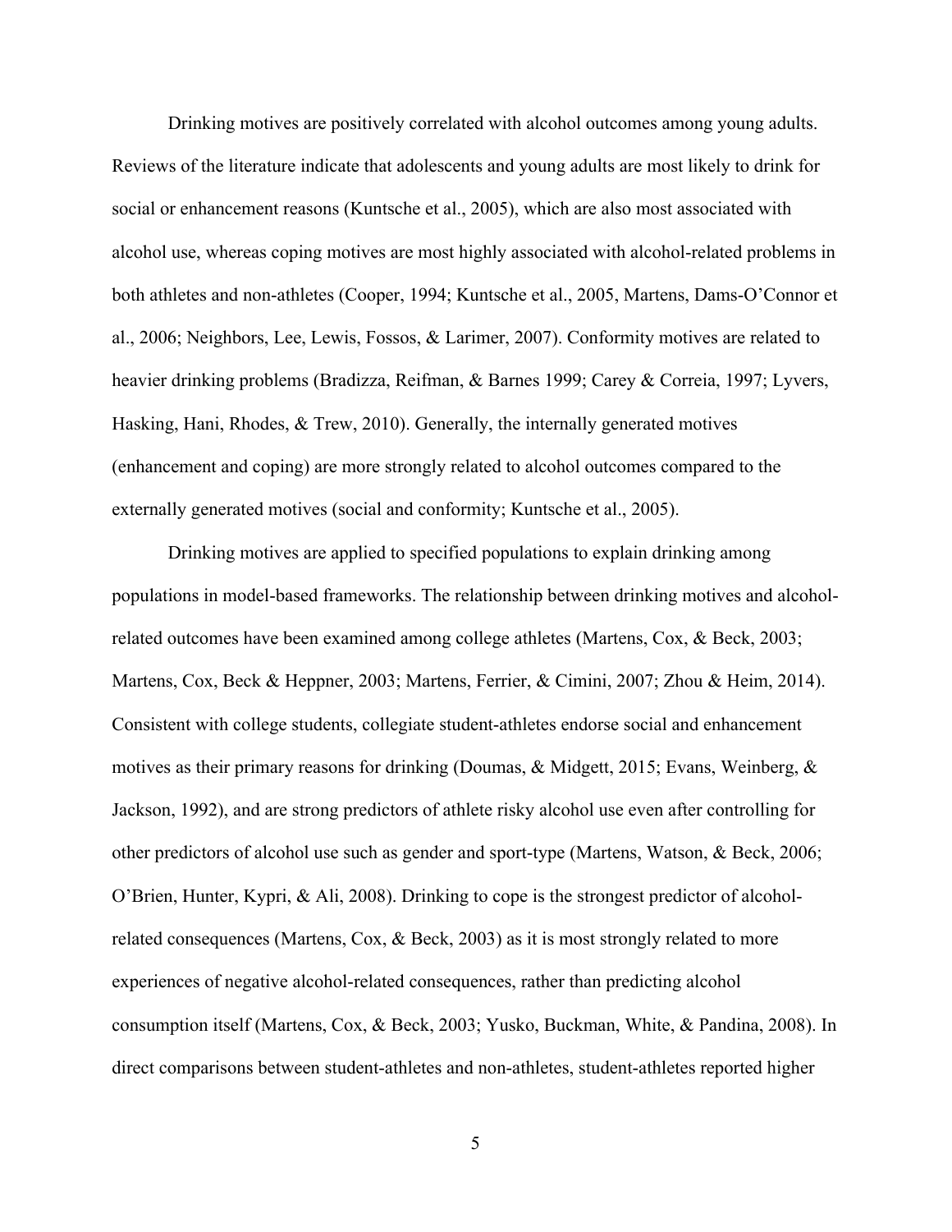Drinking motives are positively correlated with alcohol outcomes among young adults. Reviews of the literature indicate that adolescents and young adults are most likely to drink for social or enhancement reasons (Kuntsche et al., 2005), which are also most associated with alcohol use, whereas coping motives are most highly associated with alcohol-related problems in both athletes and non-athletes (Cooper, 1994; Kuntsche et al., 2005, Martens, Dams-O'Connor et al., 2006; Neighbors, Lee, Lewis, Fossos, & Larimer, 2007). Conformity motives are related to heavier drinking problems (Bradizza, Reifman, & Barnes 1999; Carey & Correia, 1997; Lyvers, Hasking, Hani, Rhodes, & Trew, 2010). Generally, the internally generated motives (enhancement and coping) are more strongly related to alcohol outcomes compared to the externally generated motives (social and conformity; Kuntsche et al., 2005).

Drinking motives are applied to specified populations to explain drinking among populations in model-based frameworks. The relationship between drinking motives and alcohol-related outcomes have been examined among college athletes (Martens, Cox, & Beck, 2003; Martens, Cox, Beck & Heppner, 2003; Martens, Ferrier, & Cimini, 2007; Zhou & Heim, 2014). Consistent with college students, collegiate student-athletes endorse social and enhancement motives as their primary reasons for drinking (Doumas, & Midgett, 2015; Evans, Weinberg, & Jackson, 1992), and are strong predictors of athlete risky alcohol use even after controlling for other predictors of alcohol use such as gender and sport-type (Martens, Watson, & Beck, 2006; O'Brien, Hunter, Kypri, & Ali, 2008). Drinking to cope is the strongest predictor of alcohol-related consequences (Martens, Cox, & Beck, 2003) as it is most strongly related to more experiences of negative alcohol-related consequences, rather than predicting alcohol consumption itself (Martens, Cox, & Beck, 2003; Yusko, Buckman, White, & Pandina, 2008). In direct comparisons between student-athletes and non-athletes, student-athletes reported higher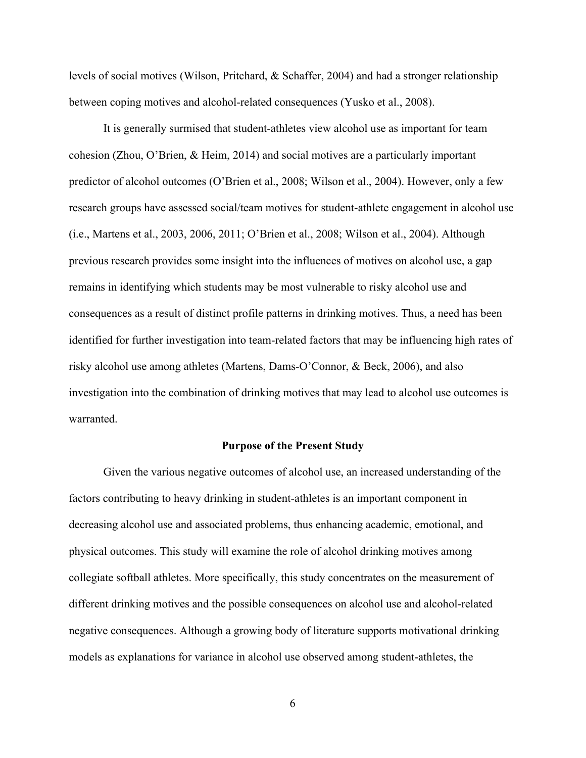levels of social motives (Wilson, Pritchard, & Schaffer, 2004) and had a stronger relationship between coping motives and alcohol-related consequences (Yusko et al., 2008).

It is generally surmised that student-athletes view alcohol use as important for team cohesion (Zhou, O'Brien, & Heim, 2014) and social motives are a particularly important predictor of alcohol outcomes (O'Brien et al., 2008; Wilson et al., 2004). However, only a few research groups have assessed social/team motives for student-athlete engagement in alcohol use (i.e., Martens et al., 2003, 2006, 2011; O'Brien et al., 2008; Wilson et al., 2004). Although previous research provides some insight into the influences of motives on alcohol use, a gap remains in identifying which students may be most vulnerable to risky alcohol use and consequences as a result of distinct profile patterns in drinking motives. Thus, a need has been identified for further investigation into team-related factors that may be influencing high rates of risky alcohol use among athletes (Martens, Dams-O'Connor, & Beck, 2006), and also investigation into the combination of drinking motives that may lead to alcohol use outcomes is warranted.

## Purpose of the Present Study

Given the various negative outcomes of alcohol use, an increased understanding of the factors contributing to heavy drinking in student-athletes is an important component in decreasing alcohol use and associated problems, thus enhancing academic, emotional, and physical outcomes. This study will examine the role of alcohol drinking motives among collegiate softball athletes. More specifically, this study concentrates on the measurement of different drinking motives and the possible consequences on alcohol use and alcohol-related negative consequences. Although a growing body of literature supports motivational drinking models as explanations for variance in alcohol use observed among student-athletes, the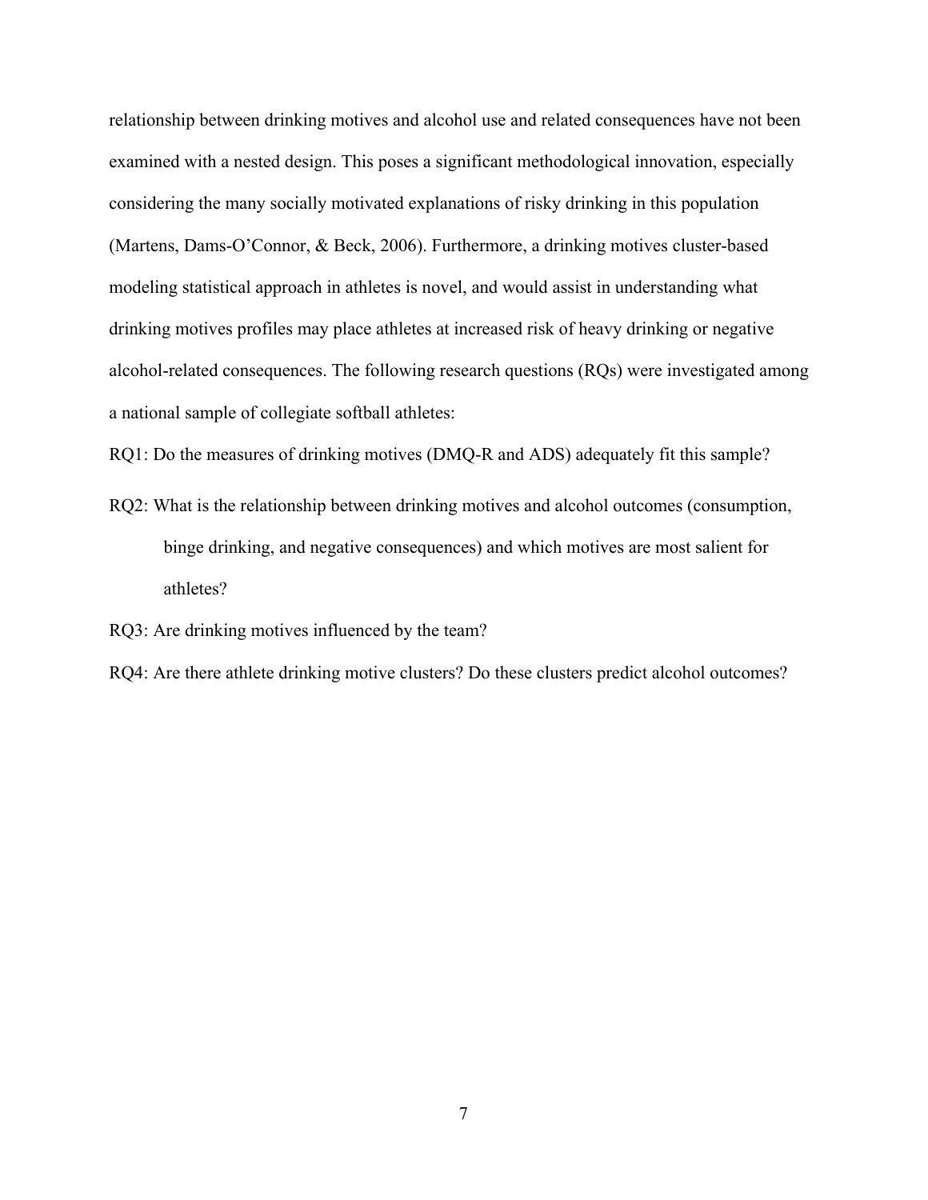relationship between drinking motives and alcohol use and related consequences have not been examined with a nested design. This poses a significant methodological innovation, especially considering the many socially motivated explanations of risky drinking in this population (Martens, Dams-O'Connor, & Beck, 2006). Furthermore, a drinking motives cluster-based modeling statistical approach in athletes is novel, and would assist in understanding what drinking motives profiles may place athletes at increased risk of heavy drinking or negative alcohol-related consequences. The following research questions (RQs) were investigated among a national sample of collegiate softball athletes:

RQ1: Do the measures of drinking motives (DMQ-R and ADS) adequately fit this sample?

RQ2: What is the relationship between drinking motives and alcohol outcomes (consumption, binge drinking, and negative consequences) and which motives are most salient for athletes?

RQ3: Are drinking motives influenced by the team?

RQ4: Are there athlete drinking motive clusters? Do these clusters predict alcohol outcomes?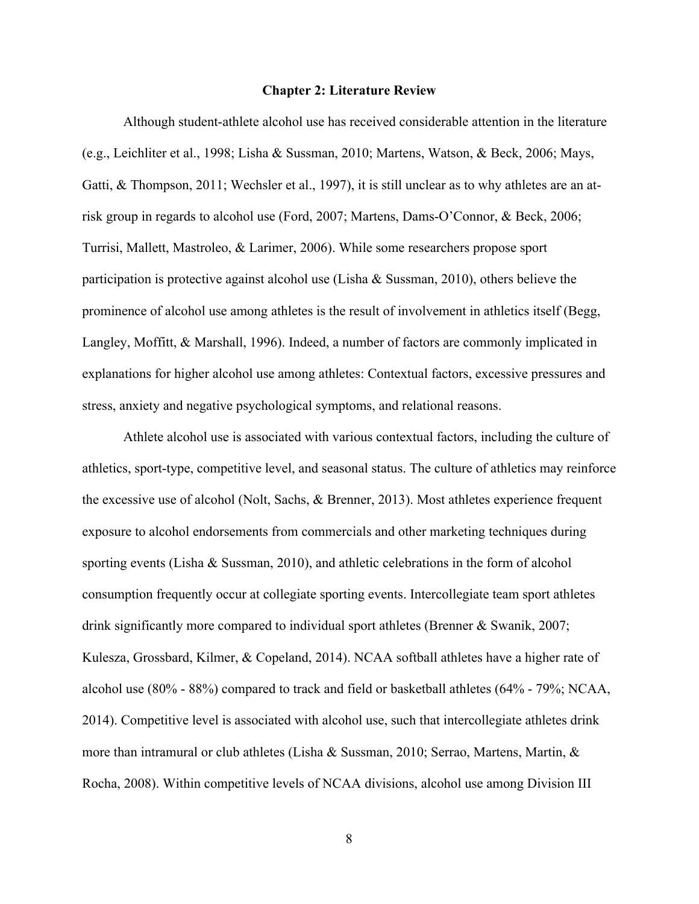## Chapter 2: Literature Review

Although student-athlete alcohol use has received considerable attention in the literature (e.g., Leichliter et al., 1998; Lisha & Sussman, 2010; Martens, Watson, & Beck, 2006; Mays, Gatti, & Thompson, 2011; Wechsler et al., 1997), it is still unclear as to why athletes are an at-risk group in regards to alcohol use (Ford, 2007; Martens, Dams-O'Connor, & Beck, 2006; Turrisi, Mallett, Mastroleo, & Larimer, 2006). While some researchers propose sport participation is protective against alcohol use (Lisha & Sussman, 2010), others believe the prominence of alcohol use among athletes is the result of involvement in athletics itself (Begg, Langley, Moffitt, & Marshall, 1996). Indeed, a number of factors are commonly implicated in explanations for higher alcohol use among athletes: Contextual factors, excessive pressures and stress, anxiety and negative psychological symptoms, and relational reasons.

Athlete alcohol use is associated with various contextual factors, including the culture of athletics, sport-type, competitive level, and seasonal status. The culture of athletics may reinforce the excessive use of alcohol (Nolt, Sachs, & Brenner, 2013). Most athletes experience frequent exposure to alcohol endorsements from commercials and other marketing techniques during sporting events (Lisha & Sussman, 2010), and athletic celebrations in the form of alcohol consumption frequently occur at collegiate sporting events. Intercollegiate team sport athletes drink significantly more compared to individual sport athletes (Brenner & Swanik, 2007; Kulesza, Grossbard, Kilmer, & Copeland, 2014). NCAA softball athletes have a higher rate of alcohol use (80% - 88%) compared to track and field or basketball athletes (64% - 79%; NCAA, 2014). Competitive level is associated with alcohol use, such that intercollegiate athletes drink more than intramural or club athletes (Lisha & Sussman, 2010; Serrao, Martens, Martin, & Rocha, 2008). Within competitive levels of NCAA divisions, alcohol use among Division III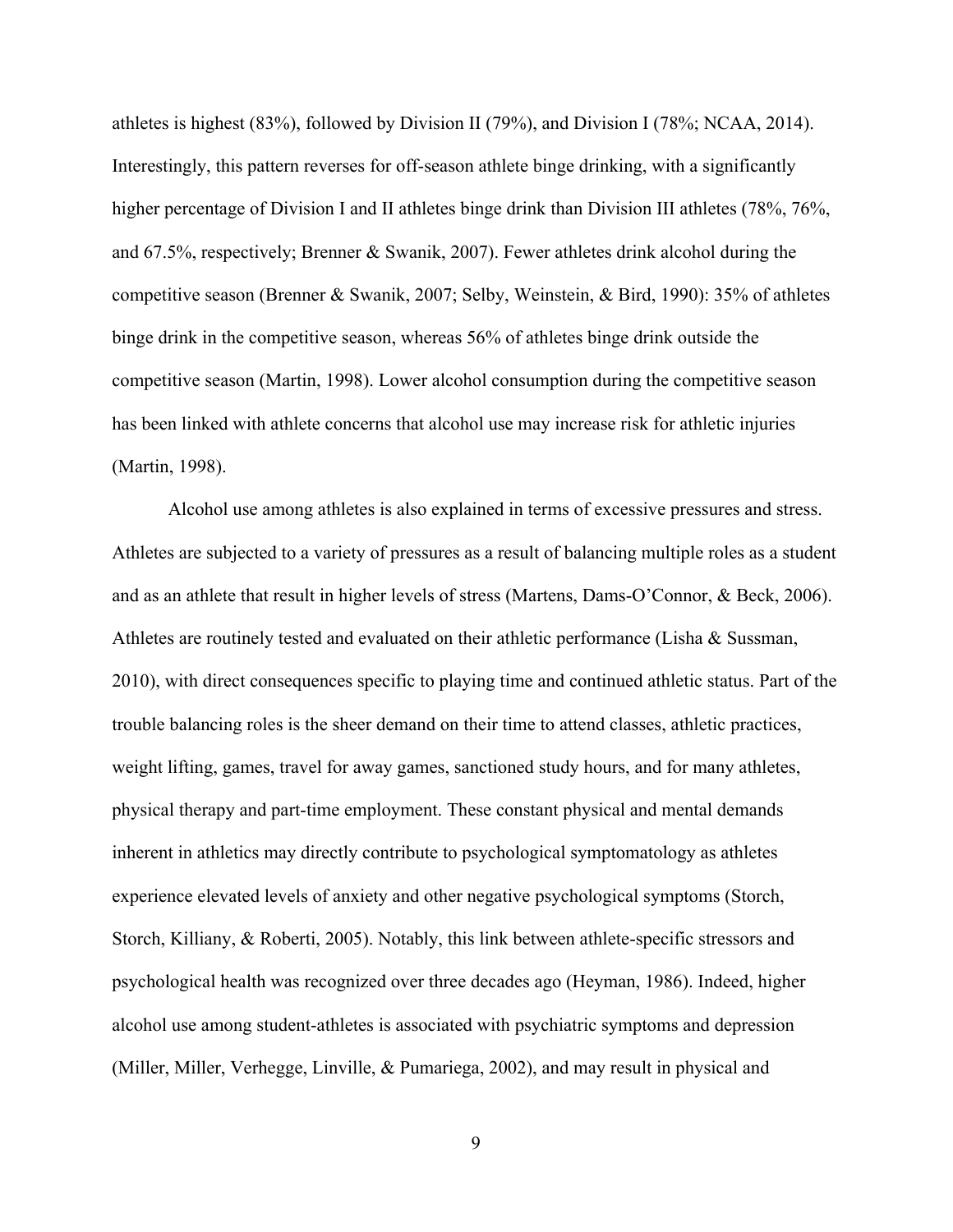athletes is highest (83%), followed by Division II (79%), and Division I (78%; NCAA, 2014). Interestingly, this pattern reverses for off-season athlete binge drinking, with a significantly higher percentage of Division I and II athletes binge drink than Division III athletes (78%, 76%, and 67.5%, respectively; Brenner & Swanik, 2007). Fewer athletes drink alcohol during the competitive season (Brenner & Swanik, 2007; Selby, Weinstein, & Bird, 1990): 35% of athletes binge drink in the competitive season, whereas 56% of athletes binge drink outside the competitive season (Martin, 1998). Lower alcohol consumption during the competitive season has been linked with athlete concerns that alcohol use may increase risk for athletic injuries (Martin, 1998).

Alcohol use among athletes is also explained in terms of excessive pressures and stress. Athletes are subjected to a variety of pressures as a result of balancing multiple roles as a student and as an athlete that result in higher levels of stress (Martens, Dams-O'Connor, & Beck, 2006). Athletes are routinely tested and evaluated on their athletic performance (Lisha & Sussman, 2010), with direct consequences specific to playing time and continued athletic status. Part of the trouble balancing roles is the sheer demand on their time to attend classes, athletic practices, weight lifting, games, travel for away games, sanctioned study hours, and for many athletes, physical therapy and part-time employment. These constant physical and mental demands inherent in athletics may directly contribute to psychological symptomatology as athletes experience elevated levels of anxiety and other negative psychological symptoms (Storch, Storch, Killiany, & Roberti, 2005). Notably, this link between athlete-specific stressors and psychological health was recognized over three decades ago (Heyman, 1986). Indeed, higher alcohol use among student-athletes is associated with psychiatric symptoms and depression (Miller, Miller, Verhegge, Linville, & Pumariega, 2002), and may result in physical and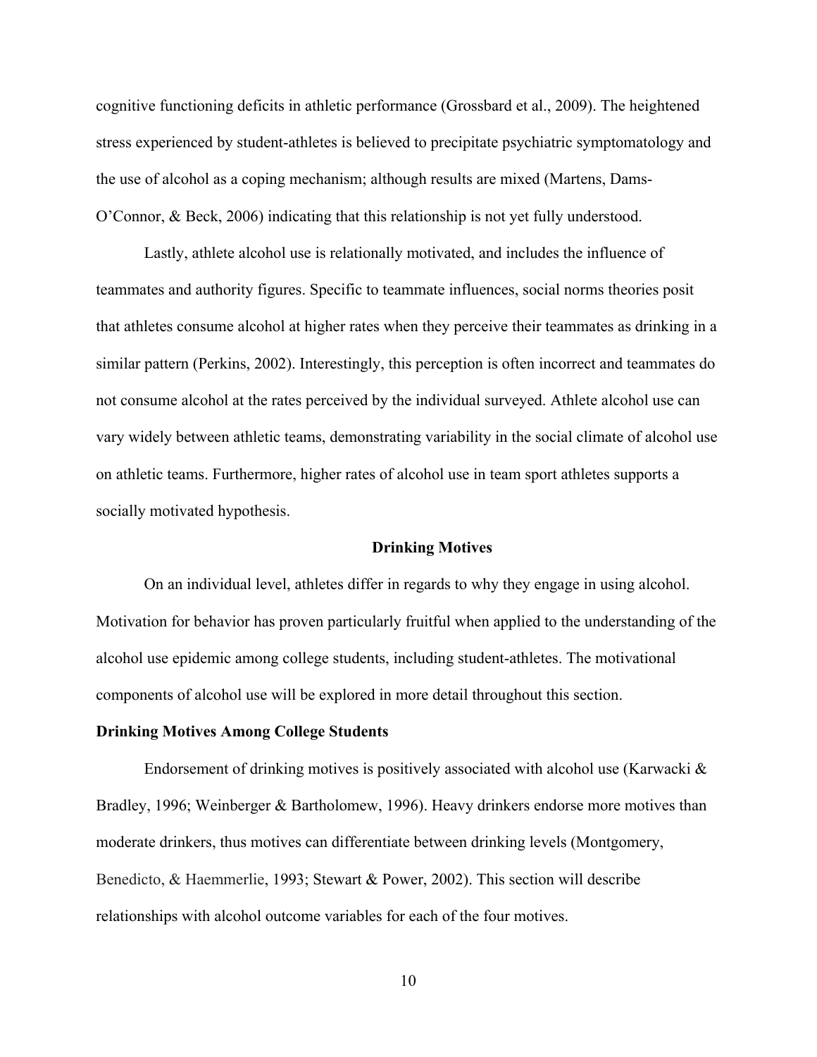cognitive functioning deficits in athletic performance (Grossbard et al., 2009). The heightened stress experienced by student-athletes is believed to precipitate psychiatric symptomatology and the use of alcohol as a coping mechanism; although results are mixed (Martens, Dams-O'Connor, & Beck, 2006) indicating that this relationship is not yet fully understood.

Lastly, athlete alcohol use is relationally motivated, and includes the influence of teammates and authority figures. Specific to teammate influences, social norms theories posit that athletes consume alcohol at higher rates when they perceive their teammates as drinking in a similar pattern (Perkins, 2002). Interestingly, this perception is often incorrect and teammates do not consume alcohol at the rates perceived by the individual surveyed. Athlete alcohol use can vary widely between athletic teams, demonstrating variability in the social climate of alcohol use on athletic teams. Furthermore, higher rates of alcohol use in team sport athletes supports a socially motivated hypothesis.

## Drinking Motives

On an individual level, athletes differ in regards to why they engage in using alcohol. Motivation for behavior has proven particularly fruitful when applied to the understanding of the alcohol use epidemic among college students, including student-athletes. The motivational components of alcohol use will be explored in more detail throughout this section.

### Drinking Motives Among College Students

Endorsement of drinking motives is positively associated with alcohol use (Karwacki & Bradley, 1996; Weinberger & Bartholomew, 1996). Heavy drinkers endorse more motives than moderate drinkers, thus motives can differentiate between drinking levels (Montgomery, Benedicto, & Haemmerlie, 1993; Stewart & Power, 2002). This section will describe relationships with alcohol outcome variables for each of the four motives.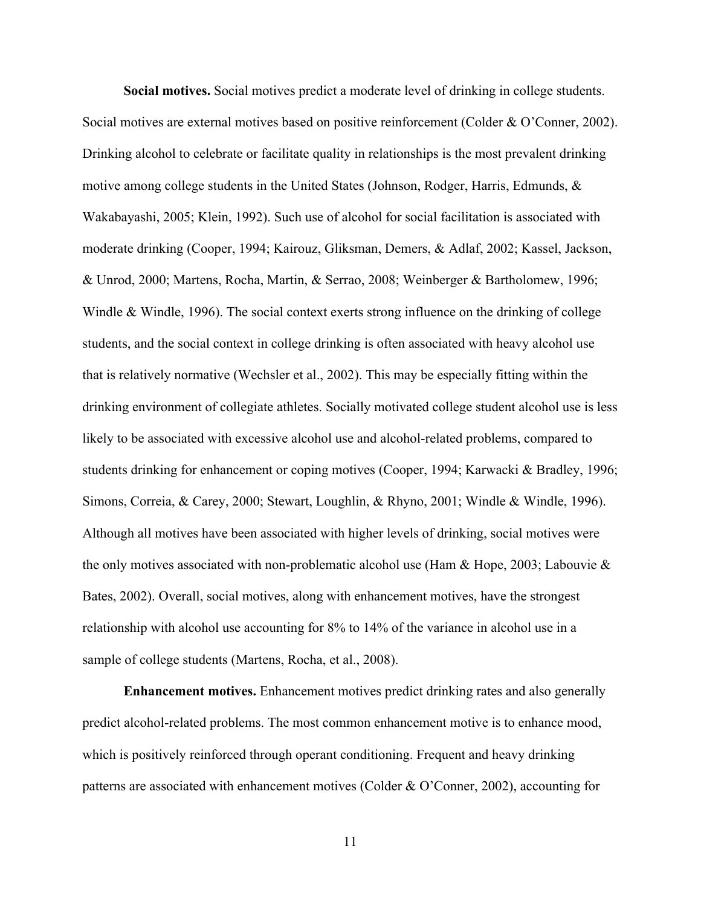**Social motives.** Social motives predict a moderate level of drinking in college students. Social motives are external motives based on positive reinforcement (Colder & O'Conner, 2002). Drinking alcohol to celebrate or facilitate quality in relationships is the most prevalent drinking motive among college students in the United States (Johnson, Rodger, Harris, Edmunds, & Wakabayashi, 2005; Klein, 1992). Such use of alcohol for social facilitation is associated with moderate drinking (Cooper, 1994; Kairouz, Gliksman, Demers, & Adlaf, 2002; Kassel, Jackson, & Unrod, 2000; Martens, Rocha, Martin, & Serrao, 2008; Weinberger & Bartholomew, 1996; Windle & Windle, 1996). The social context exerts strong influence on the drinking of college students, and the social context in college drinking is often associated with heavy alcohol use that is relatively normative (Wechsler et al., 2002). This may be especially fitting within the drinking environment of collegiate athletes. Socially motivated college student alcohol use is less likely to be associated with excessive alcohol use and alcohol-related problems, compared to students drinking for enhancement or coping motives (Cooper, 1994; Karwacki & Bradley, 1996; Simons, Correia, & Carey, 2000; Stewart, Loughlin, & Rhyno, 2001; Windle & Windle, 1996). Although all motives have been associated with higher levels of drinking, social motives were the only motives associated with non-problematic alcohol use (Ham & Hope, 2003; Labouvie & Bates, 2002). Overall, social motives, along with enhancement motives, have the strongest relationship with alcohol use accounting for 8% to 14% of the variance in alcohol use in a sample of college students (Martens, Rocha, et al., 2008).

**Enhancement motives.** Enhancement motives predict drinking rates and also generally predict alcohol-related problems. The most common enhancement motive is to enhance mood, which is positively reinforced through operant conditioning. Frequent and heavy drinking patterns are associated with enhancement motives (Colder & O'Conner, 2002), accounting for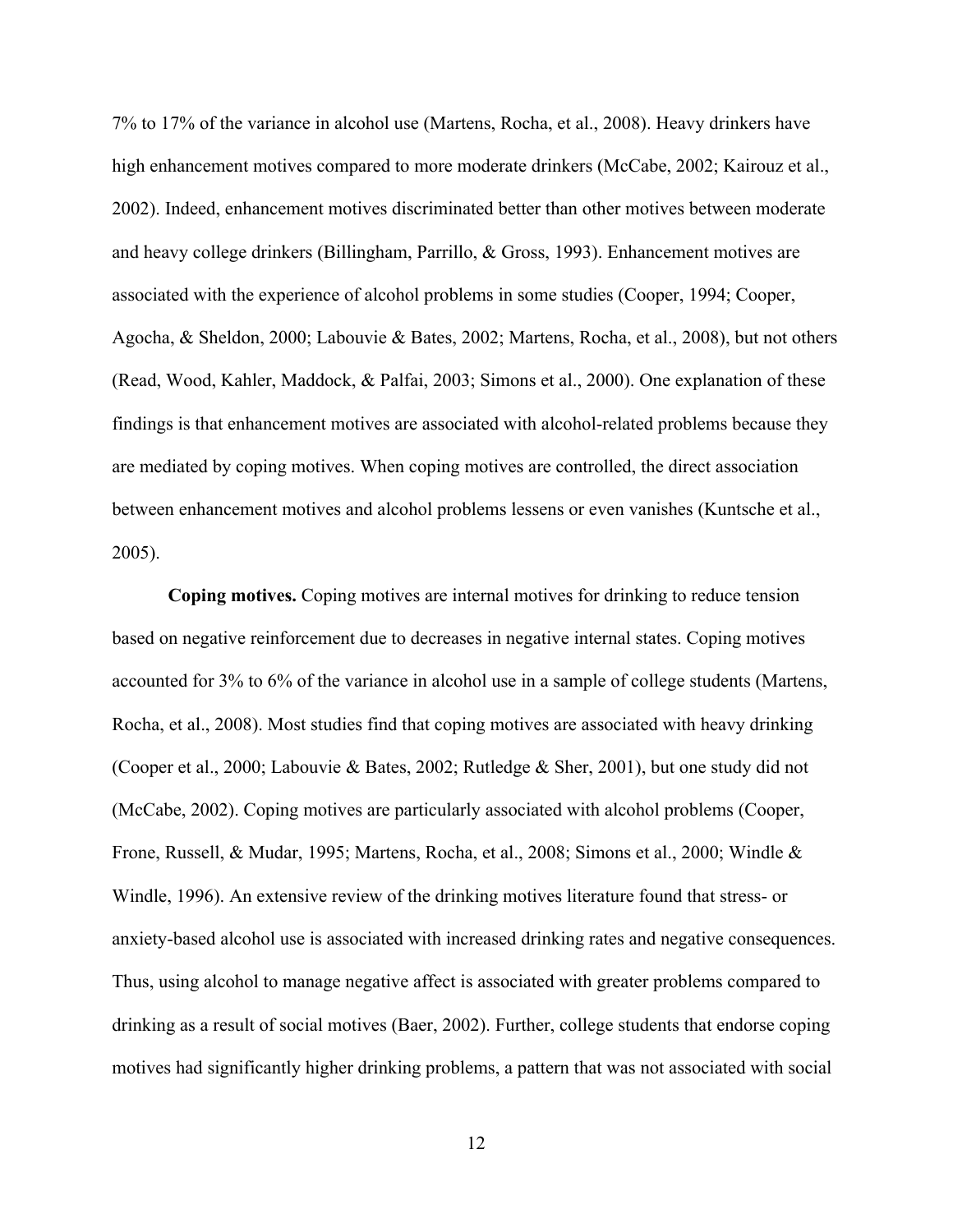7% to 17% of the variance in alcohol use (Martens, Rocha, et al., 2008). Heavy drinkers have high enhancement motives compared to more moderate drinkers (McCabe, 2002; Kairouz et al., 2002). Indeed, enhancement motives discriminated better than other motives between moderate and heavy college drinkers (Billingham, Parrillo, & Gross, 1993). Enhancement motives are associated with the experience of alcohol problems in some studies (Cooper, 1994; Cooper, Agocha, & Sheldon, 2000; Labouvie & Bates, 2002; Martens, Rocha, et al., 2008), but not others (Read, Wood, Kahler, Maddock, & Palfai, 2003; Simons et al., 2000). One explanation of these findings is that enhancement motives are associated with alcohol-related problems because they are mediated by coping motives. When coping motives are controlled, the direct association between enhancement motives and alcohol problems lessens or even vanishes (Kuntsche et al., 2005).

**Coping motives.** Coping motives are internal motives for drinking to reduce tension based on negative reinforcement due to decreases in negative internal states. Coping motives accounted for 3% to 6% of the variance in alcohol use in a sample of college students (Martens, Rocha, et al., 2008). Most studies find that coping motives are associated with heavy drinking (Cooper et al., 2000; Labouvie & Bates, 2002; Rutledge & Sher, 2001), but one study did not (McCabe, 2002). Coping motives are particularly associated with alcohol problems (Cooper, Frone, Russell, & Mudar, 1995; Martens, Rocha, et al., 2008; Simons et al., 2000; Windle & Windle, 1996). An extensive review of the drinking motives literature found that stress- or anxiety-based alcohol use is associated with increased drinking rates and negative consequences. Thus, using alcohol to manage negative affect is associated with greater problems compared to drinking as a result of social motives (Baer, 2002). Further, college students that endorse coping motives had significantly higher drinking problems, a pattern that was not associated with social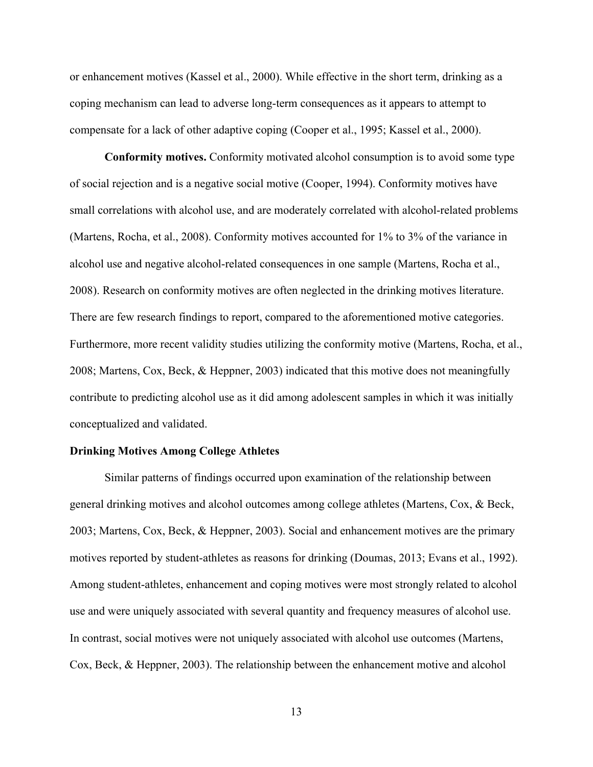or enhancement motives (Kassel et al., 2000). While effective in the short term, drinking as a coping mechanism can lead to adverse long-term consequences as it appears to attempt to compensate for a lack of other adaptive coping (Cooper et al., 1995; Kassel et al., 2000).

**Conformity motives.** Conformity motivated alcohol consumption is to avoid some type of social rejection and is a negative social motive (Cooper, 1994). Conformity motives have small correlations with alcohol use, and are moderately correlated with alcohol-related problems (Martens, Rocha, et al., 2008). Conformity motives accounted for 1% to 3% of the variance in alcohol use and negative alcohol-related consequences in one sample (Martens, Rocha et al., 2008). Research on conformity motives are often neglected in the drinking motives literature. There are few research findings to report, compared to the aforementioned motive categories. Furthermore, more recent validity studies utilizing the conformity motive (Martens, Rocha, et al., 2008; Martens, Cox, Beck, & Heppner, 2003) indicated that this motive does not meaningfully contribute to predicting alcohol use as it did among adolescent samples in which it was initially conceptualized and validated.

## Drinking Motives Among College Athletes

Similar patterns of findings occurred upon examination of the relationship between general drinking motives and alcohol outcomes among college athletes (Martens, Cox, & Beck, 2003; Martens, Cox, Beck, & Heppner, 2003). Social and enhancement motives are the primary motives reported by student-athletes as reasons for drinking (Doumas, 2013; Evans et al., 1992). Among student-athletes, enhancement and coping motives were most strongly related to alcohol use and were uniquely associated with several quantity and frequency measures of alcohol use. In contrast, social motives were not uniquely associated with alcohol use outcomes (Martens, Cox, Beck, & Heppner, 2003). The relationship between the enhancement motive and alcohol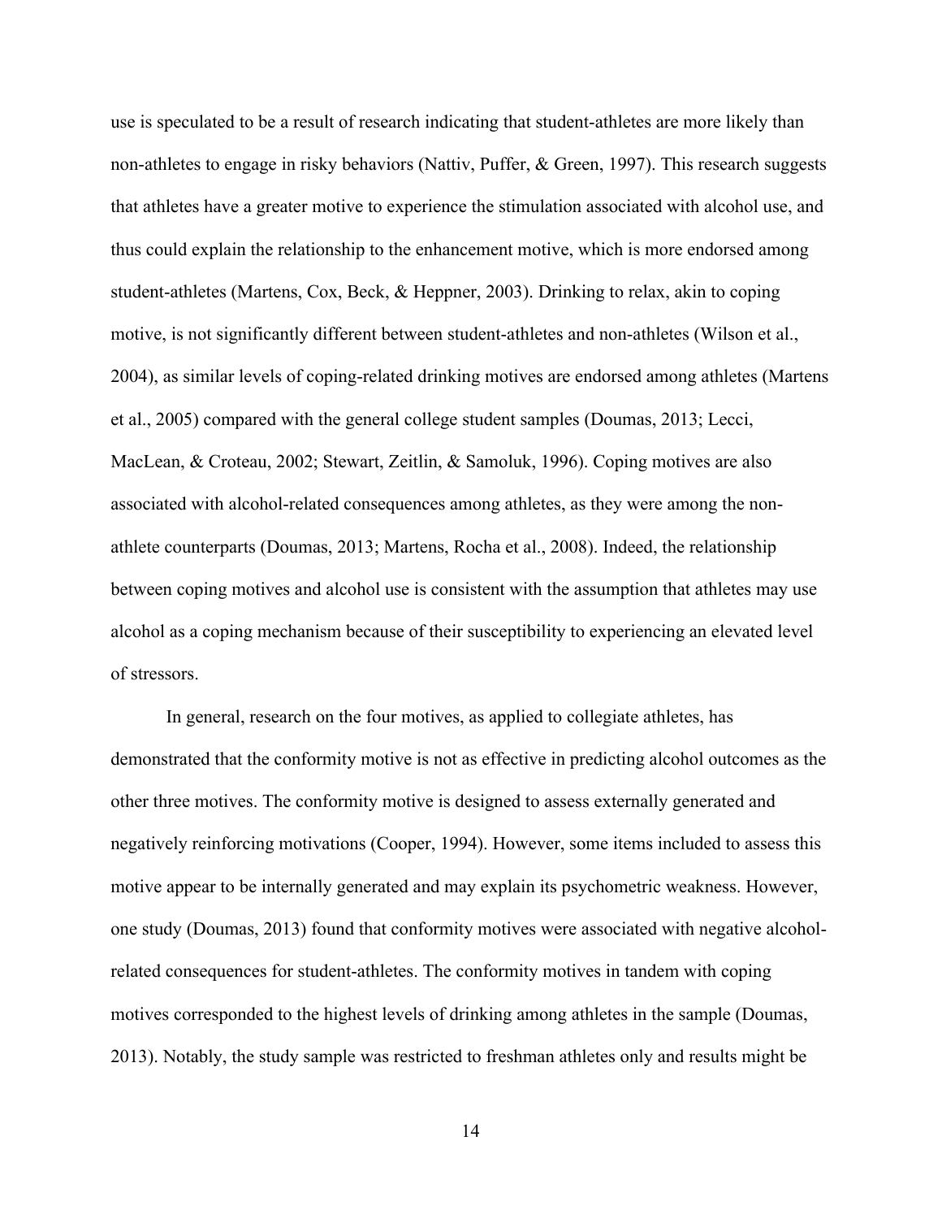use is speculated to be a result of research indicating that student-athletes are more likely than non-athletes to engage in risky behaviors (Nattiv, Puffer, & Green, 1997). This research suggests that athletes have a greater motive to experience the stimulation associated with alcohol use, and thus could explain the relationship to the enhancement motive, which is more endorsed among student-athletes (Martens, Cox, Beck, & Heppner, 2003). Drinking to relax, akin to coping motive, is not significantly different between student-athletes and non-athletes (Wilson et al., 2004), as similar levels of coping-related drinking motives are endorsed among athletes (Martens et al., 2005) compared with the general college student samples (Doumas, 2013; Lecci, MacLean, & Croteau, 2002; Stewart, Zeitlin, & Samoluk, 1996). Coping motives are also associated with alcohol-related consequences among athletes, as they were among the non-athlete counterparts (Doumas, 2013; Martens, Rocha et al., 2008). Indeed, the relationship between coping motives and alcohol use is consistent with the assumption that athletes may use alcohol as a coping mechanism because of their susceptibility to experiencing an elevated level of stressors.

In general, research on the four motives, as applied to collegiate athletes, has demonstrated that the conformity motive is not as effective in predicting alcohol outcomes as the other three motives. The conformity motive is designed to assess externally generated and negatively reinforcing motivations (Cooper, 1994). However, some items included to assess this motive appear to be internally generated and may explain its psychometric weakness. However, one study (Doumas, 2013) found that conformity motives were associated with negative alcohol-related consequences for student-athletes. The conformity motives in tandem with coping motives corresponded to the highest levels of drinking among athletes in the sample (Doumas, 2013). Notably, the study sample was restricted to freshman athletes only and results might be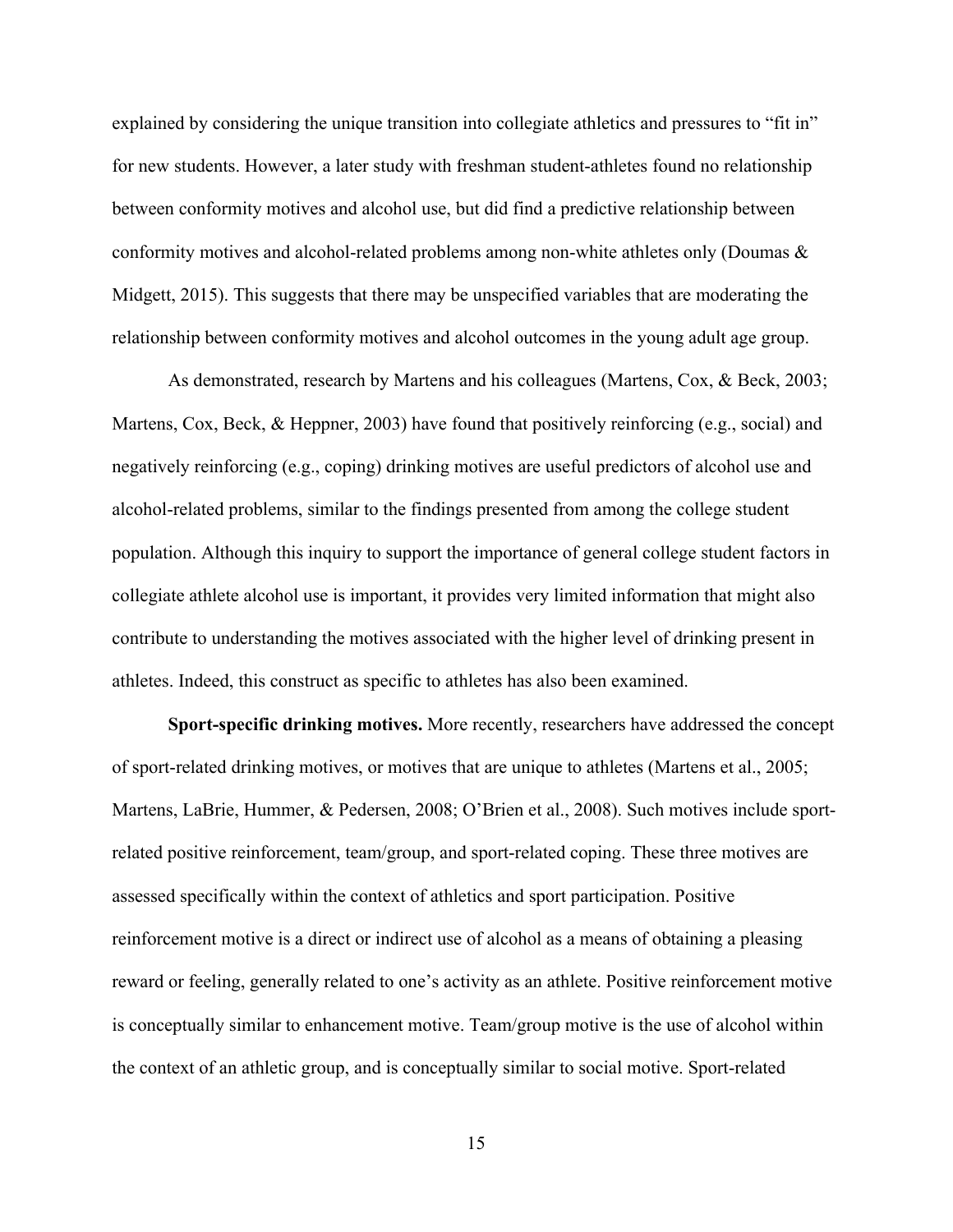explained by considering the unique transition into collegiate athletics and pressures to "fit in" for new students. However, a later study with freshman student-athletes found no relationship between conformity motives and alcohol use, but did find a predictive relationship between conformity motives and alcohol-related problems among non-white athletes only (Doumas & Midgett, 2015). This suggests that there may be unspecified variables that are moderating the relationship between conformity motives and alcohol outcomes in the young adult age group.

As demonstrated, research by Martens and his colleagues (Martens, Cox, & Beck, 2003; Martens, Cox, Beck, & Heppner, 2003) have found that positively reinforcing (e.g., social) and negatively reinforcing (e.g., coping) drinking motives are useful predictors of alcohol use and alcohol-related problems, similar to the findings presented from among the college student population. Although this inquiry to support the importance of general college student factors in collegiate athlete alcohol use is important, it provides very limited information that might also contribute to understanding the motives associated with the higher level of drinking present in athletes. Indeed, this construct as specific to athletes has also been examined.

**Sport-specific drinking motives.** More recently, researchers have addressed the concept of sport-related drinking motives, or motives that are unique to athletes (Martens et al., 2005; Martens, LaBrie, Hummer, & Pedersen, 2008; O'Brien et al., 2008). Such motives include sport-related positive reinforcement, team/group, and sport-related coping. These three motives are assessed specifically within the context of athletics and sport participation. Positive reinforcement motive is a direct or indirect use of alcohol as a means of obtaining a pleasing reward or feeling, generally related to one's activity as an athlete. Positive reinforcement motive is conceptually similar to enhancement motive. Team/group motive is the use of alcohol within the context of an athletic group, and is conceptually similar to social motive. Sport-related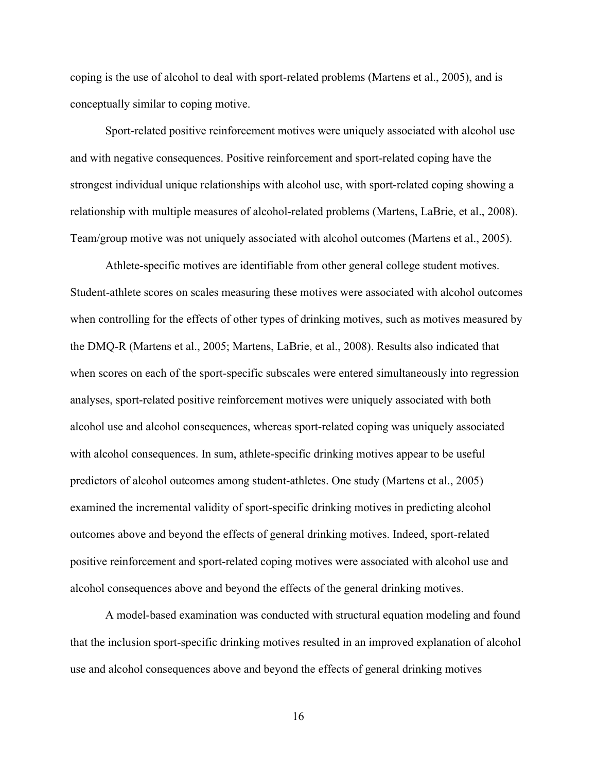coping is the use of alcohol to deal with sport-related problems (Martens et al., 2005), and is conceptually similar to coping motive.

Sport-related positive reinforcement motives were uniquely associated with alcohol use and with negative consequences. Positive reinforcement and sport-related coping have the strongest individual unique relationships with alcohol use, with sport-related coping showing a relationship with multiple measures of alcohol-related problems (Martens, LaBrie, et al., 2008). Team/group motive was not uniquely associated with alcohol outcomes (Martens et al., 2005).

Athlete-specific motives are identifiable from other general college student motives. Student-athlete scores on scales measuring these motives were associated with alcohol outcomes when controlling for the effects of other types of drinking motives, such as motives measured by the DMQ-R (Martens et al., 2005; Martens, LaBrie, et al., 2008). Results also indicated that when scores on each of the sport-specific subscales were entered simultaneously into regression analyses, sport-related positive reinforcement motives were uniquely associated with both alcohol use and alcohol consequences, whereas sport-related coping was uniquely associated with alcohol consequences. In sum, athlete-specific drinking motives appear to be useful predictors of alcohol outcomes among student-athletes. One study (Martens et al., 2005) examined the incremental validity of sport-specific drinking motives in predicting alcohol outcomes above and beyond the effects of general drinking motives. Indeed, sport-related positive reinforcement and sport-related coping motives were associated with alcohol use and alcohol consequences above and beyond the effects of the general drinking motives.

A model-based examination was conducted with structural equation modeling and found that the inclusion sport-specific drinking motives resulted in an improved explanation of alcohol use and alcohol consequences above and beyond the effects of general drinking motives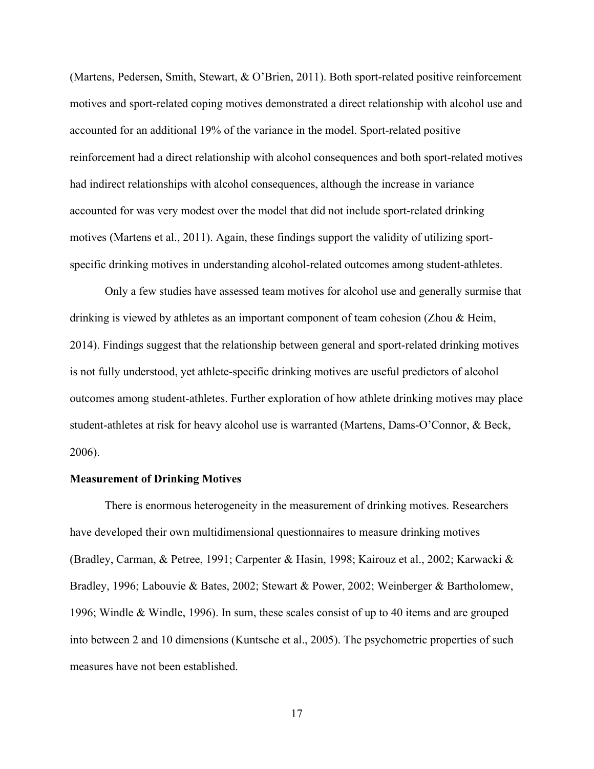(Martens, Pedersen, Smith, Stewart, & O'Brien, 2011). Both sport-related positive reinforcement motives and sport-related coping motives demonstrated a direct relationship with alcohol use and accounted for an additional 19% of the variance in the model. Sport-related positive reinforcement had a direct relationship with alcohol consequences and both sport-related motives had indirect relationships with alcohol consequences, although the increase in variance accounted for was very modest over the model that did not include sport-related drinking motives (Martens et al., 2011). Again, these findings support the validity of utilizing sport-specific drinking motives in understanding alcohol-related outcomes among student-athletes.

Only a few studies have assessed team motives for alcohol use and generally surmise that drinking is viewed by athletes as an important component of team cohesion (Zhou & Heim, 2014). Findings suggest that the relationship between general and sport-related drinking motives is not fully understood, yet athlete-specific drinking motives are useful predictors of alcohol outcomes among student-athletes. Further exploration of how athlete drinking motives may place student-athletes at risk for heavy alcohol use is warranted (Martens, Dams-O'Connor, & Beck, 2006).

**Measurement of Drinking Motives**

There is enormous heterogeneity in the measurement of drinking motives. Researchers have developed their own multidimensional questionnaires to measure drinking motives (Bradley, Carman, & Petree, 1991; Carpenter & Hasin, 1998; Kairouz et al., 2002; Karwacki & Bradley, 1996; Labouvie & Bates, 2002; Stewart & Power, 2002; Weinberger & Bartholomew, 1996; Windle & Windle, 1996). In sum, these scales consist of up to 40 items and are grouped into between 2 and 10 dimensions (Kuntsche et al., 2005). The psychometric properties of such measures have not been established.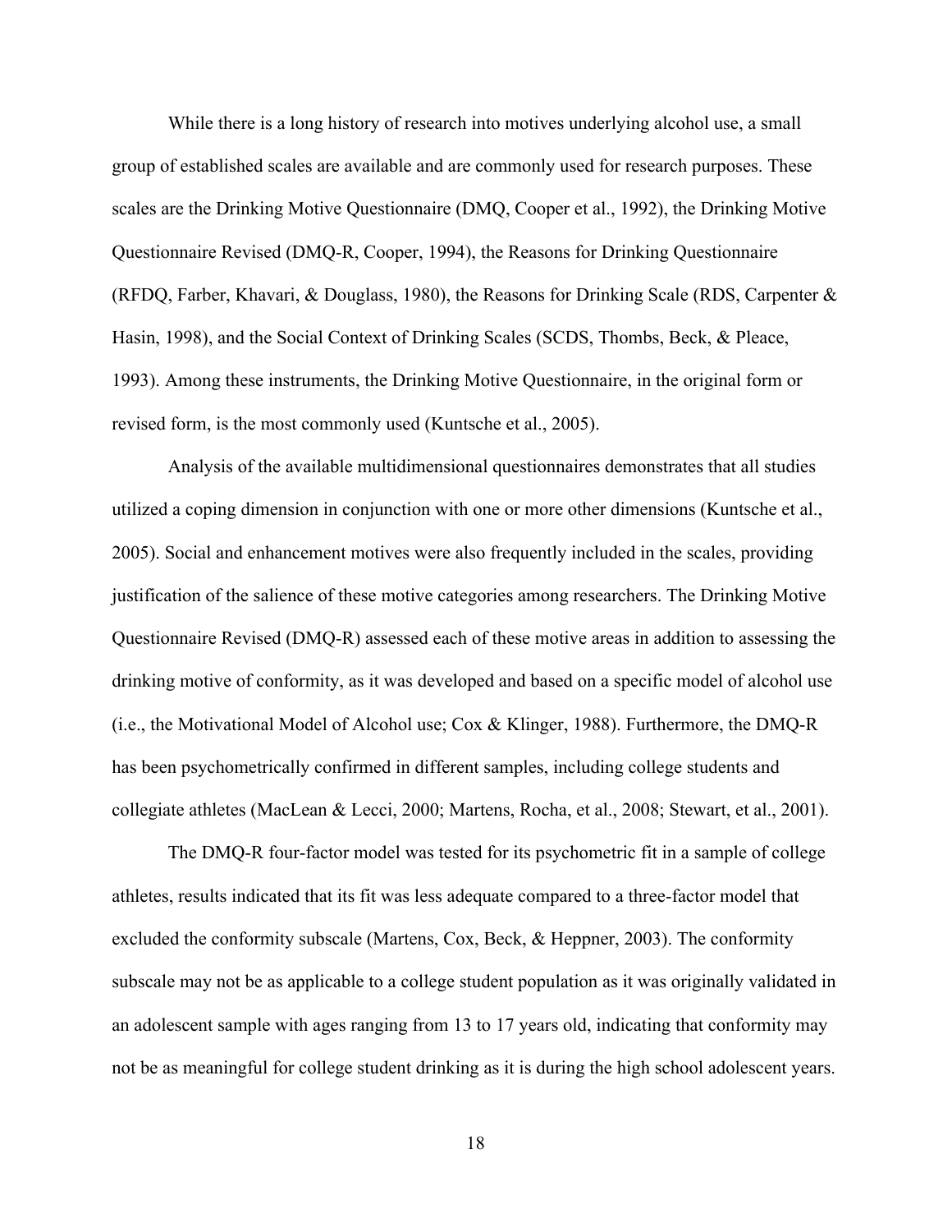While there is a long history of research into motives underlying alcohol use, a small group of established scales are available and are commonly used for research purposes. These scales are the Drinking Motive Questionnaire (DMQ, Cooper et al., 1992), the Drinking Motive Questionnaire Revised (DMQ-R, Cooper, 1994), the Reasons for Drinking Questionnaire (RFDQ, Farber, Khavari, & Douglass, 1980), the Reasons for Drinking Scale (RDS, Carpenter & Hasin, 1998), and the Social Context of Drinking Scales (SCDS, Thombs, Beck, & Pleace, 1993). Among these instruments, the Drinking Motive Questionnaire, in the original form or revised form, is the most commonly used (Kuntsche et al., 2005).

Analysis of the available multidimensional questionnaires demonstrates that all studies utilized a coping dimension in conjunction with one or more other dimensions (Kuntsche et al., 2005). Social and enhancement motives were also frequently included in the scales, providing justification of the salience of these motive categories among researchers. The Drinking Motive Questionnaire Revised (DMQ-R) assessed each of these motive areas in addition to assessing the drinking motive of conformity, as it was developed and based on a specific model of alcohol use (i.e., the Motivational Model of Alcohol use; Cox & Klinger, 1988). Furthermore, the DMQ-R has been psychometrically confirmed in different samples, including college students and collegiate athletes (MacLean & Lecci, 2000; Martens, Rocha, et al., 2008; Stewart, et al., 2001).

The DMQ-R four-factor model was tested for its psychometric fit in a sample of college athletes, results indicated that its fit was less adequate compared to a three-factor model that excluded the conformity subscale (Martens, Cox, Beck, & Heppner, 2003). The conformity subscale may not be as applicable to a college student population as it was originally validated in an adolescent sample with ages ranging from 13 to 17 years old, indicating that conformity may not be as meaningful for college student drinking as it is during the high school adolescent years.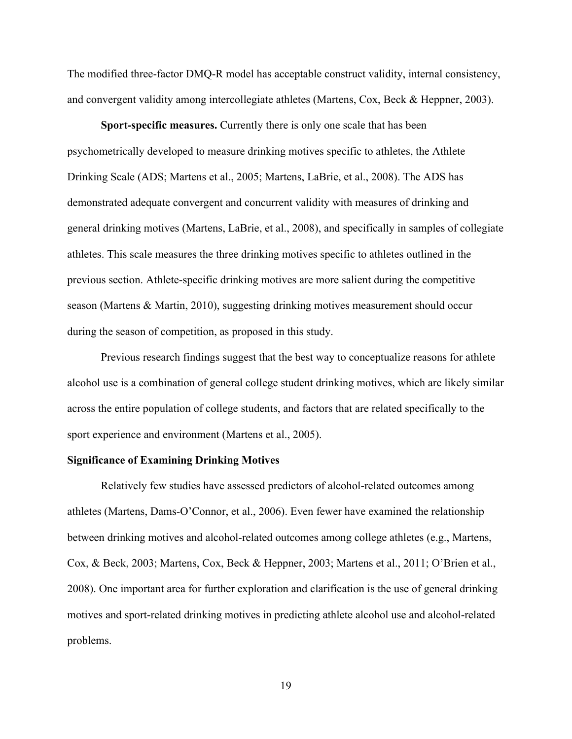The modified three-factor DMQ-R model has acceptable construct validity, internal consistency, and convergent validity among intercollegiate athletes (Martens, Cox, Beck & Heppner, 2003).

**Sport-specific measures.** Currently there is only one scale that has been psychometrically developed to measure drinking motives specific to athletes, the Athlete Drinking Scale (ADS; Martens et al., 2005; Martens, LaBrie, et al., 2008). The ADS has demonstrated adequate convergent and concurrent validity with measures of drinking and general drinking motives (Martens, LaBrie, et al., 2008), and specifically in samples of collegiate athletes. This scale measures the three drinking motives specific to athletes outlined in the previous section. Athlete-specific drinking motives are more salient during the competitive season (Martens & Martin, 2010), suggesting drinking motives measurement should occur during the season of competition, as proposed in this study.

Previous research findings suggest that the best way to conceptualize reasons for athlete alcohol use is a combination of general college student drinking motives, which are likely similar across the entire population of college students, and factors that are related specifically to the sport experience and environment (Martens et al., 2005).

## Significance of Examining Drinking Motives

Relatively few studies have assessed predictors of alcohol-related outcomes among athletes (Martens, Dams-O'Connor, et al., 2006). Even fewer have examined the relationship between drinking motives and alcohol-related outcomes among college athletes (e.g., Martens, Cox, & Beck, 2003; Martens, Cox, Beck & Heppner, 2003; Martens et al., 2011; O'Brien et al., 2008). One important area for further exploration and clarification is the use of general drinking motives and sport-related drinking motives in predicting athlete alcohol use and alcohol-related problems.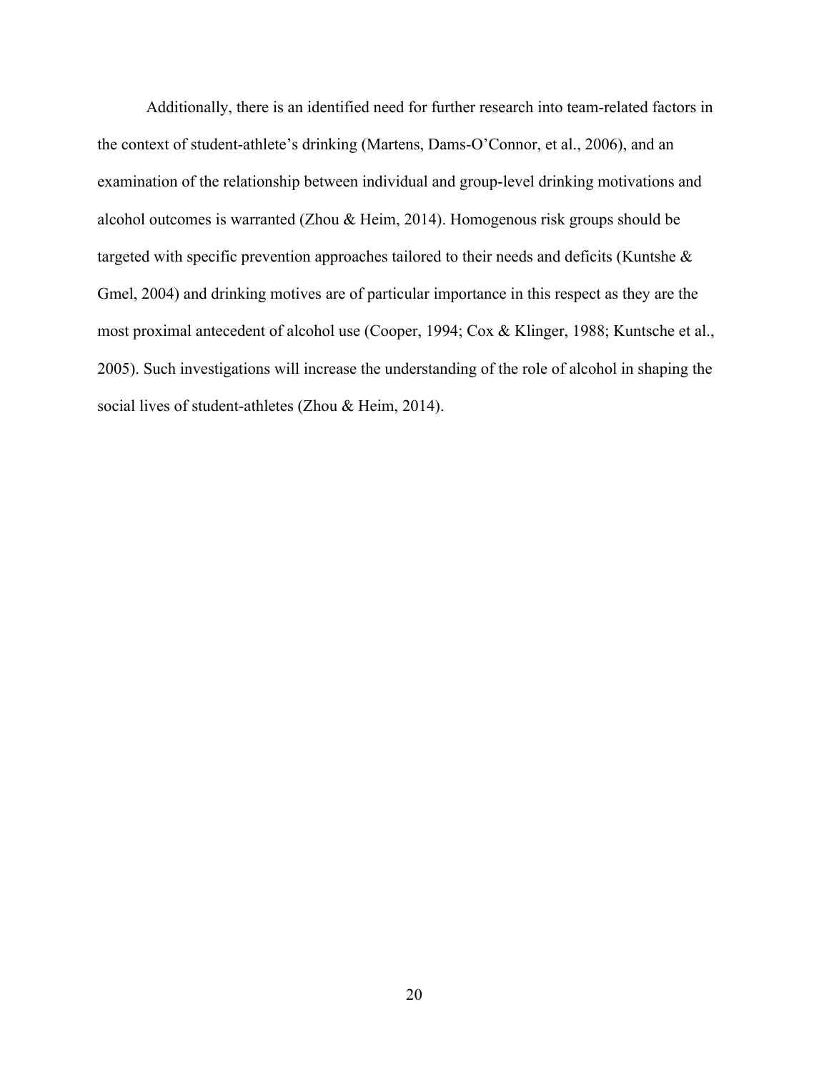Additionally, there is an identified need for further research into team-related factors in the context of student-athlete's drinking (Martens, Dams-O'Connor, et al., 2006), and an examination of the relationship between individual and group-level drinking motivations and alcohol outcomes is warranted (Zhou & Heim, 2014). Homogenous risk groups should be targeted with specific prevention approaches tailored to their needs and deficits (Kuntshe & Gmel, 2004) and drinking motives are of particular importance in this respect as they are the most proximal antecedent of alcohol use (Cooper, 1994; Cox & Klinger, 1988; Kuntsche et al., 2005). Such investigations will increase the understanding of the role of alcohol in shaping the social lives of student-athletes (Zhou & Heim, 2014).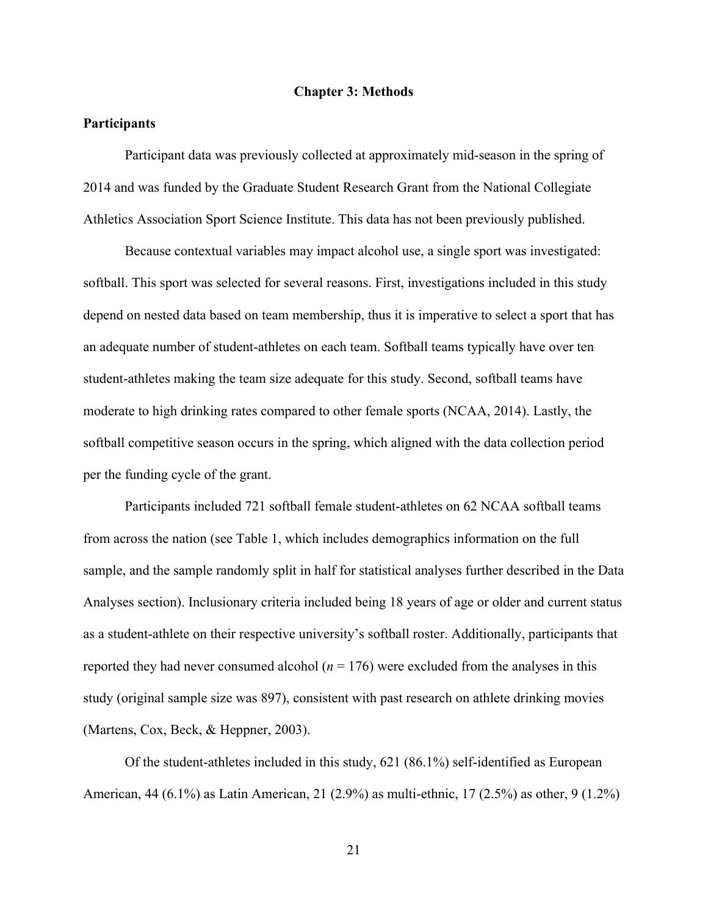# Chapter 3: Methods

## Participants

Participant data was previously collected at approximately mid-season in the spring of 2014 and was funded by the Graduate Student Research Grant from the National Collegiate Athletics Association Sport Science Institute. This data has not been previously published.

Because contextual variables may impact alcohol use, a single sport was investigated: softball. This sport was selected for several reasons. First, investigations included in this study depend on nested data based on team membership, thus it is imperative to select a sport that has an adequate number of student-athletes on each team. Softball teams typically have over ten student-athletes making the team size adequate for this study. Second, softball teams have moderate to high drinking rates compared to other female sports (NCAA, 2014). Lastly, the softball competitive season occurs in the spring, which aligned with the data collection period per the funding cycle of the grant.

Participants included 721 softball female student-athletes on 62 NCAA softball teams from across the nation (see Table 1, which includes demographics information on the full sample, and the sample randomly split in half for statistical analyses further described in the Data Analyses section). Inclusionary criteria included being 18 years of age or older and current status as a student-athlete on their respective university's softball roster. Additionally, participants that reported they had never consumed alcohol (*n* = 176) were excluded from the analyses in this study (original sample size was 897), consistent with past research on athlete drinking movies (Martens, Cox, Beck, & Heppner, 2003).

Of the student-athletes included in this study, 621 (86.1%) self-identified as European American, 44 (6.1%) as Latin American, 21 (2.9%) as multi-ethnic, 17 (2.5%) as other, 9 (1.2%)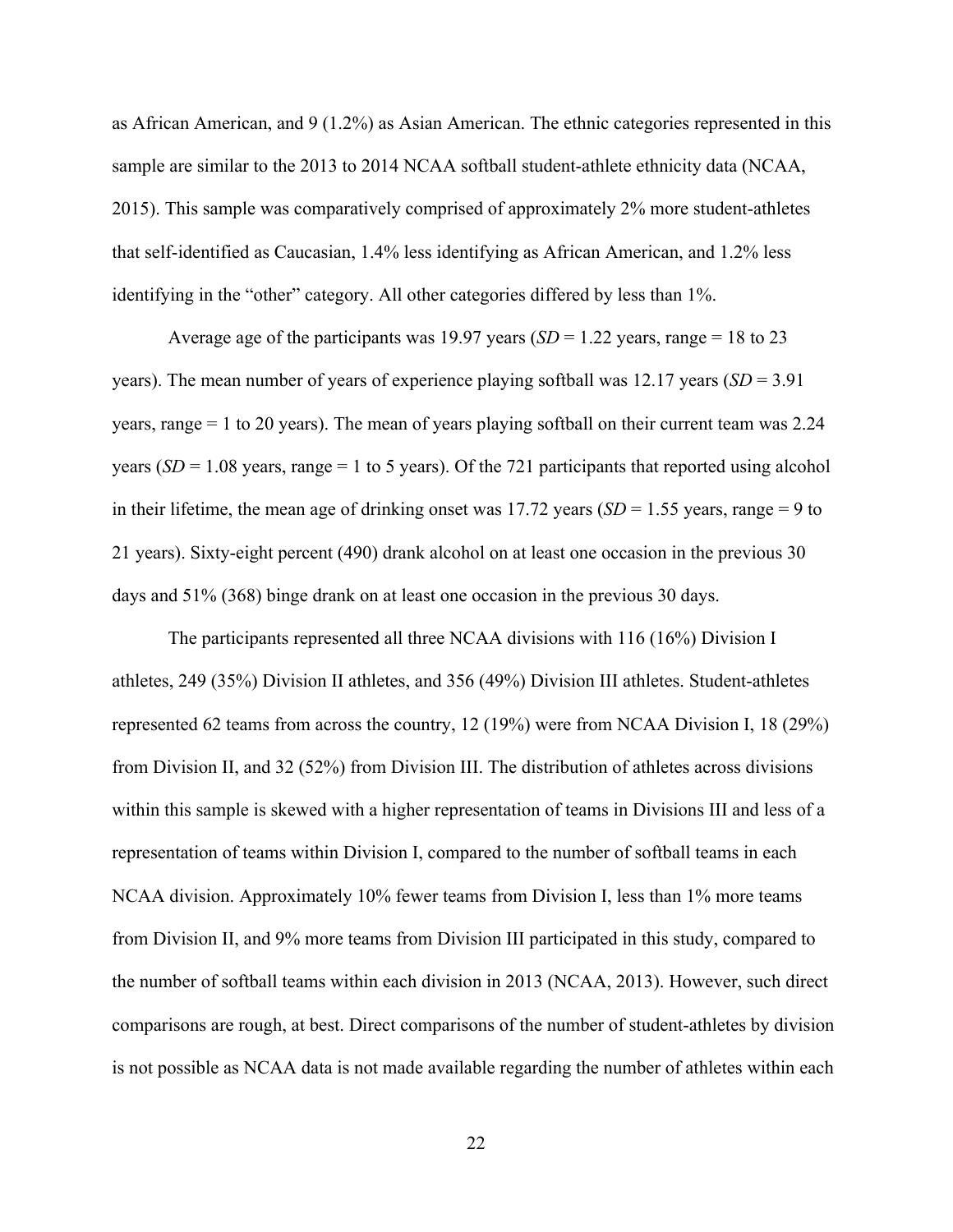as African American, and 9 (1.2%) as Asian American. The ethnic categories represented in this sample are similar to the 2013 to 2014 NCAA softball student-athlete ethnicity data (NCAA, 2015). This sample was comparatively comprised of approximately 2% more student-athletes that self-identified as Caucasian, 1.4% less identifying as African American, and 1.2% less identifying in the "other" category. All other categories differed by less than 1%.

Average age of the participants was 19.97 years (*SD* = 1.22 years, range = 18 to 23 years). The mean number of years of experience playing softball was 12.17 years (*SD* = 3.91 years, range = 1 to 20 years). The mean of years playing softball on their current team was 2.24 years (*SD* = 1.08 years, range = 1 to 5 years). Of the 721 participants that reported using alcohol in their lifetime, the mean age of drinking onset was 17.72 years (*SD* = 1.55 years, range = 9 to 21 years). Sixty-eight percent (490) drank alcohol on at least one occasion in the previous 30 days and 51% (368) binge drank on at least one occasion in the previous 30 days.

The participants represented all three NCAA divisions with 116 (16%) Division I athletes, 249 (35%) Division II athletes, and 356 (49%) Division III athletes. Student-athletes represented 62 teams from across the country, 12 (19%) were from NCAA Division I, 18 (29%) from Division II, and 32 (52%) from Division III. The distribution of athletes across divisions within this sample is skewed with a higher representation of teams in Divisions III and less of a representation of teams within Division I, compared to the number of softball teams in each NCAA division. Approximately 10% fewer teams from Division I, less than 1% more teams from Division II, and 9% more teams from Division III participated in this study, compared to the number of softball teams within each division in 2013 (NCAA, 2013). However, such direct comparisons are rough, at best. Direct comparisons of the number of student-athletes by division is not possible as NCAA data is not made available regarding the number of athletes within each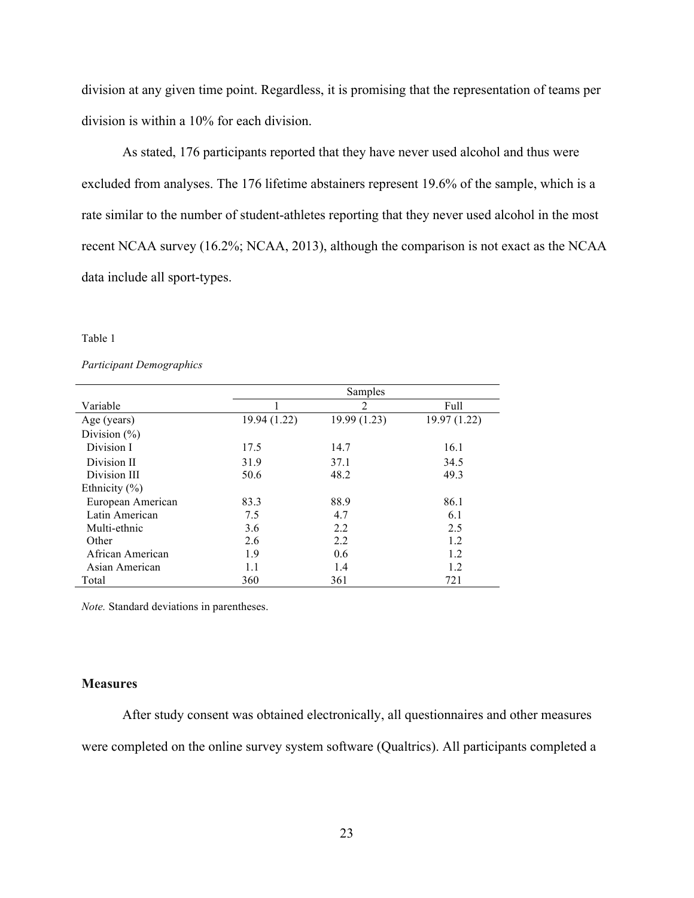division at any given time point. Regardless, it is promising that the representation of teams per division is within a 10% for each division.

As stated, 176 participants reported that they have never used alcohol and thus were excluded from analyses. The 176 lifetime abstainers represent 19.6% of the sample, which is a rate similar to the number of student-athletes reporting that they never used alcohol in the most recent NCAA survey (16.2%; NCAA, 2013), although the comparison is not exact as the NCAA data include all sport-types.

Table 1

*Participant Demographics*

| | Samples | | |
|---|---|---|---|
| Variable | 1 | 2 | Full |
| Age (years) | 19.94 (1.22) | 19.99 (1.23) | 19.97 (1.22) |
| Division (%) | | | |
| Division I | 17.5 | 14.7 | 16.1 |
| Division II | 31.9 | 37.1 | 34.5 |
| Division III | 50.6 | 48.2 | 49.3 |
| Ethnicity (%) | | | |
| European American | 83.3 | 88.9 | 86.1 |
| Latin American | 7.5 | 4.7 | 6.1 |
| Multi-ethnic | 3.6 | 2.2 | 2.5 |
| Other | 2.6 | 2.2 | 1.2 |
| African American | 1.9 | 0.6 | 1.2 |
| Asian American | 1.1 | 1.4 | 1.2 |
| Total | 360 | 361 | 721 |

*Note.* Standard deviations in parentheses.

## Measures

After study consent was obtained electronically, all questionnaires and other measures were completed on the online survey system software (Qualtrics). All participants completed a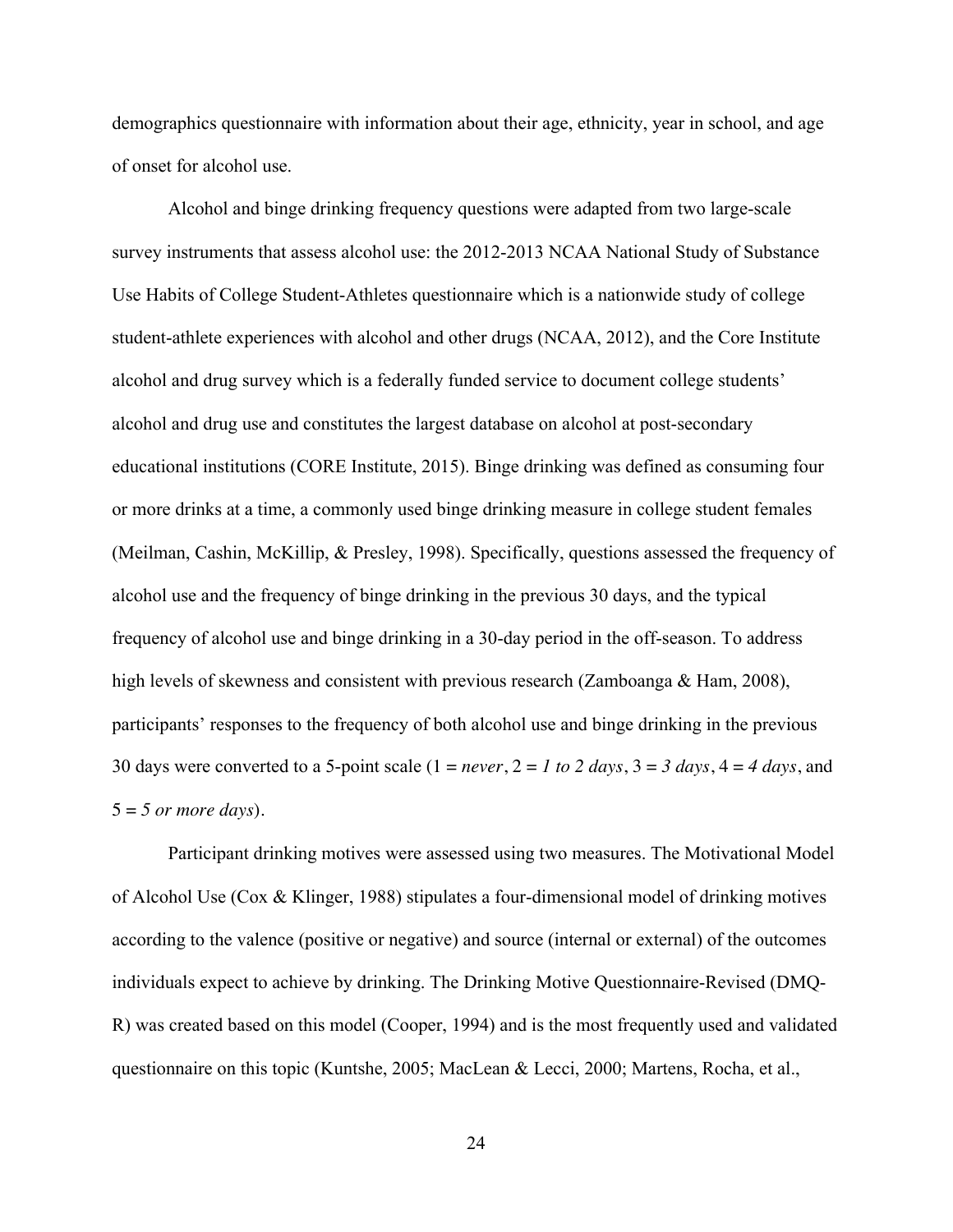demographics questionnaire with information about their age, ethnicity, year in school, and age of onset for alcohol use.

Alcohol and binge drinking frequency questions were adapted from two large-scale survey instruments that assess alcohol use: the 2012-2013 NCAA National Study of Substance Use Habits of College Student-Athletes questionnaire which is a nationwide study of college student-athlete experiences with alcohol and other drugs (NCAA, 2012), and the Core Institute alcohol and drug survey which is a federally funded service to document college students' alcohol and drug use and constitutes the largest database on alcohol at post-secondary educational institutions (CORE Institute, 2015). Binge drinking was defined as consuming four or more drinks at a time, a commonly used binge drinking measure in college student females (Meilman, Cashin, McKillip, & Presley, 1998). Specifically, questions assessed the frequency of alcohol use and the frequency of binge drinking in the previous 30 days, and the typical frequency of alcohol use and binge drinking in a 30-day period in the off-season. To address high levels of skewness and consistent with previous research (Zamboanga & Ham, 2008), participants' responses to the frequency of both alcohol use and binge drinking in the previous 30 days were converted to a 5-point scale (1 = *never*, 2 = *1 to 2 days*, 3 = *3 days*, 4 = *4 days*, and 5 = *5 or more days*).

Participant drinking motives were assessed using two measures. The Motivational Model of Alcohol Use (Cox & Klinger, 1988) stipulates a four-dimensional model of drinking motives according to the valence (positive or negative) and source (internal or external) of the outcomes individuals expect to achieve by drinking. The Drinking Motive Questionnaire-Revised (DMQ-R) was created based on this model (Cooper, 1994) and is the most frequently used and validated questionnaire on this topic (Kuntshe, 2005; MacLean & Lecci, 2000; Martens, Rocha, et al.,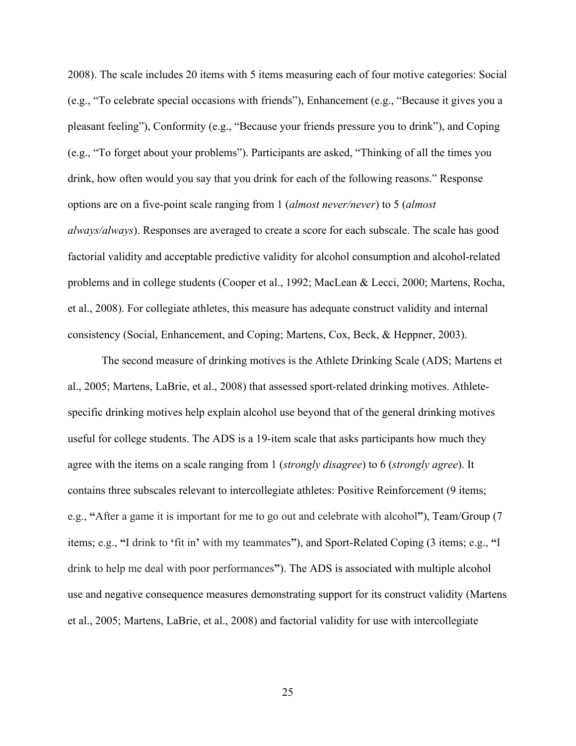2008). The scale includes 20 items with 5 items measuring each of four motive categories: Social (e.g., "To celebrate special occasions with friends"), Enhancement (e.g., "Because it gives you a pleasant feeling"), Conformity (e.g., "Because your friends pressure you to drink"), and Coping (e.g., "To forget about your problems"). Participants are asked, "Thinking of all the times you drink, how often would you say that you drink for each of the following reasons." Response options are on a five-point scale ranging from 1 (*almost never/never*) to 5 (*almost always/always*). Responses are averaged to create a score for each subscale. The scale has good factorial validity and acceptable predictive validity for alcohol consumption and alcohol-related problems and in college students (Cooper et al., 1992; MacLean & Lecci, 2000; Martens, Rocha, et al., 2008). For collegiate athletes, this measure has adequate construct validity and internal consistency (Social, Enhancement, and Coping; Martens, Cox, Beck, & Heppner, 2003).

The second measure of drinking motives is the Athlete Drinking Scale (ADS; Martens et al., 2005; Martens, LaBrie, et al., 2008) that assessed sport-related drinking motives. Athlete-specific drinking motives help explain alcohol use beyond that of the general drinking motives useful for college students. The ADS is a 19-item scale that asks participants how much they agree with the items on a scale ranging from 1 (*strongly disagree*) to 6 (*strongly agree*). It contains three subscales relevant to intercollegiate athletes: Positive Reinforcement (9 items; e.g., "After a game it is important for me to go out and celebrate with alcohol"), Team/Group (7 items; e.g., "I drink to 'fit in' with my teammates"), and Sport-Related Coping (3 items; e.g., "I drink to help me deal with poor performances"). The ADS is associated with multiple alcohol use and negative consequence measures demonstrating support for its construct validity (Martens et al., 2005; Martens, LaBrie, et al., 2008) and factorial validity for use with intercollegiate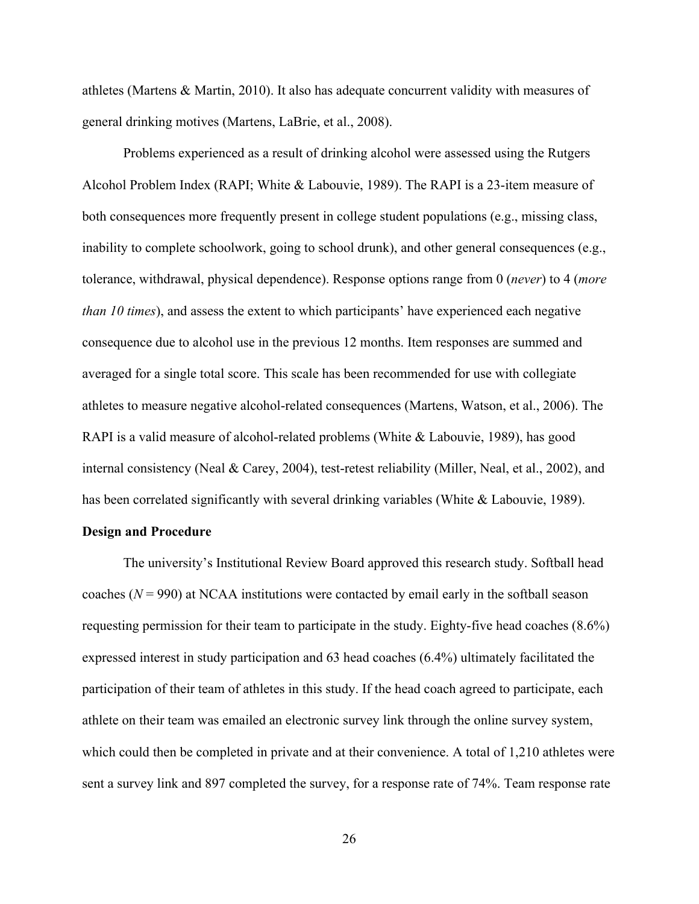athletes (Martens & Martin, 2010). It also has adequate concurrent validity with measures of general drinking motives (Martens, LaBrie, et al., 2008).

Problems experienced as a result of drinking alcohol were assessed using the Rutgers Alcohol Problem Index (RAPI; White & Labouvie, 1989). The RAPI is a 23-item measure of both consequences more frequently present in college student populations (e.g., missing class, inability to complete schoolwork, going to school drunk), and other general consequences (e.g., tolerance, withdrawal, physical dependence). Response options range from 0 (*never*) to 4 (*more than 10 times*), and assess the extent to which participants' have experienced each negative consequence due to alcohol use in the previous 12 months. Item responses are summed and averaged for a single total score. This scale has been recommended for use with collegiate athletes to measure negative alcohol-related consequences (Martens, Watson, et al., 2006). The RAPI is a valid measure of alcohol-related problems (White & Labouvie, 1989), has good internal consistency (Neal & Carey, 2004), test-retest reliability (Miller, Neal, et al., 2002), and has been correlated significantly with several drinking variables (White & Labouvie, 1989).

**Design and Procedure**

The university's Institutional Review Board approved this research study. Softball head coaches ($N = 990$) at NCAA institutions were contacted by email early in the softball season requesting permission for their team to participate in the study. Eighty-five head coaches (8.6%) expressed interest in study participation and 63 head coaches (6.4%) ultimately facilitated the participation of their team of athletes in this study. If the head coach agreed to participate, each athlete on their team was emailed an electronic survey link through the online survey system, which could then be completed in private and at their convenience. A total of 1,210 athletes were sent a survey link and 897 completed the survey, for a response rate of 74%. Team response rate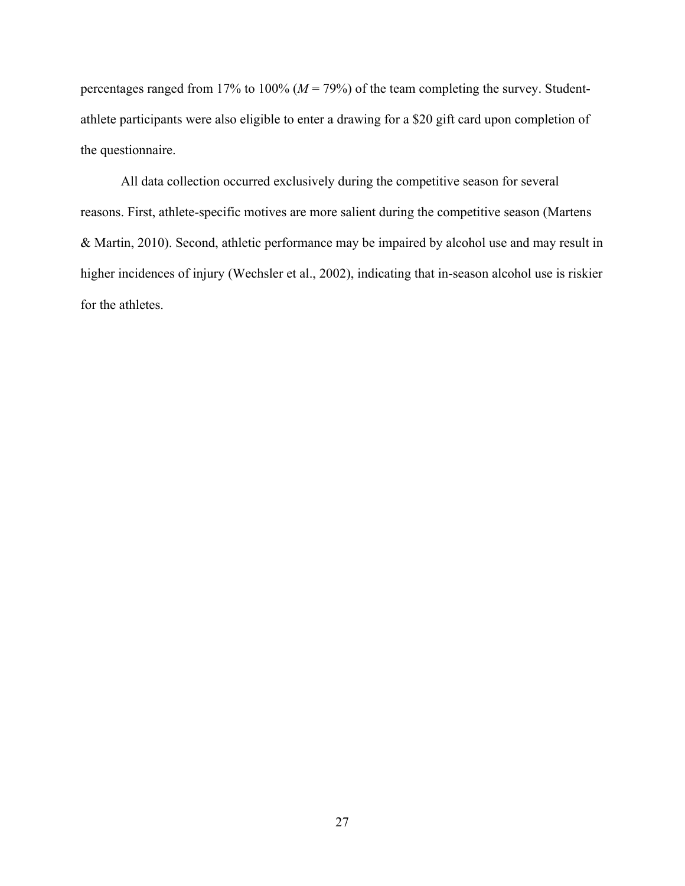percentages ranged from 17% to 100% (*M* = 79%) of the team completing the survey. Student-athlete participants were also eligible to enter a drawing for a $20 gift card upon completion of the questionnaire.

All data collection occurred exclusively during the competitive season for several reasons. First, athlete-specific motives are more salient during the competitive season (Martens & Martin, 2010). Second, athletic performance may be impaired by alcohol use and may result in higher incidences of injury (Wechsler et al., 2002), indicating that in-season alcohol use is riskier for the athletes.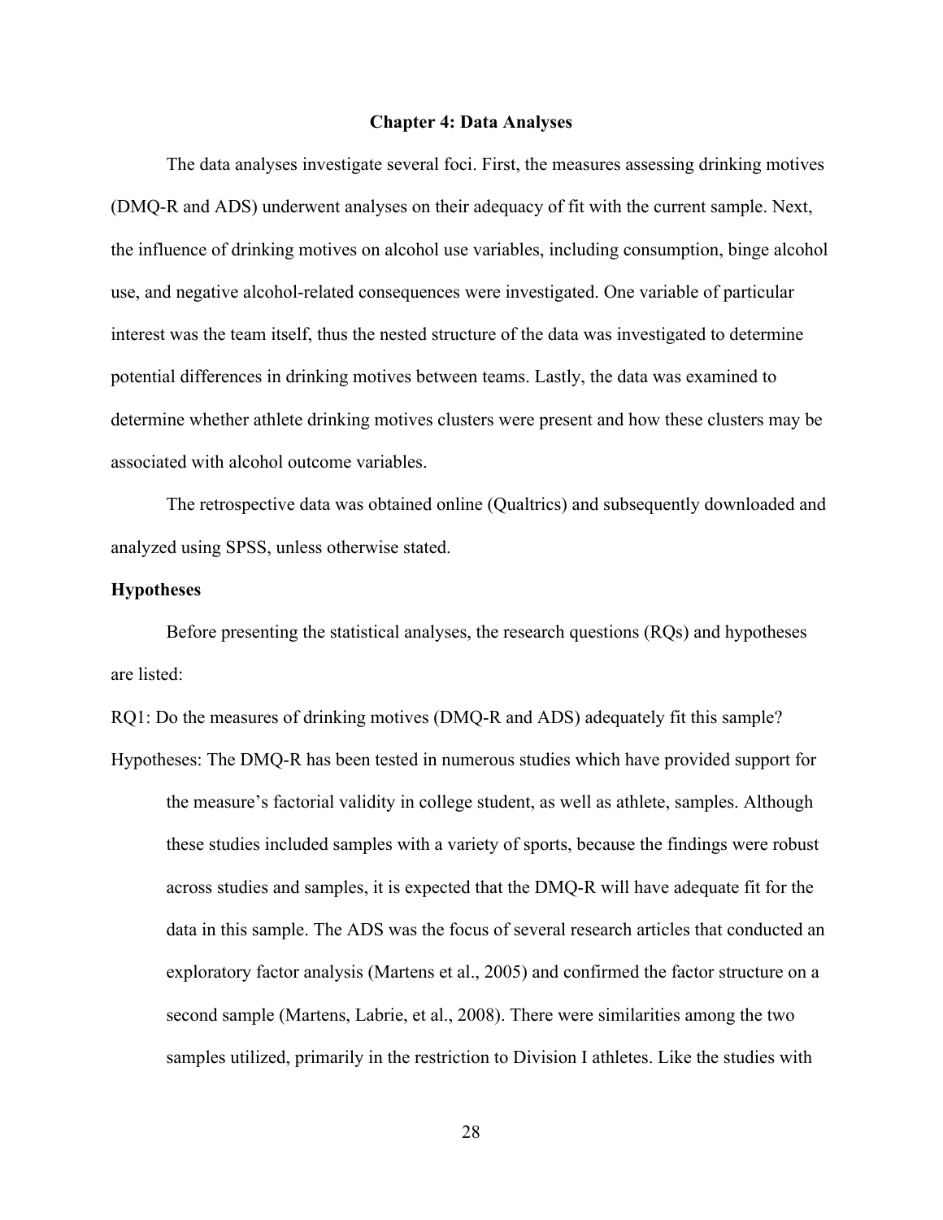# Chapter 4: Data Analyses

The data analyses investigate several foci. First, the measures assessing drinking motives (DMQ-R and ADS) underwent analyses on their adequacy of fit with the current sample. Next, the influence of drinking motives on alcohol use variables, including consumption, binge alcohol use, and negative alcohol-related consequences were investigated. One variable of particular interest was the team itself, thus the nested structure of the data was investigated to determine potential differences in drinking motives between teams. Lastly, the data was examined to determine whether athlete drinking motives clusters were present and how these clusters may be associated with alcohol outcome variables.

The retrospective data was obtained online (Qualtrics) and subsequently downloaded and analyzed using SPSS, unless otherwise stated.

## Hypotheses

Before presenting the statistical analyses, the research questions (RQs) and hypotheses are listed:

RQ1: Do the measures of drinking motives (DMQ-R and ADS) adequately fit this sample?

Hypotheses: The DMQ-R has been tested in numerous studies which have provided support for the measure's factorial validity in college student, as well as athlete, samples. Although these studies included samples with a variety of sports, because the findings were robust across studies and samples, it is expected that the DMQ-R will have adequate fit for the data in this sample. The ADS was the focus of several research articles that conducted an exploratory factor analysis (Martens et al., 2005) and confirmed the factor structure on a second sample (Martens, Labrie, et al., 2008). There were similarities among the two samples utilized, primarily in the restriction to Division I athletes. Like the studies with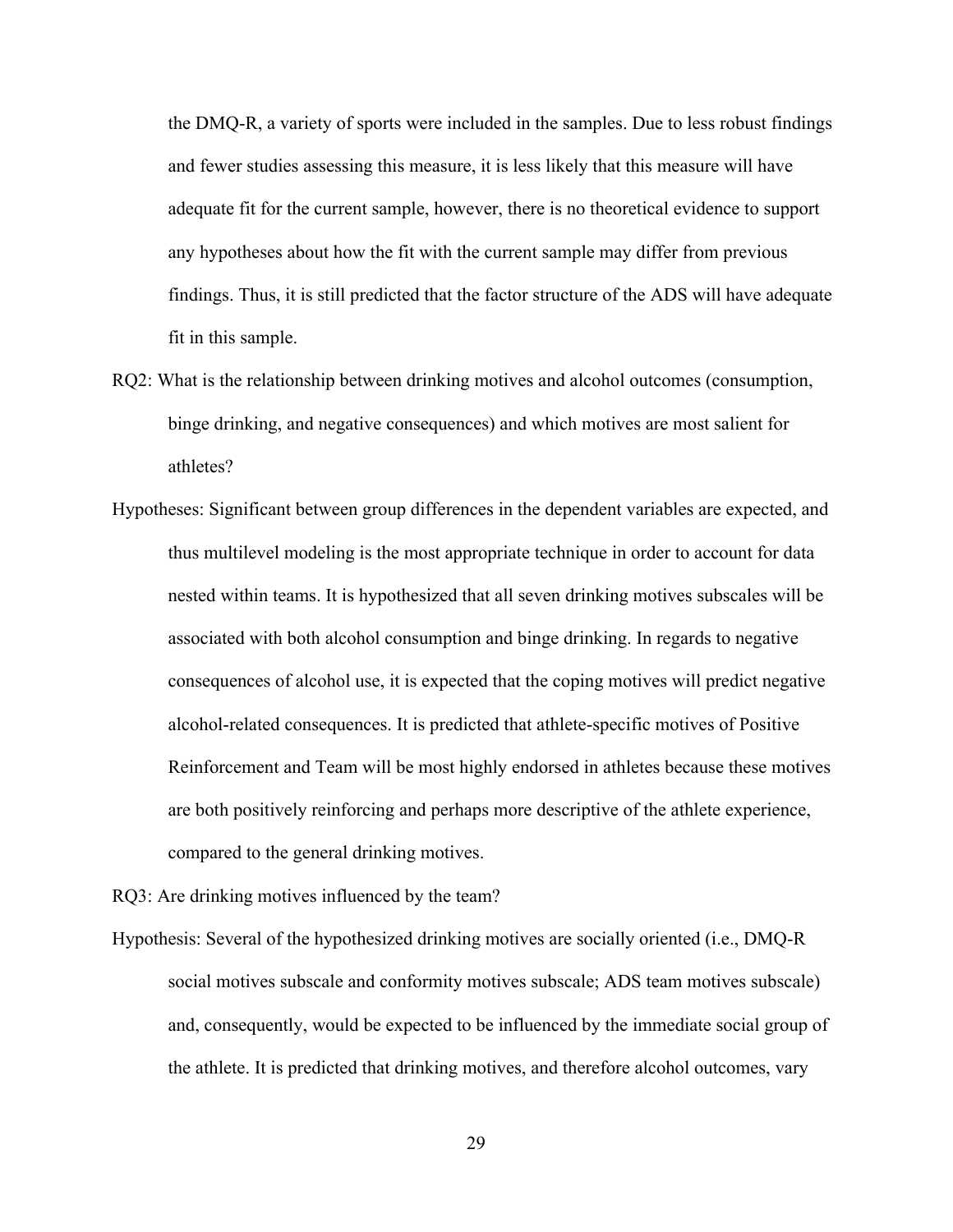the DMQ-R, a variety of sports were included in the samples. Due to less robust findings and fewer studies assessing this measure, it is less likely that this measure will have adequate fit for the current sample, however, there is no theoretical evidence to support any hypotheses about how the fit with the current sample may differ from previous findings. Thus, it is still predicted that the factor structure of the ADS will have adequate fit in this sample.

RQ2: What is the relationship between drinking motives and alcohol outcomes (consumption, binge drinking, and negative consequences) and which motives are most salient for athletes?

Hypotheses: Significant between group differences in the dependent variables are expected, and thus multilevel modeling is the most appropriate technique in order to account for data nested within teams. It is hypothesized that all seven drinking motives subscales will be associated with both alcohol consumption and binge drinking. In regards to negative consequences of alcohol use, it is expected that the coping motives will predict negative alcohol-related consequences. It is predicted that athlete-specific motives of Positive Reinforcement and Team will be most highly endorsed in athletes because these motives are both positively reinforcing and perhaps more descriptive of the athlete experience, compared to the general drinking motives.

RQ3: Are drinking motives influenced by the team?

Hypothesis: Several of the hypothesized drinking motives are socially oriented (i.e., DMQ-R social motives subscale and conformity motives subscale; ADS team motives subscale) and, consequently, would be expected to be influenced by the immediate social group of the athlete. It is predicted that drinking motives, and therefore alcohol outcomes, vary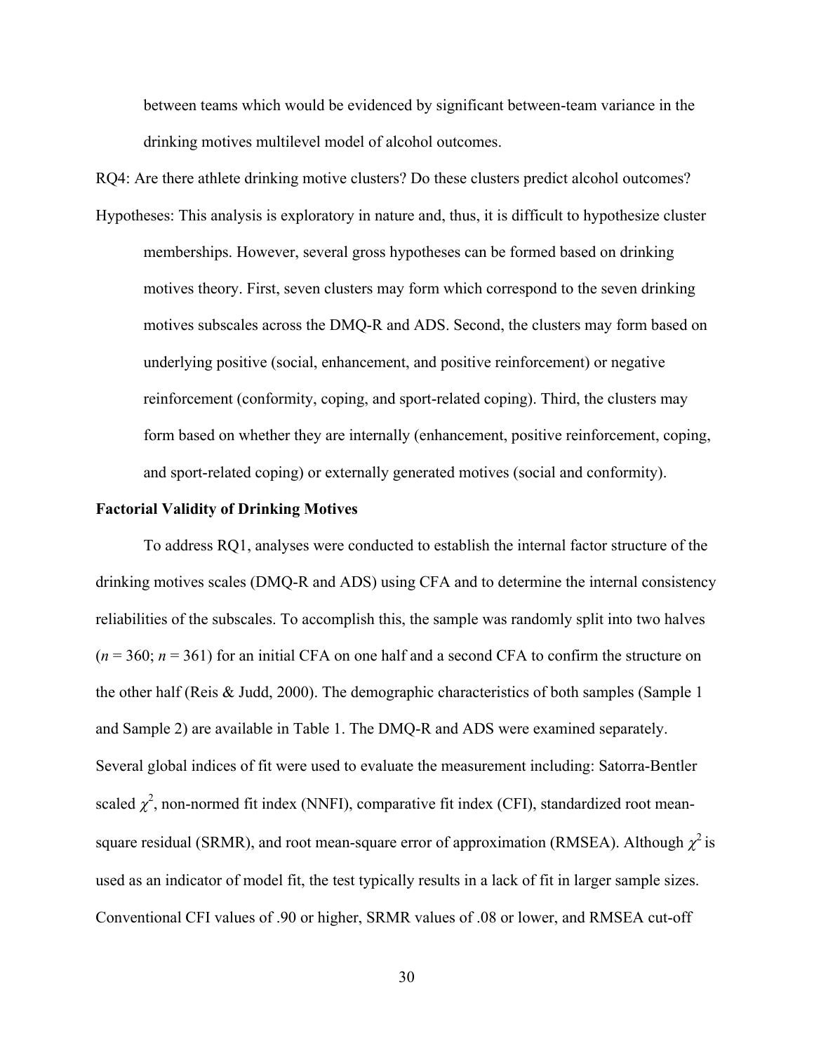between teams which would be evidenced by significant between-team variance in the drinking motives multilevel model of alcohol outcomes.

RQ4: Are there athlete drinking motive clusters? Do these clusters predict alcohol outcomes?

Hypotheses: This analysis is exploratory in nature and, thus, it is difficult to hypothesize cluster memberships. However, several gross hypotheses can be formed based on drinking motives theory. First, seven clusters may form which correspond to the seven drinking motives subscales across the DMQ-R and ADS. Second, the clusters may form based on underlying positive (social, enhancement, and positive reinforcement) or negative reinforcement (conformity, coping, and sport-related coping). Third, the clusters may form based on whether they are internally (enhancement, positive reinforcement, coping, and sport-related coping) or externally generated motives (social and conformity).

**Factorial Validity of Drinking Motives**

To address RQ1, analyses were conducted to establish the internal factor structure of the drinking motives scales (DMQ-R and ADS) using CFA and to determine the internal consistency reliabilities of the subscales. To accomplish this, the sample was randomly split into two halves ($n$ = 360; $n$ = 361) for an initial CFA on one half and a second CFA to confirm the structure on the other half (Reis & Judd, 2000). The demographic characteristics of both samples (Sample 1 and Sample 2) are available in Table 1. The DMQ-R and ADS were examined separately. Several global indices of fit were used to evaluate the measurement including: Satorra-Bentler scaled $\chi^2$, non-normed fit index (NNFI), comparative fit index (CFI), standardized root mean-square residual (SRMR), and root mean-square error of approximation (RMSEA). Although $\chi^2$ is used as an indicator of model fit, the test typically results in a lack of fit in larger sample sizes. Conventional CFI values of .90 or higher, SRMR values of .08 or lower, and RMSEA cut-off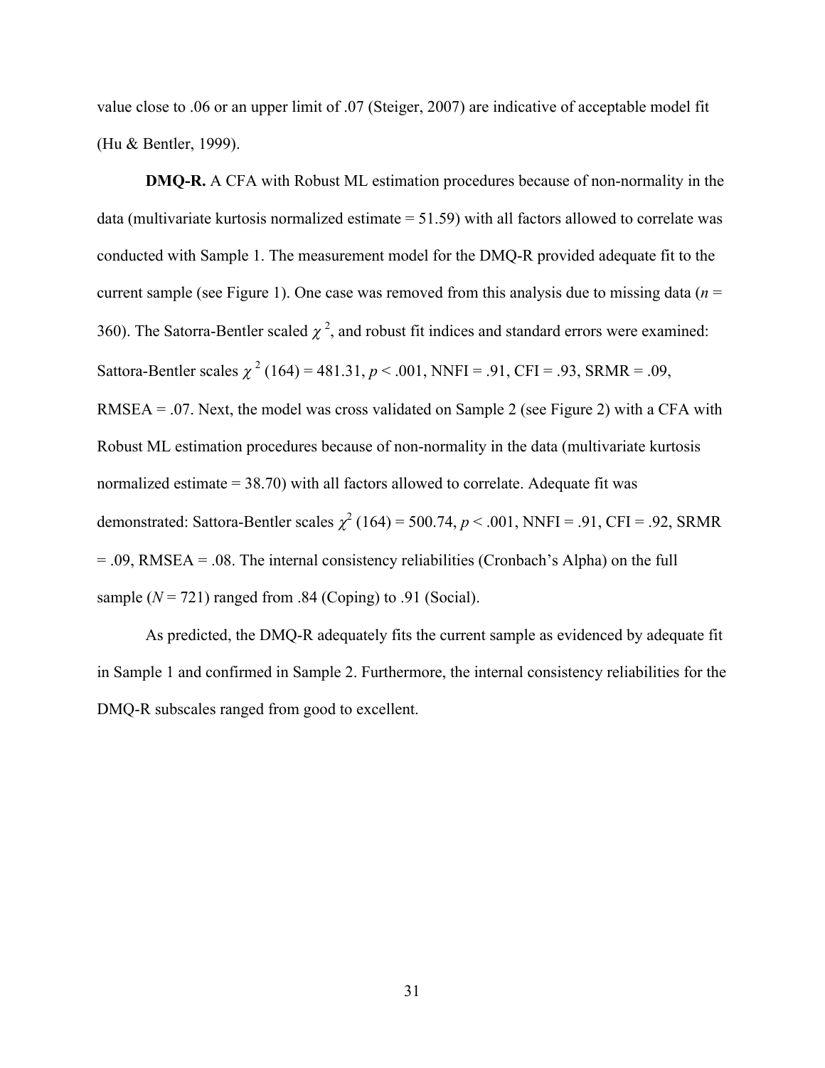value close to .06 or an upper limit of .07 (Steiger, 2007) are indicative of acceptable model fit (Hu & Bentler, 1999).

**DMQ-R.** A CFA with Robust ML estimation procedures because of non-normality in the data (multivariate kurtosis normalized estimate = 51.59) with all factors allowed to correlate was conducted with Sample 1. The measurement model for the DMQ-R provided adequate fit to the current sample (see Figure 1). One case was removed from this analysis due to missing data ($n$ = 360). The Satorra-Bentler scaled $\chi^2$, and robust fit indices and standard errors were examined: Sattora-Bentler scales $\chi^2$ (164) = 481.31, $p < .001$, NNFI = .91, CFI = .93, SRMR = .09, RMSEA = .07. Next, the model was cross validated on Sample 2 (see Figure 2) with a CFA with Robust ML estimation procedures because of non-normality in the data (multivariate kurtosis normalized estimate = 38.70) with all factors allowed to correlate. Adequate fit was demonstrated: Sattora-Bentler scales $\chi^2$ (164) = 500.74, $p < .001$, NNFI = .91, CFI = .92, SRMR = .09, RMSEA = .08. The internal consistency reliabilities (Cronbach's Alpha) on the full sample ($N$ = 721) ranged from .84 (Coping) to .91 (Social).

As predicted, the DMQ-R adequately fits the current sample as evidenced by adequate fit in Sample 1 and confirmed in Sample 2. Furthermore, the internal consistency reliabilities for the DMQ-R subscales ranged from good to excellent.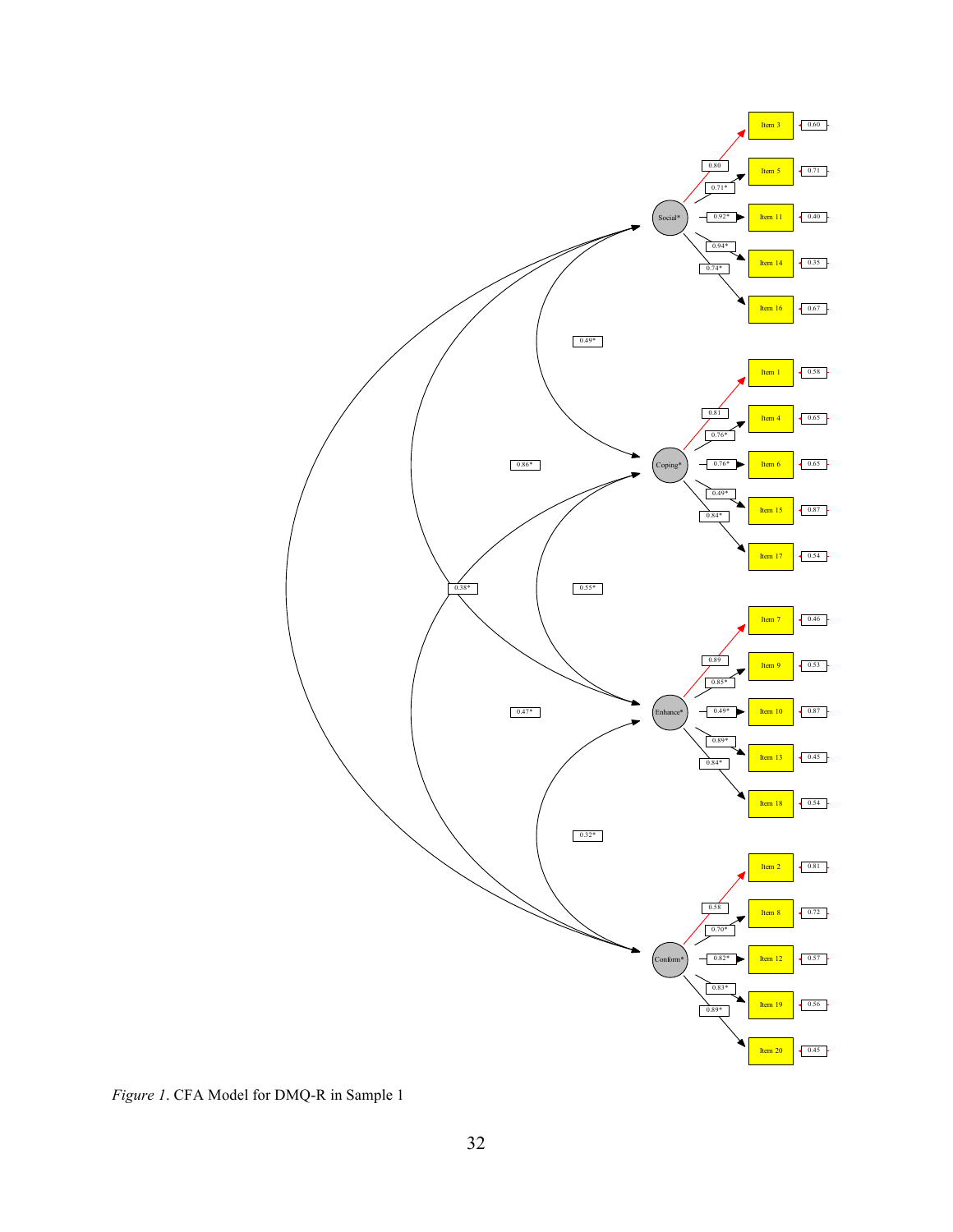*Figure 1*. CFA Model for DMQ-R in Sample 1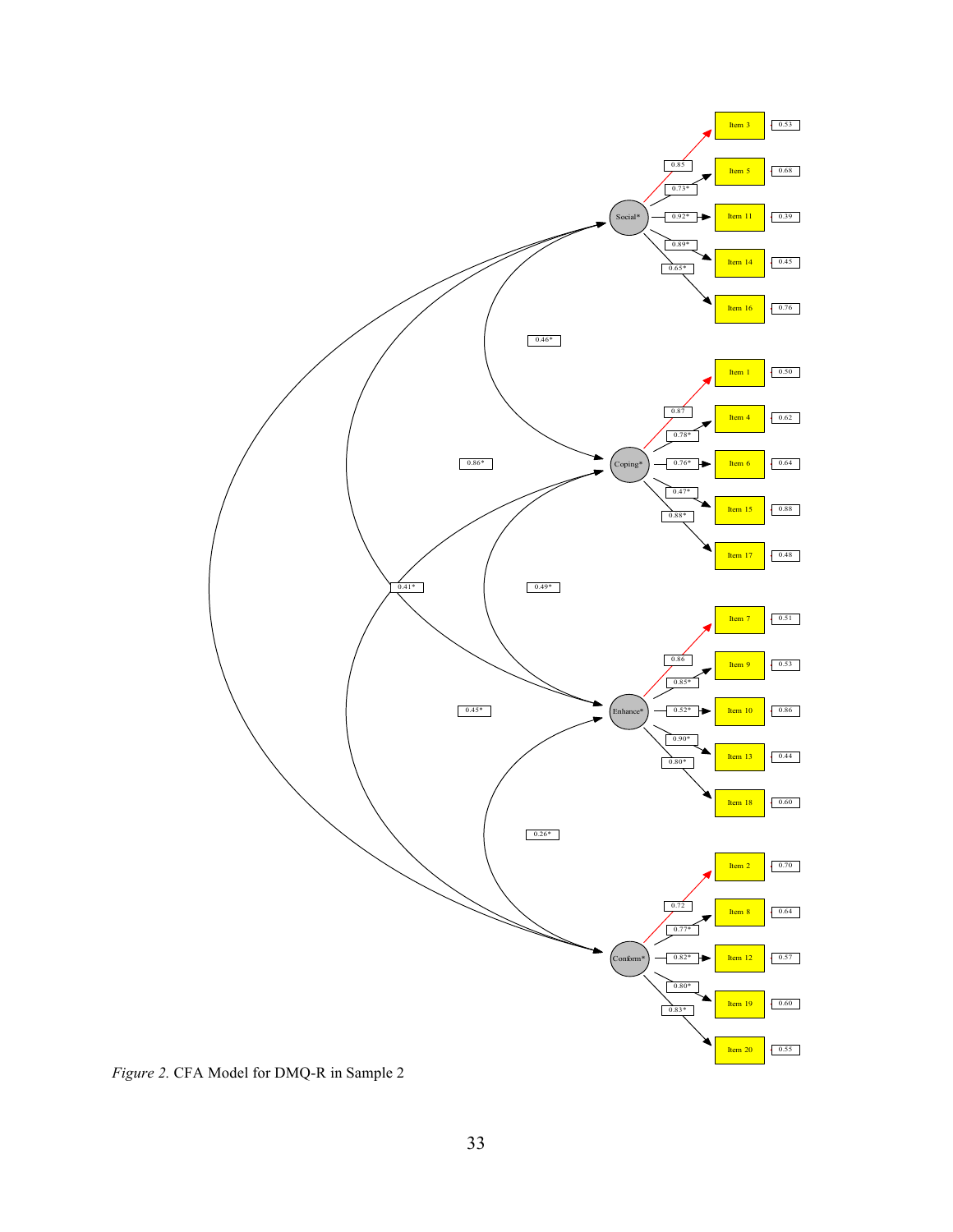*Figure 2.* CFA Model for DMQ-R in Sample 2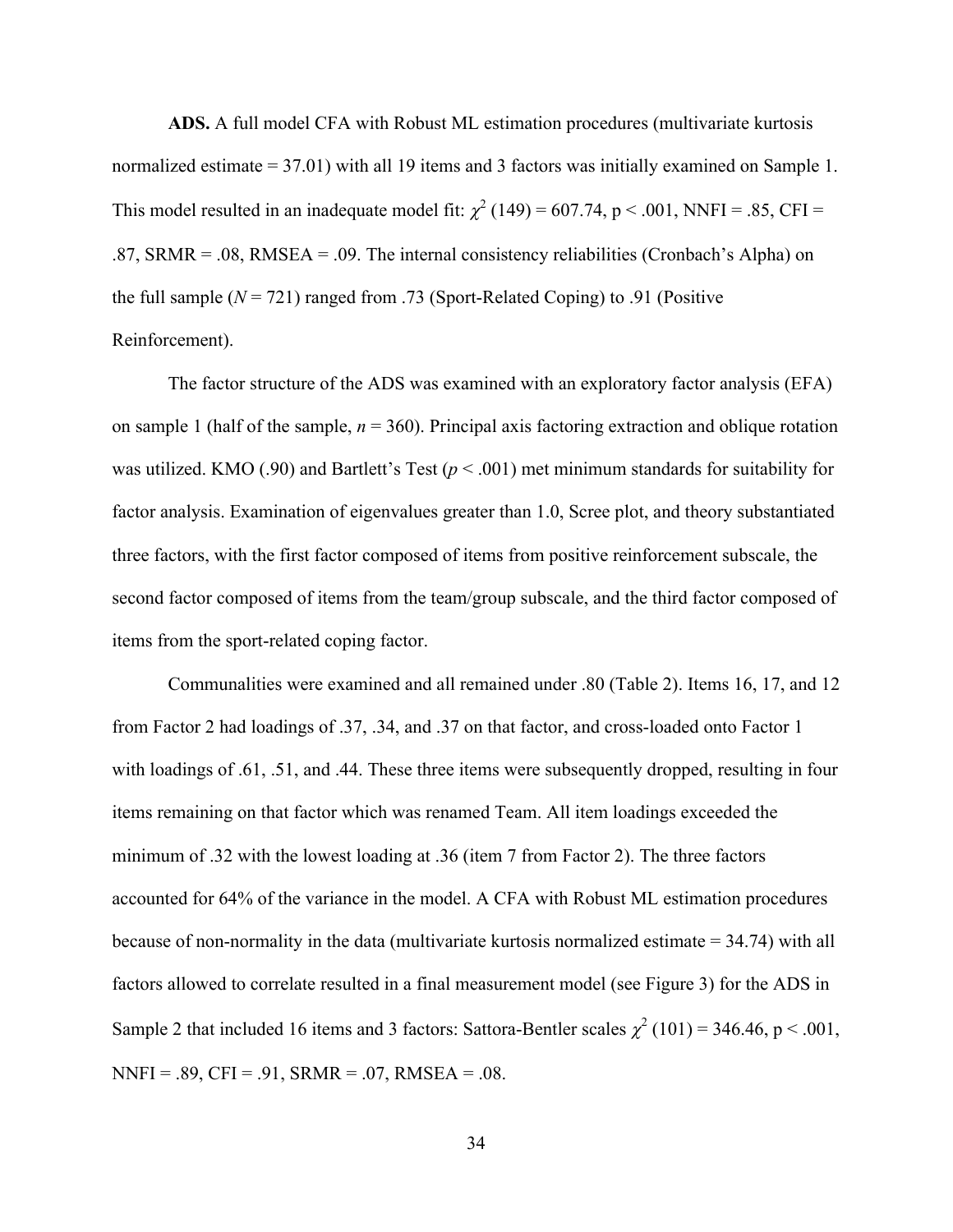**ADS.** A full model CFA with Robust ML estimation procedures (multivariate kurtosis normalized estimate = 37.01) with all 19 items and 3 factors was initially examined on Sample 1. This model resulted in an inadequate model fit: $\chi^2$ (149) = 607.74, p < .001, NNFI = .85, CFI = .87, SRMR = .08, RMSEA = .09. The internal consistency reliabilities (Cronbach's Alpha) on the full sample (*N* = 721) ranged from .73 (Sport-Related Coping) to .91 (Positive Reinforcement).

The factor structure of the ADS was examined with an exploratory factor analysis (EFA) on sample 1 (half of the sample, *n* = 360). Principal axis factoring extraction and oblique rotation was utilized. KMO (.90) and Bartlett's Test (*p* < .001) met minimum standards for suitability for factor analysis. Examination of eigenvalues greater than 1.0, Scree plot, and theory substantiated three factors, with the first factor composed of items from positive reinforcement subscale, the second factor composed of items from the team/group subscale, and the third factor composed of items from the sport-related coping factor.

Communalities were examined and all remained under .80 (Table 2). Items 16, 17, and 12 from Factor 2 had loadings of .37, .34, and .37 on that factor, and cross-loaded onto Factor 1 with loadings of .61, .51, and .44. These three items were subsequently dropped, resulting in four items remaining on that factor which was renamed Team. All item loadings exceeded the minimum of .32 with the lowest loading at .36 (item 7 from Factor 2). The three factors accounted for 64% of the variance in the model. A CFA with Robust ML estimation procedures because of non-normality in the data (multivariate kurtosis normalized estimate = 34.74) with all factors allowed to correlate resulted in a final measurement model (see Figure 3) for the ADS in Sample 2 that included 16 items and 3 factors: Sattora-Bentler scales $\chi^2$ (101) = 346.46, p < .001, NNFI = .89, CFI = .91, SRMR = .07, RMSEA = .08.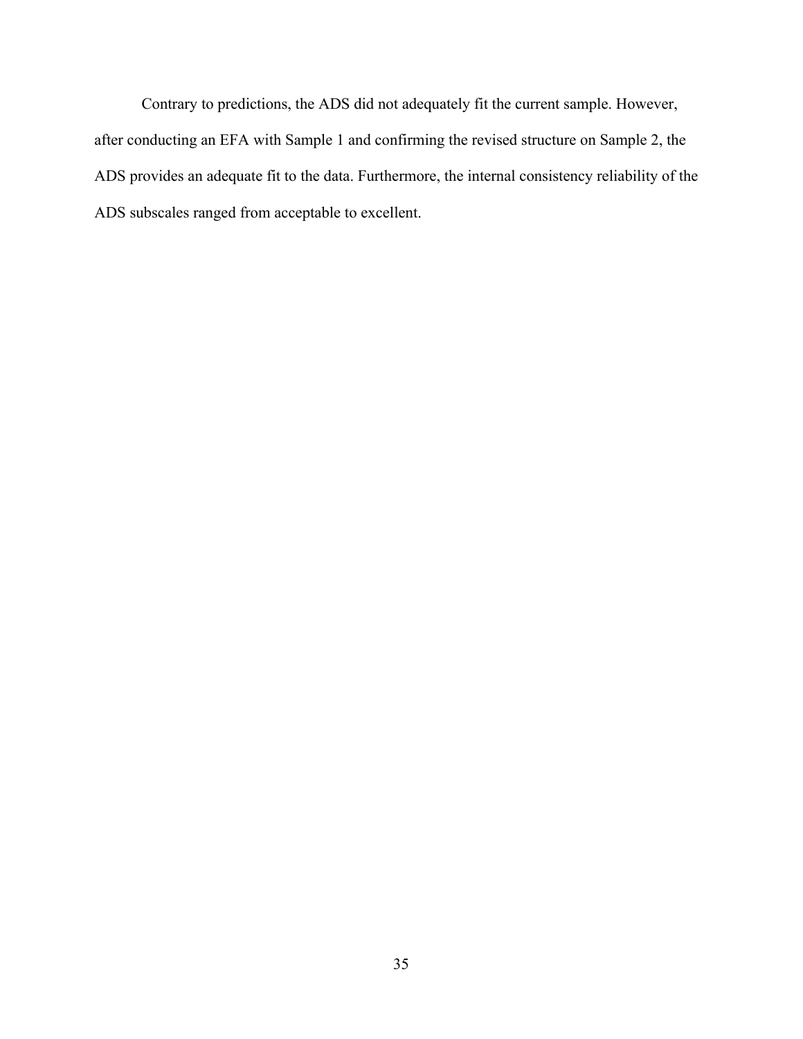Contrary to predictions, the ADS did not adequately fit the current sample. However, after conducting an EFA with Sample 1 and confirming the revised structure on Sample 2, the ADS provides an adequate fit to the data. Furthermore, the internal consistency reliability of the ADS subscales ranged from acceptable to excellent.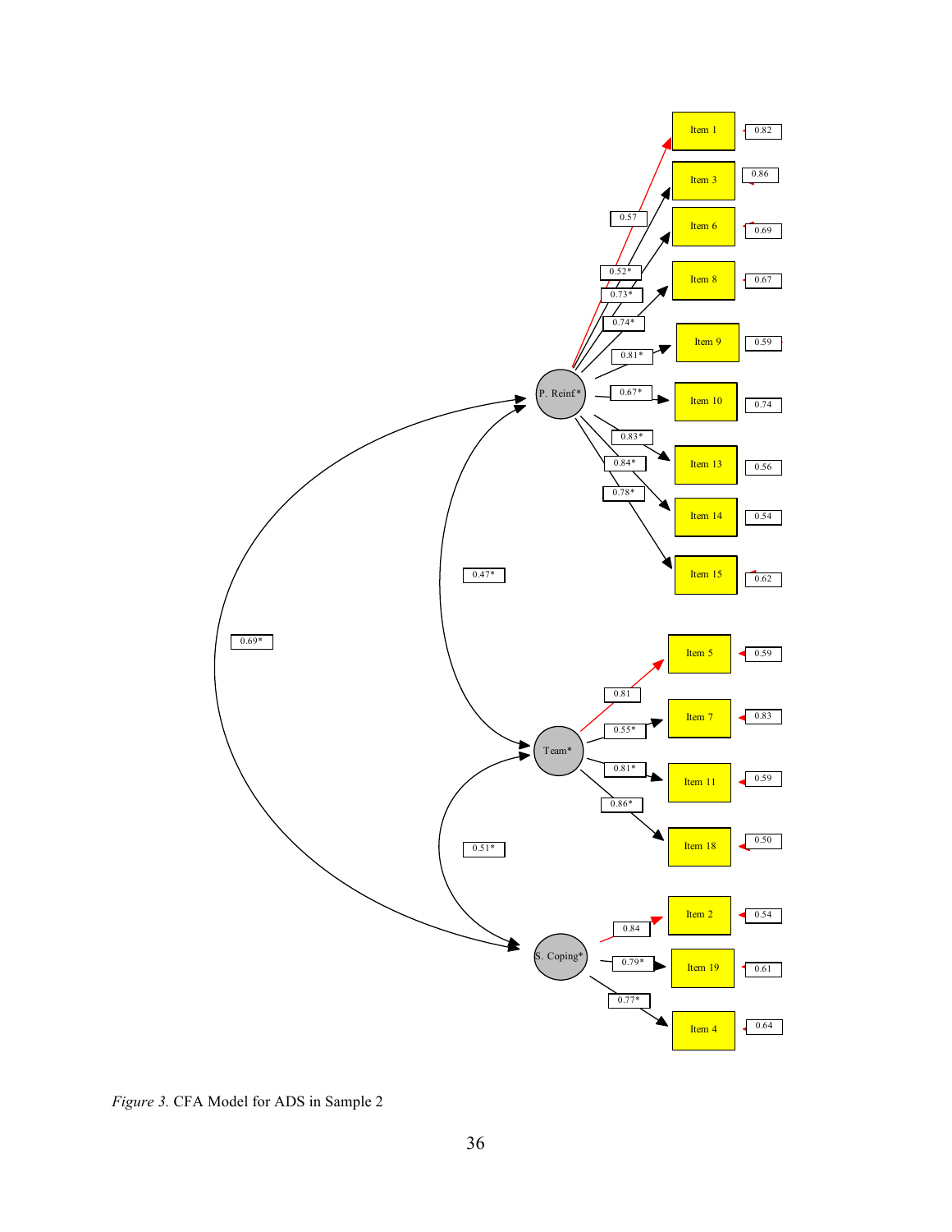*Figure 3.* CFA Model for ADS in Sample 2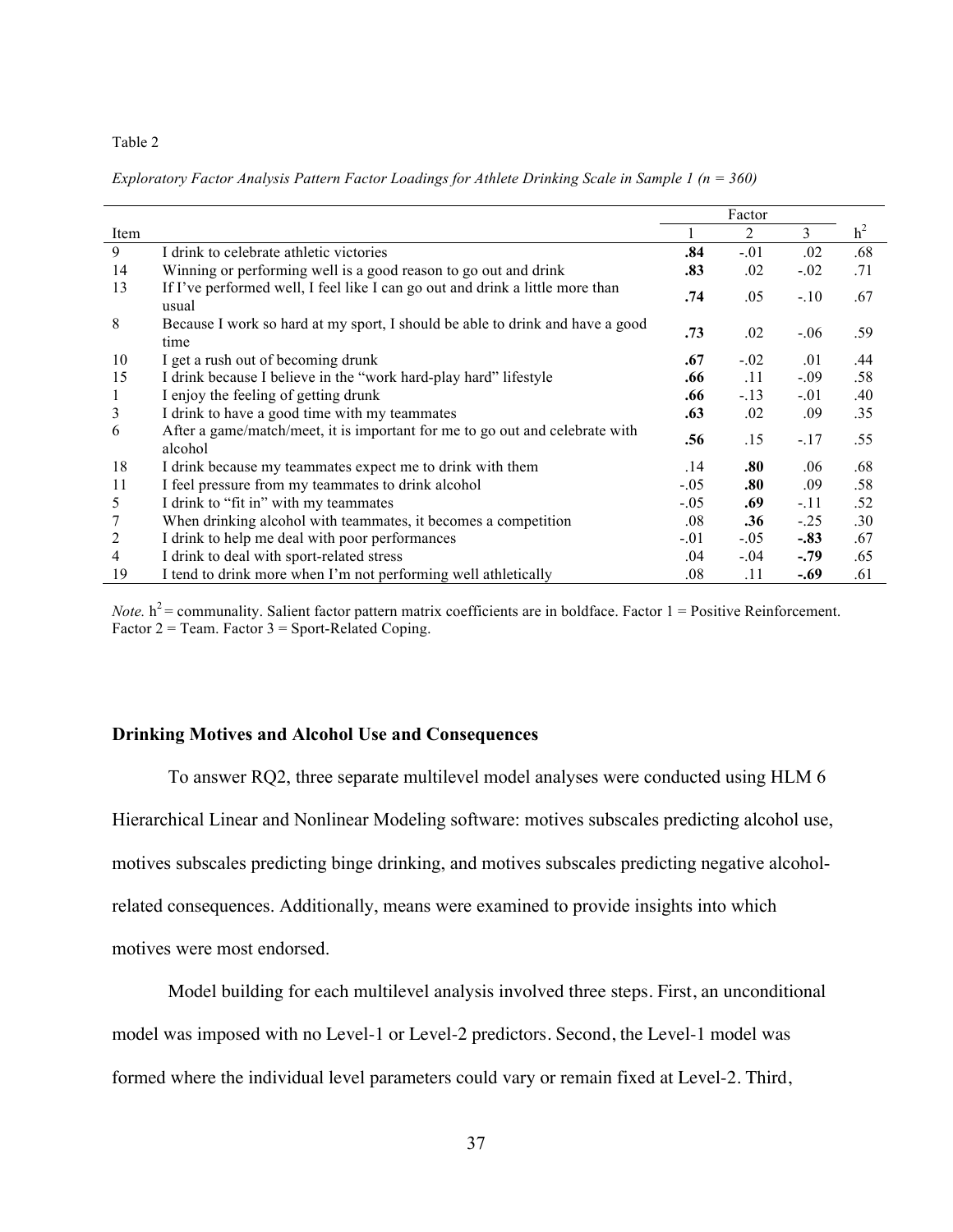Table 2

*Exploratory Factor Analysis Pattern Factor Loadings for Athlete Drinking Scale in Sample 1 (n = 360)*

| | | Factor | | | |
|---|---|---|---|---|---|
| Item | | 1 | 2 | 3 | $h^2$ |
| 9 | I drink to celebrate athletic victories | **.84** | -.01 | .02 | .68 |
| 14 | Winning or performing well is a good reason to go out and drink | **.83** | .02 | -.02 | .71 |
| 13 | If I've performed well, I feel like I can go out and drink a little more than usual | **.74** | .05 | -.10 | .67 |
| 8 | Because I work so hard at my sport, I should be able to drink and have a good time | **.73** | .02 | -.06 | .59 |
| 10 | I get a rush out of becoming drunk | **.67** | -.02 | .01 | .44 |
| 15 | I drink because I believe in the "work hard-play hard" lifestyle | **.66** | .11 | -.09 | .58 |
| 1 | I enjoy the feeling of getting drunk | **.66** | -.13 | -.01 | .40 |
| 3 | I drink to have a good time with my teammates | **.63** | .02 | .09 | .35 |
| 6 | After a game/match/meet, it is important for me to go out and celebrate with alcohol | **.56** | .15 | -.17 | .55 |
| 18 | I drink because my teammates expect me to drink with them | .14 | **.80** | .06 | .68 |
| 11 | I feel pressure from my teammates to drink alcohol | -.05 | **.80** | .09 | .58 |
| 5 | I drink to "fit in" with my teammates | -.05 | **.69** | -.11 | .52 |
| 7 | When drinking alcohol with teammates, it becomes a competition | .08 | **.36** | -.25 | .30 |
| 2 | I drink to help me deal with poor performances | -.01 | -.05 | **-.83** | .67 |
| 4 | I drink to deal with sport-related stress | .04 | -.04 | **-.79** | .65 |
| 19 | I tend to drink more when I'm not performing well athletically | .08 | .11 | **-.69** | .61 |

*Note.* $h^2$ = communality. Salient factor pattern matrix coefficients are in boldface. Factor 1 = Positive Reinforcement. Factor 2 = Team. Factor 3 = Sport-Related Coping.

### Drinking Motives and Alcohol Use and Consequences

To answer RQ2, three separate multilevel model analyses were conducted using HLM 6 Hierarchical Linear and Nonlinear Modeling software: motives subscales predicting alcohol use, motives subscales predicting binge drinking, and motives subscales predicting negative alcohol-related consequences. Additionally, means were examined to provide insights into which motives were most endorsed.

Model building for each multilevel analysis involved three steps. First, an unconditional model was imposed with no Level-1 or Level-2 predictors. Second, the Level-1 model was formed where the individual level parameters could vary or remain fixed at Level-2. Third,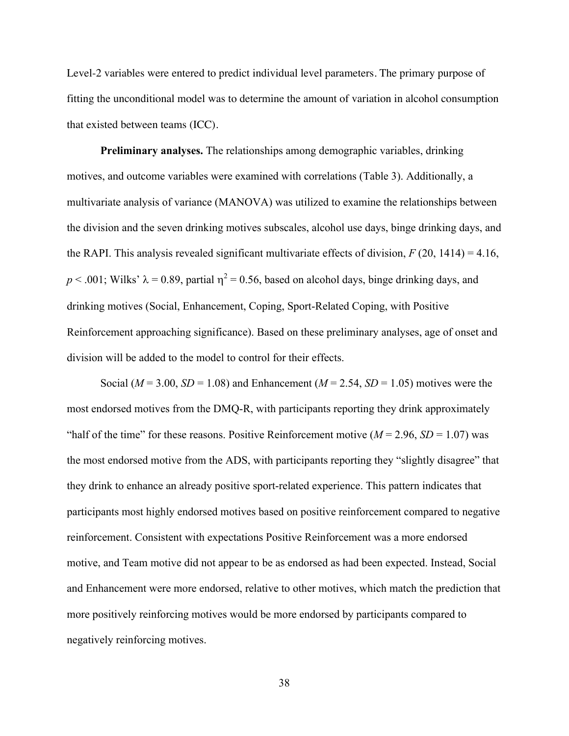Level-2 variables were entered to predict individual level parameters. The primary purpose of fitting the unconditional model was to determine the amount of variation in alcohol consumption that existed between teams (ICC).

**Preliminary analyses.** The relationships among demographic variables, drinking motives, and outcome variables were examined with correlations (Table 3). Additionally, a multivariate analysis of variance (MANOVA) was utilized to examine the relationships between the division and the seven drinking motives subscales, alcohol use days, binge drinking days, and the RAPI. This analysis revealed significant multivariate effects of division, $F$ (20, 1414) = 4.16, $p < .001$; Wilks' $\lambda = 0.89$, partial $\eta^2 = 0.56$, based on alcohol days, binge drinking days, and drinking motives (Social, Enhancement, Coping, Sport-Related Coping, with Positive Reinforcement approaching significance). Based on these preliminary analyses, age of onset and division will be added to the model to control for their effects.

Social ($M$ = 3.00, $SD$ = 1.08) and Enhancement ($M$ = 2.54, $SD$ = 1.05) motives were the most endorsed motives from the DMQ-R, with participants reporting they drink approximately "half of the time" for these reasons. Positive Reinforcement motive ($M$ = 2.96, $SD$ = 1.07) was the most endorsed motive from the ADS, with participants reporting they "slightly disagree" that they drink to enhance an already positive sport-related experience. This pattern indicates that participants most highly endorsed motives based on positive reinforcement compared to negative reinforcement. Consistent with expectations Positive Reinforcement was a more endorsed motive, and Team motive did not appear to be as endorsed as had been expected. Instead, Social and Enhancement were more endorsed, relative to other motives, which match the prediction that more positively reinforcing motives would be more endorsed by participants compared to negatively reinforcing motives.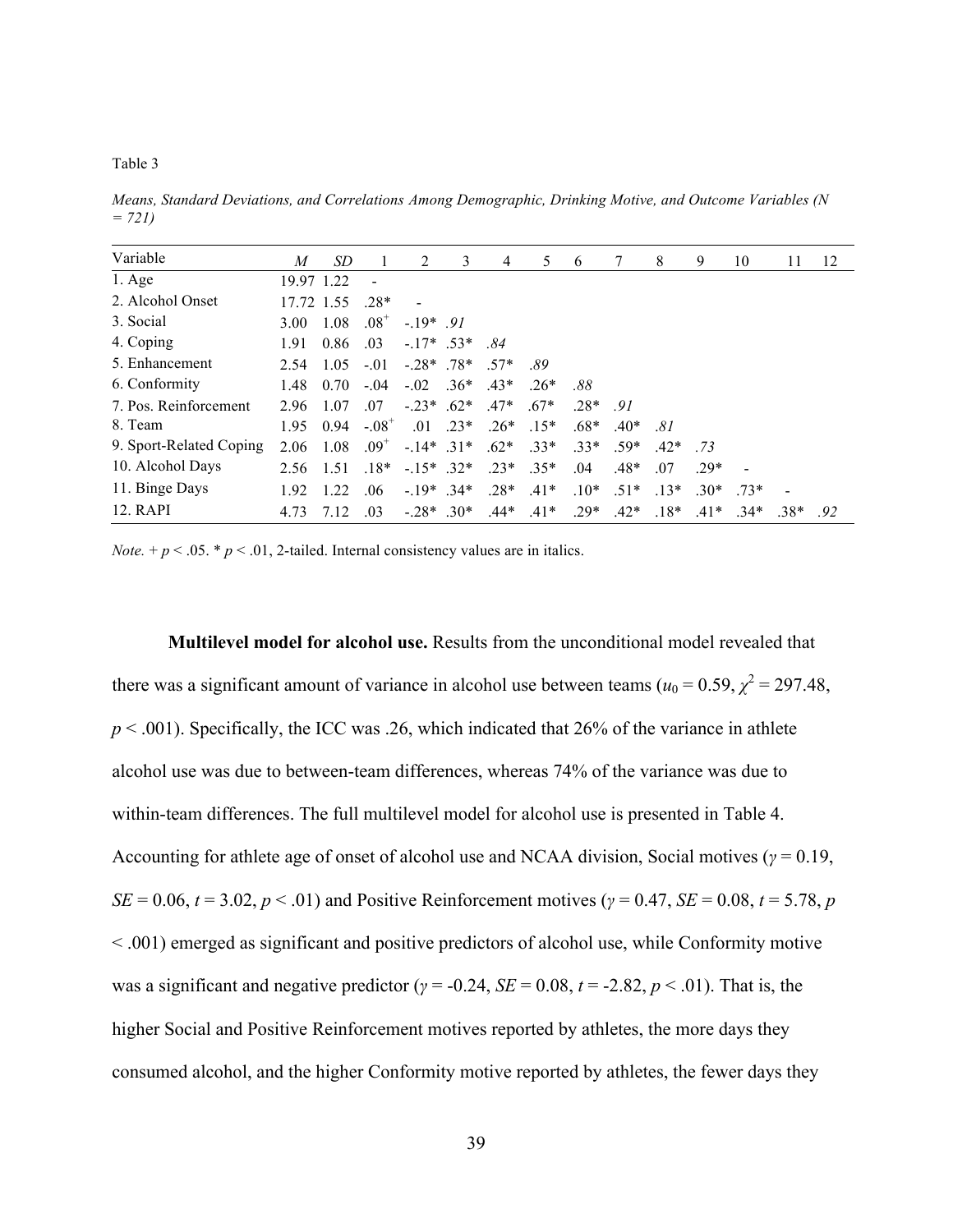Table 3

*Means, Standard Deviations, and Correlations Among Demographic, Drinking Motive, and Outcome Variables (N = 721)*

| Variable | *M* | *SD* | 1 | 2 | 3 | 4 | 5 | 6 | 7 | 8 | 9 | 10 | 11 | 12 |
|---|---|---|---|---|---|---|---|---|---|---|---|---|---|---|
| 1. Age | 19.97 | 1.22 | - | | | | | | | | | | | |
| 2. Alcohol Onset | 17.72 | 1.55 | .28* | - | | | | | | | | | | |
| 3. Social | 3.00 | 1.08 | $.08^{+}$ | -.19* | *.91* | | | | | | | | | |
| 4. Coping | 1.91 | 0.86 | .03 | -.17* | .53* | *.84* | | | | | | | | |
| 5. Enhancement | 2.54 | 1.05 | -.01 | -.28* | .78* | .57* | *.89* | | | | | | | |
| 6. Conformity | 1.48 | 0.70 | -.04 | -.02 | .36* | .43* | .26* | *.88* | | | | | | |
| 7. Pos. Reinforcement | 2.96 | 1.07 | .07 | -.23* | .62* | .47* | .67* | .28* | *.91* | | | | | |
| 8. Team | 1.95 | 0.94 | $-.08^{+}$ | .01 | .23* | .26* | .15* | .68* | .40* | *.81* | | | | |
| 9. Sport-Related Coping | 2.06 | 1.08 | $.09^{+}$ | -.14* | .31* | .62* | .33* | .33* | .59* | .42* | *.73* | | | |
| 10. Alcohol Days | 2.56 | 1.51 | .18* | -.15* | .32* | .23* | .35* | .04 | .48* | .07 | .29* | - | | |
| 11. Binge Days | 1.92 | 1.22 | .06 | -.19* | .34* | .28* | .41* | .10* | .51* | .13* | .30* | .73* | - | |
| 12. RAPI | 4.73 | 7.12 | .03 | -.28* | .30* | .44* | .41* | .29* | .42* | .18* | .41* | .34* | .38* | *.92* |

*Note.* + $p < .05$. * $p < .01$, 2-tailed. Internal consistency values are in italics.

**Multilevel model for alcohol use.** Results from the unconditional model revealed that there was a significant amount of variance in alcohol use between teams ($u_0 = 0.59$, $\chi^2 = 297.48$, $p < .001$). Specifically, the ICC was .26, which indicated that 26% of the variance in athlete alcohol use was due to between-team differences, whereas 74% of the variance was due to within-team differences. The full multilevel model for alcohol use is presented in Table 4. Accounting for athlete age of onset of alcohol use and NCAA division, Social motives ($\gamma = 0.19$, $SE = 0.06$, $t = 3.02$, $p < .01$) and Positive Reinforcement motives ($\gamma = 0.47$, $SE = 0.08$, $t = 5.78$, $p < .001$) emerged as significant and positive predictors of alcohol use, while Conformity motive was a significant and negative predictor ($\gamma = -0.24$, $SE = 0.08$, $t = -2.82$, $p < .01$). That is, the higher Social and Positive Reinforcement motives reported by athletes, the more days they consumed alcohol, and the higher Conformity motive reported by athletes, the fewer days they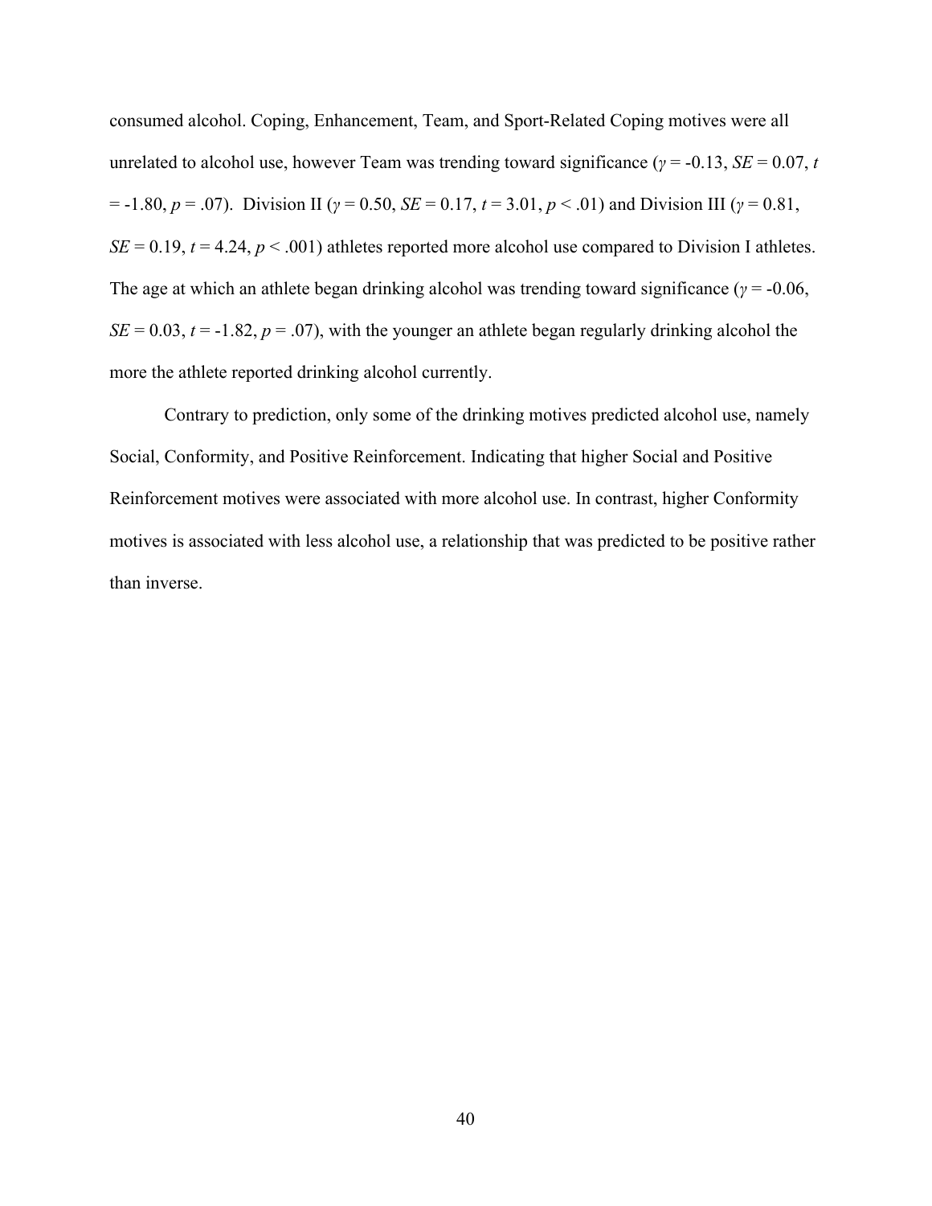consumed alcohol. Coping, Enhancement, Team, and Sport-Related Coping motives were all unrelated to alcohol use, however Team was trending toward significance ($\gamma = -0.13$, $SE = 0.07$, $t = -1.80$, $p = .07$). Division II ($\gamma = 0.50$, $SE = 0.17$, $t = 3.01$, $p < .01$) and Division III ($\gamma = 0.81$, $SE = 0.19$, $t = 4.24$, $p < .001$) athletes reported more alcohol use compared to Division I athletes. The age at which an athlete began drinking alcohol was trending toward significance ($\gamma = -0.06$, $SE = 0.03$, $t = -1.82$, $p = .07$), with the younger an athlete began regularly drinking alcohol the more the athlete reported drinking alcohol currently.

Contrary to prediction, only some of the drinking motives predicted alcohol use, namely Social, Conformity, and Positive Reinforcement. Indicating that higher Social and Positive Reinforcement motives were associated with more alcohol use. In contrast, higher Conformity motives is associated with less alcohol use, a relationship that was predicted to be positive rather than inverse.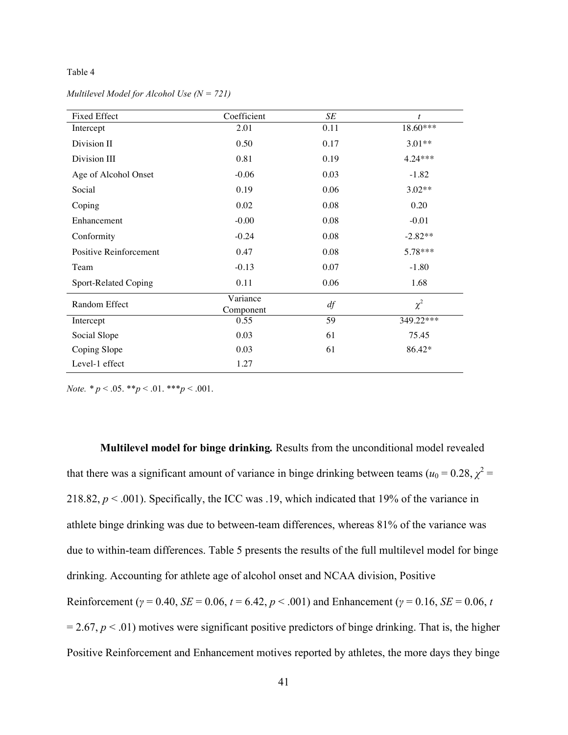Table 4

*Multilevel Model for Alcohol Use (N = 721)*

| Fixed Effect | Coefficient | *SE* | *t* |
|---|---|---|---|
| Intercept | 2.01 | 0.11 | 18.60*** |
| Division II | 0.50 | 0.17 | 3.01** |
| Division III | 0.81 | 0.19 | 4.24*** |
| Age of Alcohol Onset | -0.06 | 0.03 | -1.82 |
| Social | 0.19 | 0.06 | 3.02** |
| Coping | 0.02 | 0.08 | 0.20 |
| Enhancement | -0.00 | 0.08 | -0.01 |
| Conformity | -0.24 | 0.08 | -2.82** |
| Positive Reinforcement | 0.47 | 0.08 | 5.78*** |
| Team | -0.13 | 0.07 | -1.80 |
| Sport-Related Coping | 0.11 | 0.06 | 1.68 |
| **Random Effect** | **Variance Component** | ***df*** | **$\chi^2$** |
| Intercept | 0.55 | 59 | 349.22*** |
| Social Slope | 0.03 | 61 | 75.45 |
| Coping Slope | 0.03 | 61 | 86.42* |
| Level-1 effect | 1.27 | | |

*Note.* * $p < .05$. ** $p < .01$. *** $p < .001$.

**Multilevel model for binge drinking.** Results from the unconditional model revealed that there was a significant amount of variance in binge drinking between teams ($u_0 = 0.28$, $\chi^2 = 218.82$, $p < .001$). Specifically, the ICC was .19, which indicated that 19% of the variance in athlete binge drinking was due to between-team differences, whereas 81% of the variance was due to within-team differences. Table 5 presents the results of the full multilevel model for binge drinking. Accounting for athlete age of alcohol onset and NCAA division, Positive Reinforcement ($\gamma = 0.40$, $SE = 0.06$, $t = 6.42$, $p < .001$) and Enhancement ($\gamma = 0.16$, $SE = 0.06$, $t = 2.67$, $p < .01$) motives were significant positive predictors of binge drinking. That is, the higher Positive Reinforcement and Enhancement motives reported by athletes, the more days they binge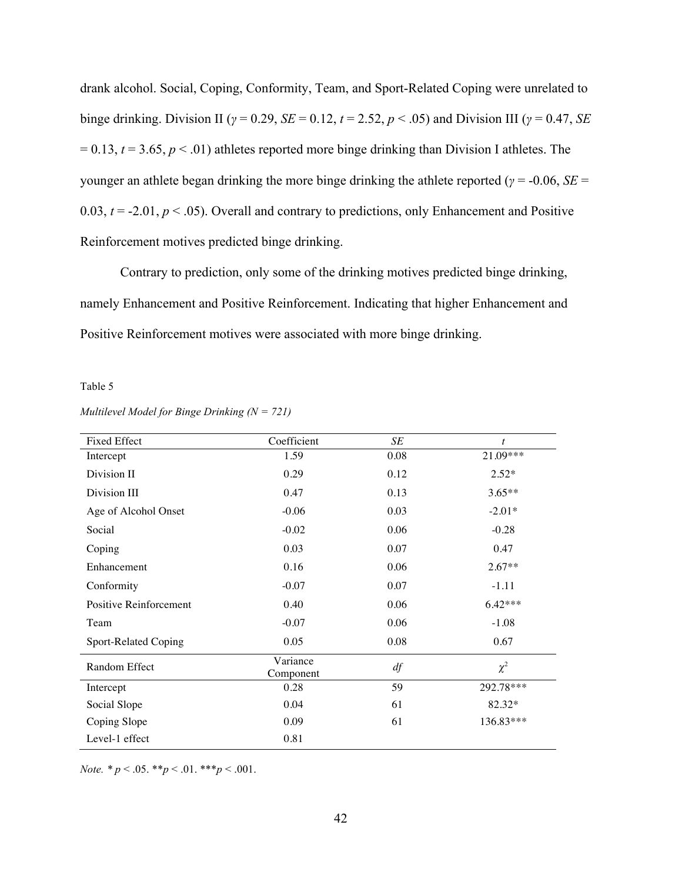drank alcohol. Social, Coping, Conformity, Team, and Sport-Related Coping were unrelated to binge drinking. Division II ($\gamma = 0.29$, $SE = 0.12$, $t = 2.52$, $p < .05$) and Division III ($\gamma = 0.47$, $SE = 0.13$, $t = 3.65$, $p < .01$) athletes reported more binge drinking than Division I athletes. The younger an athlete began drinking the more binge drinking the athlete reported ($\gamma = -0.06$, $SE = 0.03$, $t = -2.01$, $p < .05$). Overall and contrary to predictions, only Enhancement and Positive Reinforcement motives predicted binge drinking.

Contrary to prediction, only some of the drinking motives predicted binge drinking, namely Enhancement and Positive Reinforcement. Indicating that higher Enhancement and Positive Reinforcement motives were associated with more binge drinking.

Table 5

*Multilevel Model for Binge Drinking (N = 721)*

| Fixed Effect | Coefficient | *SE* | *t* |
|---|---|---|---|
| Intercept | 1.59 | 0.08 | 21.09*** |
| Division II | 0.29 | 0.12 | 2.52* |
| Division III | 0.47 | 0.13 | 3.65** |
| Age of Alcohol Onset | -0.06 | 0.03 | -2.01* |
| Social | -0.02 | 0.06 | -0.28 |
| Coping | 0.03 | 0.07 | 0.47 |
| Enhancement | 0.16 | 0.06 | 2.67** |
| Conformity | -0.07 | 0.07 | -1.11 |
| Positive Reinforcement | 0.40 | 0.06 | 6.42*** |
| Team | -0.07 | 0.06 | -1.08 |
| Sport-Related Coping | 0.05 | 0.08 | 0.67 |
| **Random Effect** | **Variance Component** | ***df*** | **$\chi^2$** |
| Intercept | 0.28 | 59 | 292.78*** |
| Social Slope | 0.04 | 61 | 82.32* |
| Coping Slope | 0.09 | 61 | 136.83*** |
| Level-1 effect | 0.81 | | |

*Note.* * $p < .05$. ** $p < .01$. *** $p < .001$.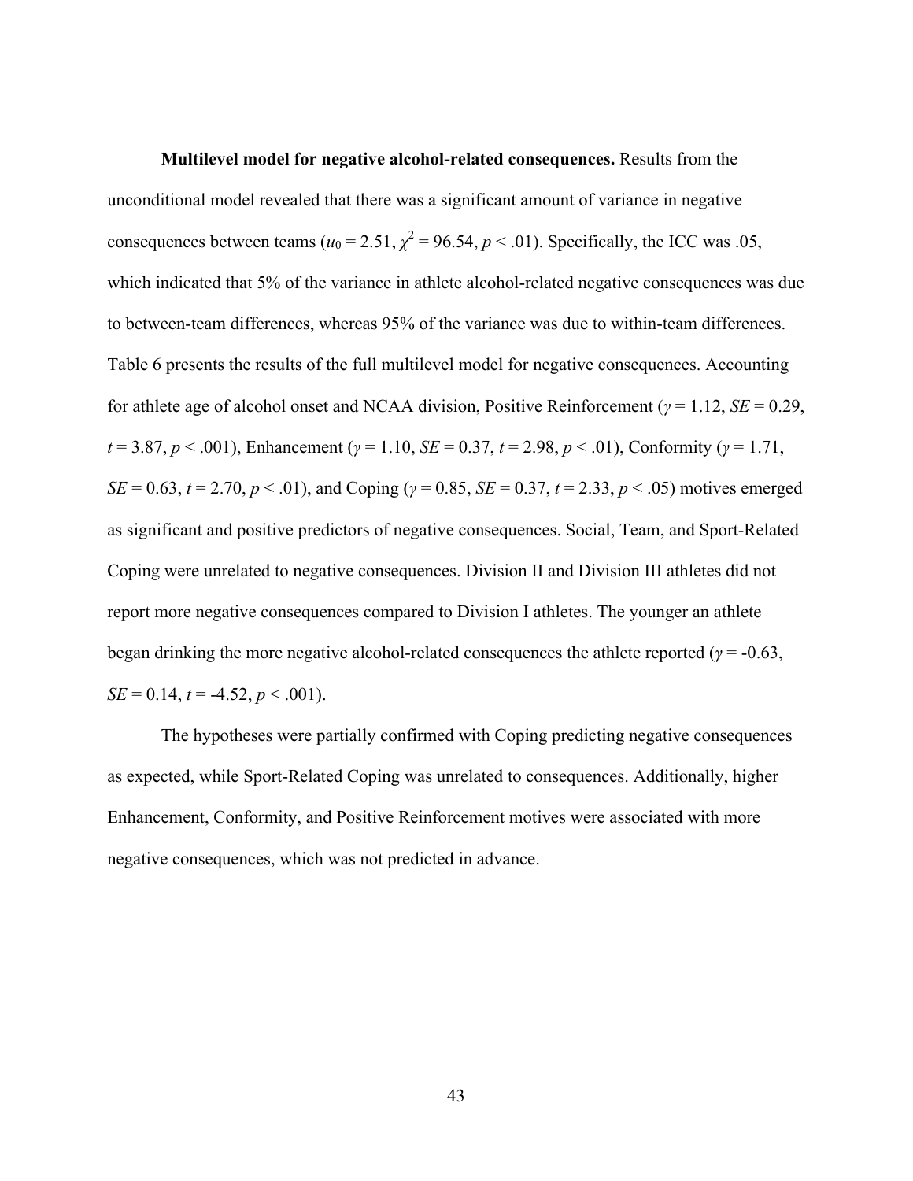**Multilevel model for negative alcohol-related consequences.** Results from the unconditional model revealed that there was a significant amount of variance in negative consequences between teams ($u_0 = 2.51$, $\chi^2 = 96.54$, $p < .01$). Specifically, the ICC was .05, which indicated that 5% of the variance in athlete alcohol-related negative consequences was due to between-team differences, whereas 95% of the variance was due to within-team differences. Table 6 presents the results of the full multilevel model for negative consequences. Accounting for athlete age of alcohol onset and NCAA division, Positive Reinforcement ($\gamma = 1.12$, $SE = 0.29$, $t = 3.87$, $p < .001$), Enhancement ($\gamma = 1.10$, $SE = 0.37$, $t = 2.98$, $p < .01$), Conformity ($\gamma = 1.71$, $SE = 0.63$, $t = 2.70$, $p < .01$), and Coping ($\gamma = 0.85$, $SE = 0.37$, $t = 2.33$, $p < .05$) motives emerged as significant and positive predictors of negative consequences. Social, Team, and Sport-Related Coping were unrelated to negative consequences. Division II and Division III athletes did not report more negative consequences compared to Division I athletes. The younger an athlete began drinking the more negative alcohol-related consequences the athlete reported ($\gamma = -0.63$, $SE = 0.14$, $t = -4.52$, $p < .001$).

The hypotheses were partially confirmed with Coping predicting negative consequences as expected, while Sport-Related Coping was unrelated to consequences. Additionally, higher Enhancement, Conformity, and Positive Reinforcement motives were associated with more negative consequences, which was not predicted in advance.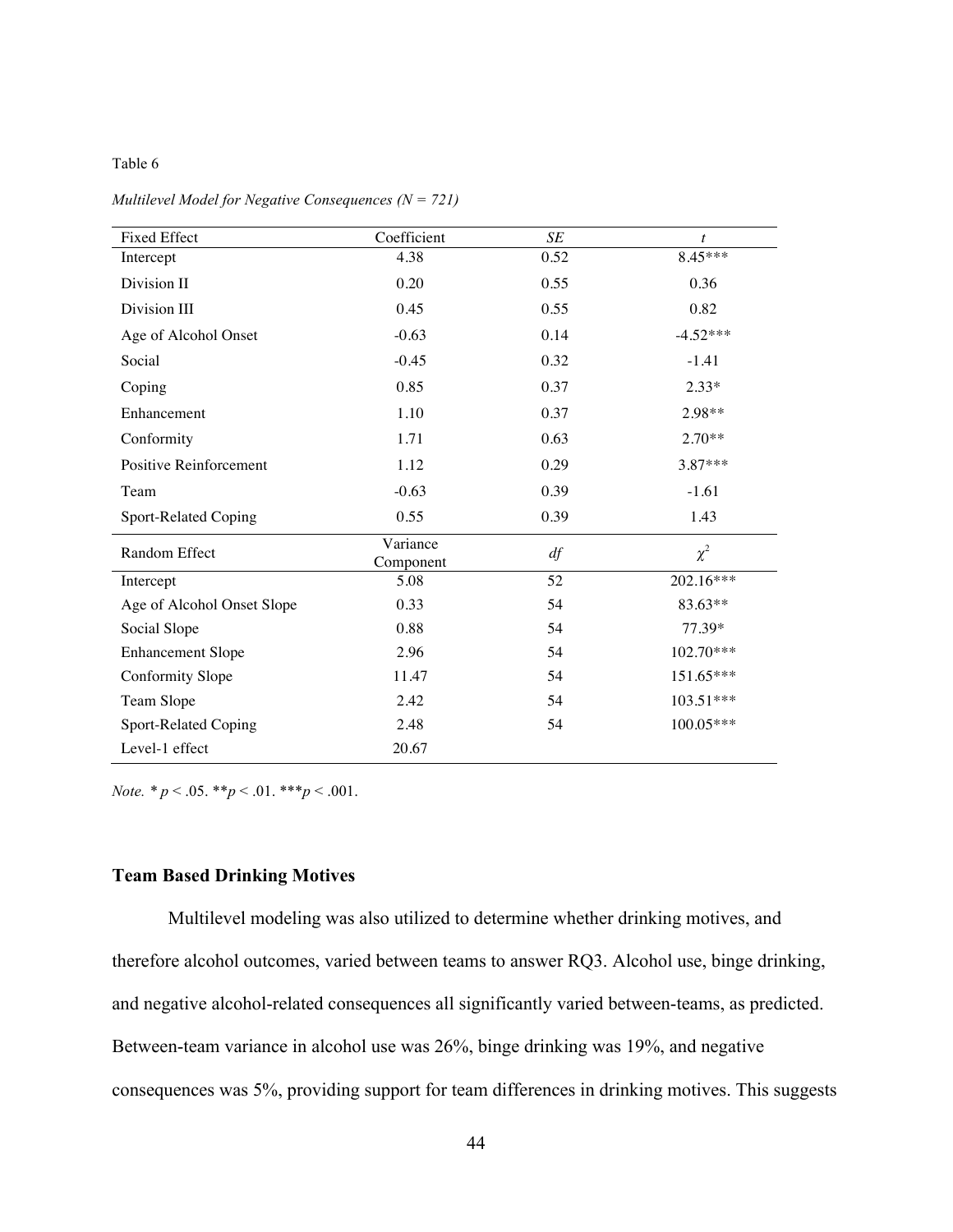Table 6

*Multilevel Model for Negative Consequences (N = 721)*

| Fixed Effect | Coefficient | *SE* | *t* |
|---|---|---|---|
| Intercept | 4.38 | 0.52 | 8.45*** |
| Division II | 0.20 | 0.55 | 0.36 |
| Division III | 0.45 | 0.55 | 0.82 |
| Age of Alcohol Onset | -0.63 | 0.14 | -4.52*** |
| Social | -0.45 | 0.32 | -1.41 |
| Coping | 0.85 | 0.37 | 2.33* |
| Enhancement | 1.10 | 0.37 | 2.98** |
| Conformity | 1.71 | 0.63 | 2.70** |
| Positive Reinforcement | 1.12 | 0.29 | 3.87*** |
| Team | -0.63 | 0.39 | -1.61 |
| Sport-Related Coping | 0.55 | 0.39 | 1.43 |
| **Random Effect** | **Variance Component** | ***df*** | **$\chi^2$** |
| Intercept | 5.08 | 52 | 202.16*** |
| Age of Alcohol Onset Slope | 0.33 | 54 | 83.63** |
| Social Slope | 0.88 | 54 | 77.39* |
| Enhancement Slope | 2.96 | 54 | 102.70*** |
| Conformity Slope | 11.47 | 54 | 151.65*** |
| Team Slope | 2.42 | 54 | 103.51*** |
| Sport-Related Coping | 2.48 | 54 | 100.05*** |
| Level-1 effect | 20.67 | | |

*Note.* * $p < .05$. ** $p < .01$. *** $p < .001$.

## Team Based Drinking Motives

Multilevel modeling was also utilized to determine whether drinking motives, and therefore alcohol outcomes, varied between teams to answer RQ3. Alcohol use, binge drinking, and negative alcohol-related consequences all significantly varied between-teams, as predicted. Between-team variance in alcohol use was 26%, binge drinking was 19%, and negative consequences was 5%, providing support for team differences in drinking motives. This suggests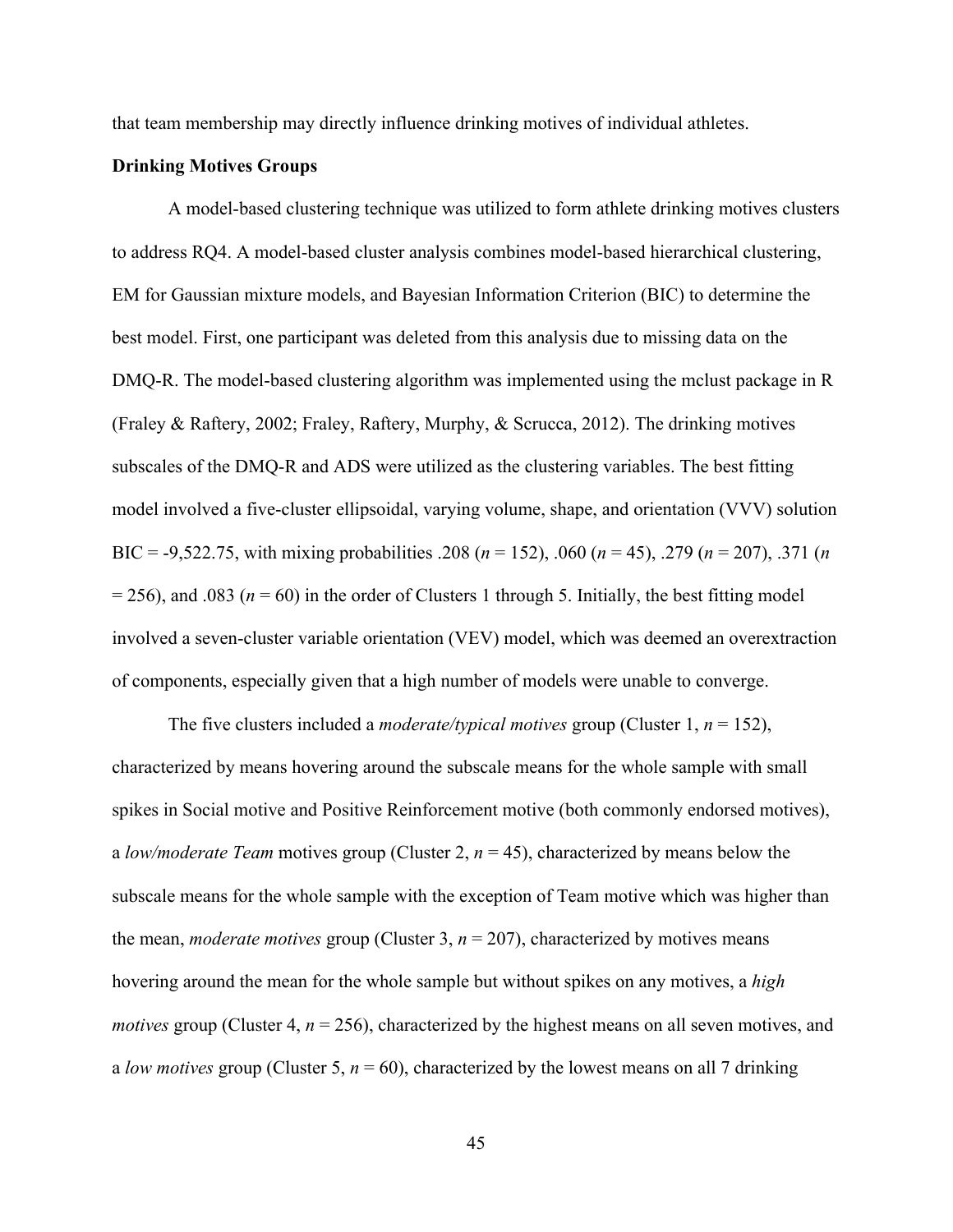that team membership may directly influence drinking motives of individual athletes.

**Drinking Motives Groups**

A model-based clustering technique was utilized to form athlete drinking motives clusters to address RQ4. A model-based cluster analysis combines model-based hierarchical clustering, EM for Gaussian mixture models, and Bayesian Information Criterion (BIC) to determine the best model. First, one participant was deleted from this analysis due to missing data on the DMQ-R. The model-based clustering algorithm was implemented using the mclust package in R (Fraley & Raftery, 2002; Fraley, Raftery, Murphy, & Scrucca, 2012). The drinking motives subscales of the DMQ-R and ADS were utilized as the clustering variables. The best fitting model involved a five-cluster ellipsoidal, varying volume, shape, and orientation (VVV) solution BIC = -9,522.75, with mixing probabilities .208 ($n$ = 152), .060 ($n$ = 45), .279 ($n$ = 207), .371 ($n$ = 256), and .083 ($n$ = 60) in the order of Clusters 1 through 5. Initially, the best fitting model involved a seven-cluster variable orientation (VEV) model, which was deemed an overextraction of components, especially given that a high number of models were unable to converge.

The five clusters included a *moderate/typical motives* group (Cluster 1, $n$ = 152), characterized by means hovering around the subscale means for the whole sample with small spikes in Social motive and Positive Reinforcement motive (both commonly endorsed motives), a *low/moderate Team* motives group (Cluster 2, $n$ = 45), characterized by means below the subscale means for the whole sample with the exception of Team motive which was higher than the mean, *moderate motives* group (Cluster 3, $n$ = 207), characterized by motives means hovering around the mean for the whole sample but without spikes on any motives, a *high motives* group (Cluster 4, $n$ = 256), characterized by the highest means on all seven motives, and a *low motives* group (Cluster 5, $n$ = 60), characterized by the lowest means on all 7 drinking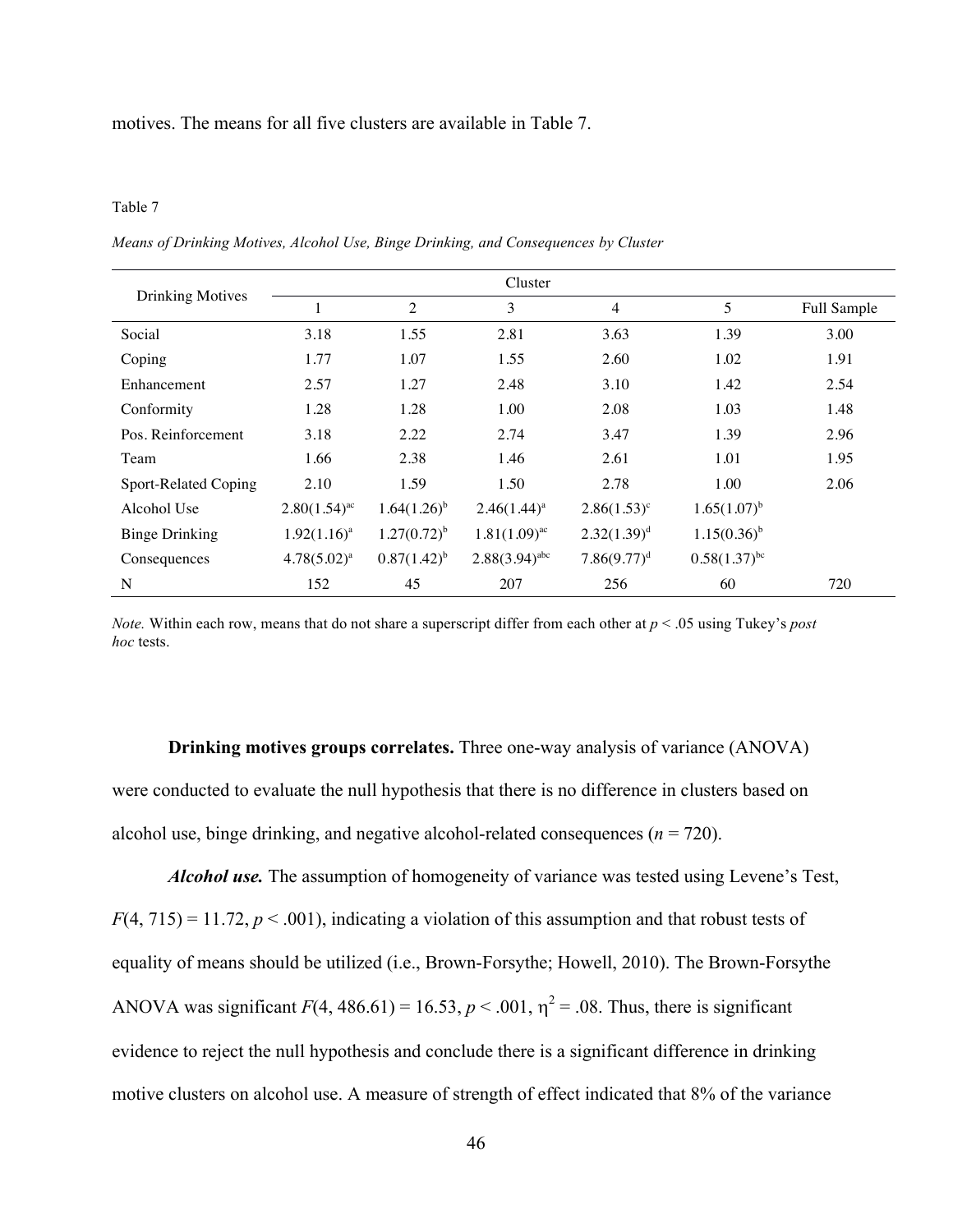motives. The means for all five clusters are available in Table 7.

Table 7

*Means of Drinking Motives, Alcohol Use, Binge Drinking, and Consequences by Cluster*

| Drinking Motives | Cluster | | | | | |
|---|---|---|---|---|---|---|
| | 1 | 2 | 3 | 4 | 5 | Full Sample |
| Social | 3.18 | 1.55 | 2.81 | 3.63 | 1.39 | 3.00 |
| Coping | 1.77 | 1.07 | 1.55 | 2.60 | 1.02 | 1.91 |
| Enhancement | 2.57 | 1.27 | 2.48 | 3.10 | 1.42 | 2.54 |
| Conformity | 1.28 | 1.28 | 1.00 | 2.08 | 1.03 | 1.48 |
| Pos. Reinforcement | 3.18 | 2.22 | 2.74 | 3.47 | 1.39 | 2.96 |
| Team | 1.66 | 2.38 | 1.46 | 2.61 | 1.01 | 1.95 |
| Sport-Related Coping | 2.10 | 1.59 | 1.50 | 2.78 | 1.00 | 2.06 |
| Alcohol Use | $2.80(1.54)^{ac}$ | $1.64(1.26)^{b}$ | $2.46(1.44)^{a}$ | $2.86(1.53)^{c}$ | $1.65(1.07)^{b}$ | |
| Binge Drinking | $1.92(1.16)^{a}$ | $1.27(0.72)^{b}$ | $1.81(1.09)^{ac}$ | $2.32(1.39)^{d}$ | $1.15(0.36)^{b}$ | |
| Consequences | $4.78(5.02)^{a}$ | $0.87(1.42)^{b}$ | $2.88(3.94)^{abc}$ | $7.86(9.77)^{d}$ | $0.58(1.37)^{bc}$ | |
| N | 152 | 45 | 207 | 256 | 60 | 720 |

*Note.* Within each row, means that do not share a superscript differ from each other at $p < .05$ using Tukey's *post hoc* tests.

**Drinking motives groups correlates.** Three one-way analysis of variance (ANOVA) were conducted to evaluate the null hypothesis that there is no difference in clusters based on alcohol use, binge drinking, and negative alcohol-related consequences ($n = 720$).

***Alcohol use.*** The assumption of homogeneity of variance was tested using Levene's Test, $F(4, 715) = 11.72$, $p < .001$), indicating a violation of this assumption and that robust tests of equality of means should be utilized (i.e., Brown-Forsythe; Howell, 2010). The Brown-Forsythe ANOVA was significant $F(4, 486.61) = 16.53$, $p < .001$, $\eta^2 = .08$. Thus, there is significant evidence to reject the null hypothesis and conclude there is a significant difference in drinking motive clusters on alcohol use. A measure of strength of effect indicated that 8% of the variance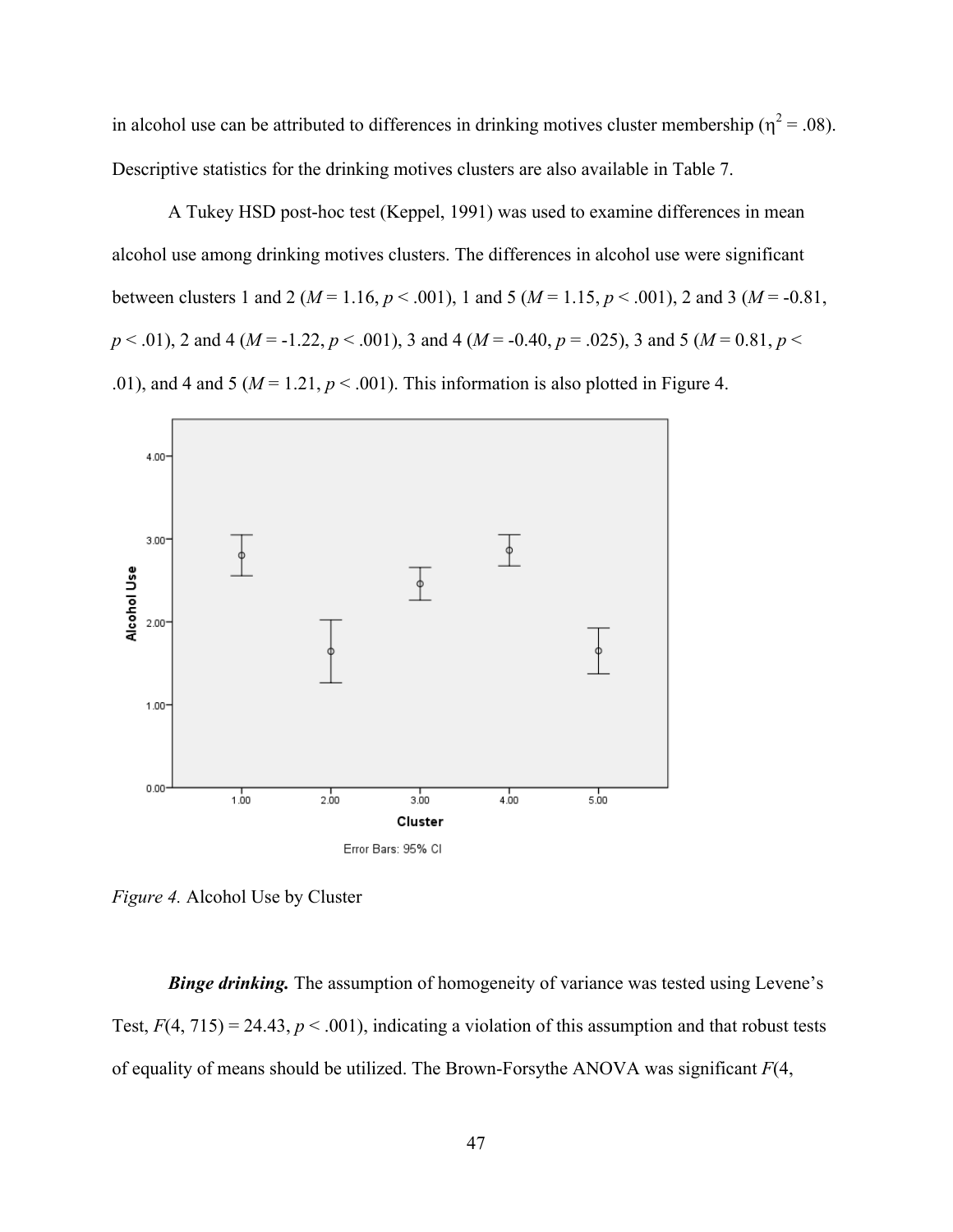in alcohol use can be attributed to differences in drinking motives cluster membership ($\eta^2 = .08$). Descriptive statistics for the drinking motives clusters are also available in Table 7.

A Tukey HSD post-hoc test (Keppel, 1991) was used to examine differences in mean alcohol use among drinking motives clusters. The differences in alcohol use were significant between clusters 1 and 2 ($M = 1.16$, $p < .001$), 1 and 5 ($M = 1.15$, $p < .001$), 2 and 3 ($M = -0.81$, $p < .01$), 2 and 4 ($M = -1.22$, $p < .001$), 3 and 4 ($M = -0.40$, $p = .025$), 3 and 5 ($M = 0.81$, $p < .01$), and 4 and 5 ($M = 1.21$, $p < .001$). This information is also plotted in Figure 4.

*Figure 4.* Alcohol Use by Cluster

***Binge drinking.*** The assumption of homogeneity of variance was tested using Levene's Test, $F(4, 715) = 24.43$, $p < .001$), indicating a violation of this assumption and that robust tests of equality of means should be utilized. The Brown-Forsythe ANOVA was significant $F$(4,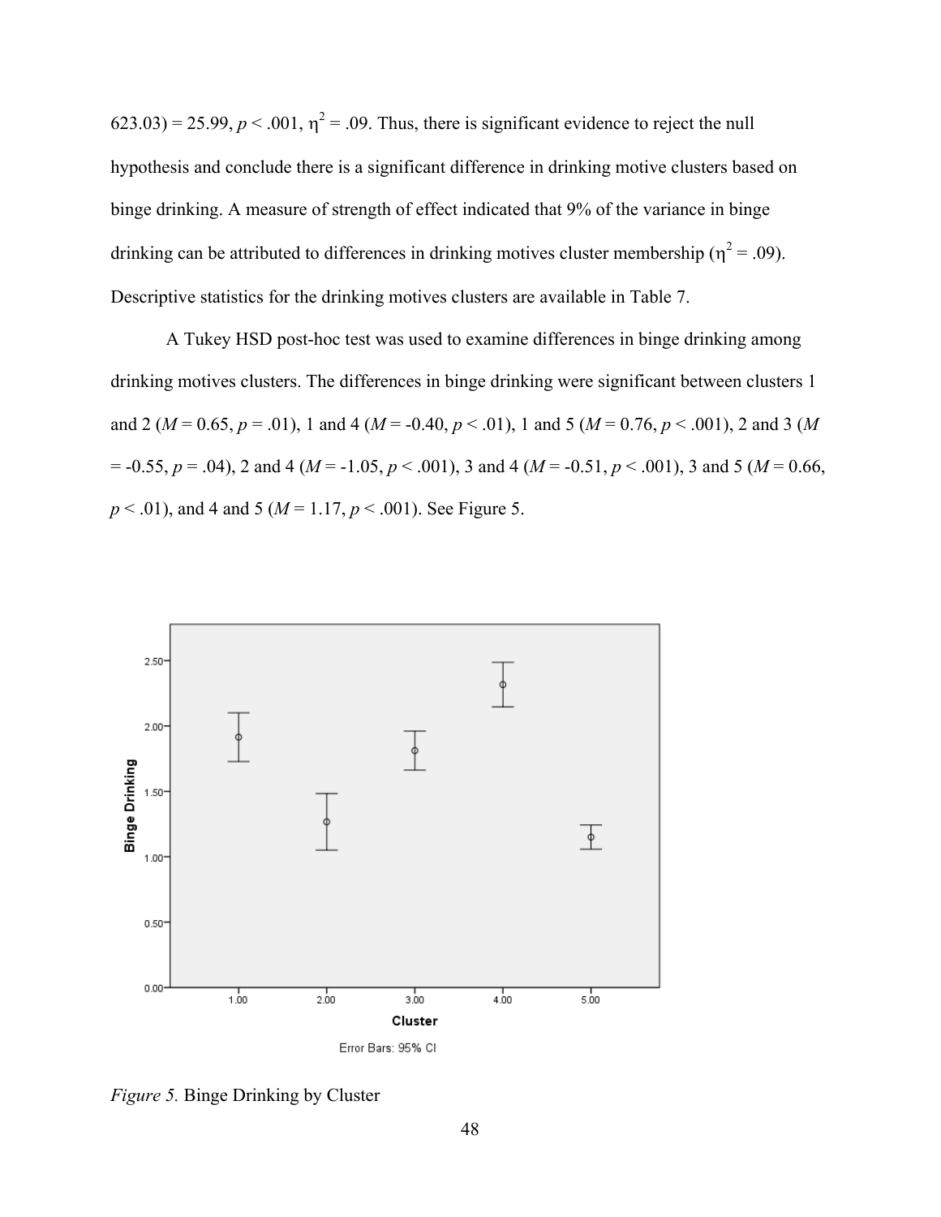623.03) = 25.99, $p < .001$, $\eta^2 = .09$. Thus, there is significant evidence to reject the null hypothesis and conclude there is a significant difference in drinking motive clusters based on binge drinking. A measure of strength of effect indicated that 9% of the variance in binge drinking can be attributed to differences in drinking motives cluster membership ($\eta^2 = .09$). Descriptive statistics for the drinking motives clusters are available in Table 7.

A Tukey HSD post-hoc test was used to examine differences in binge drinking among drinking motives clusters. The differences in binge drinking were significant between clusters 1 and 2 ($M = 0.65$, $p = .01$), 1 and 4 ($M = -0.40$, $p < .01$), 1 and 5 ($M = 0.76$, $p < .001$), 2 and 3 ($M = -0.55$, $p = .04$), 2 and 4 ($M = -1.05$, $p < .001$), 3 and 4 ($M = -0.51$, $p < .001$), 3 and 5 ($M = 0.66$, $p < .01$), and 4 and 5 ($M = 1.17$, $p < .001$). See Figure 5.

*Figure 5.* Binge Drinking by Cluster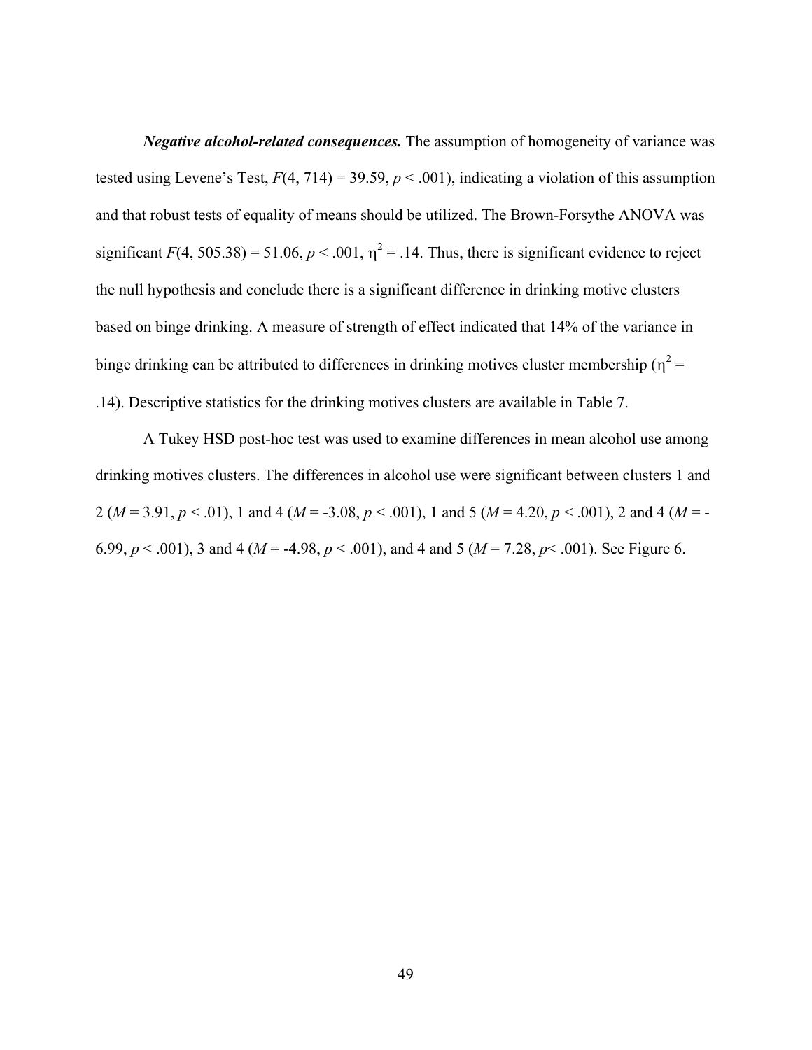***Negative alcohol-related consequences.*** The assumption of homogeneity of variance was tested using Levene's Test, $F(4, 714) = 39.59$, $p < .001$), indicating a violation of this assumption and that robust tests of equality of means should be utilized. The Brown-Forsythe ANOVA was significant $F(4, 505.38) = 51.06$, $p < .001$, $\eta^2 = .14$. Thus, there is significant evidence to reject the null hypothesis and conclude there is a significant difference in drinking motive clusters based on binge drinking. A measure of strength of effect indicated that 14% of the variance in binge drinking can be attributed to differences in drinking motives cluster membership ($\eta^2 = .14$). Descriptive statistics for the drinking motives clusters are available in Table 7.

A Tukey HSD post-hoc test was used to examine differences in mean alcohol use among drinking motives clusters. The differences in alcohol use were significant between clusters 1 and 2 ($M = 3.91$, $p < .01$), 1 and 4 ($M = -3.08$, $p < .001$), 1 and 5 ($M = 4.20$, $p < .001$), 2 and 4 ($M = -6.99$, $p < .001$), 3 and 4 ($M = -4.98$, $p < .001$), and 4 and 5 ($M = 7.28$, $p < .001$). See Figure 6.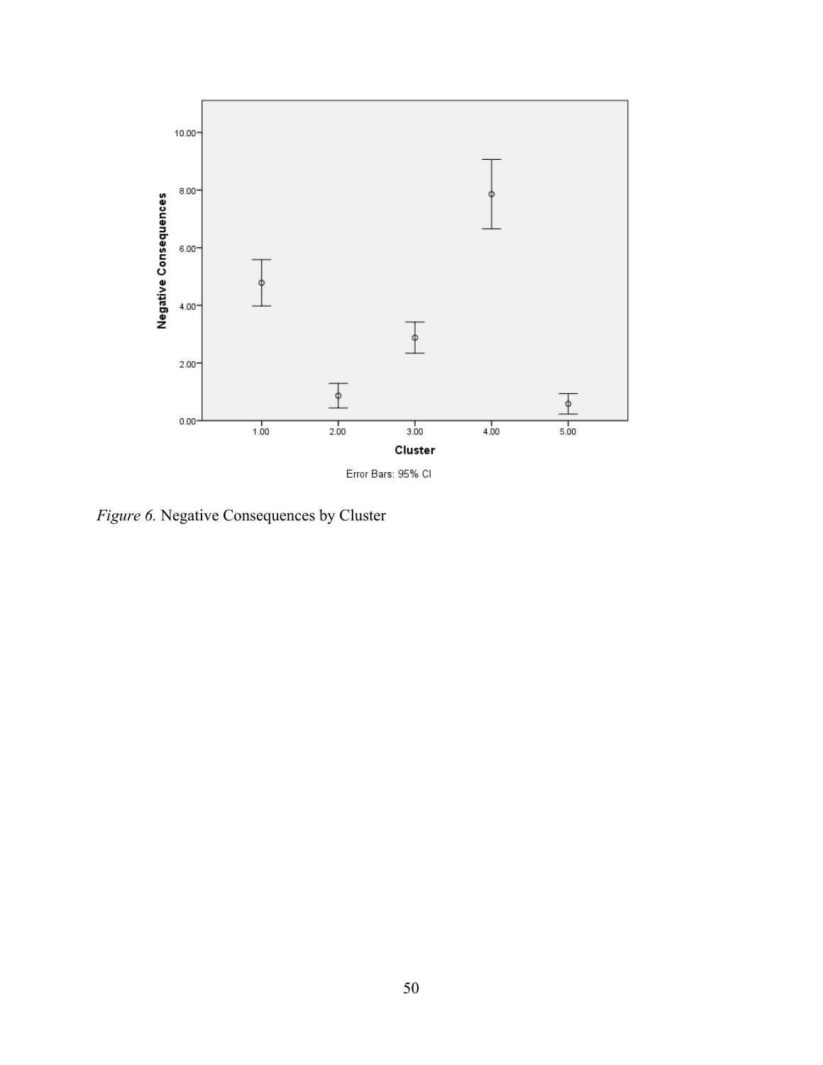*Figure 6.* Negative Consequences by Cluster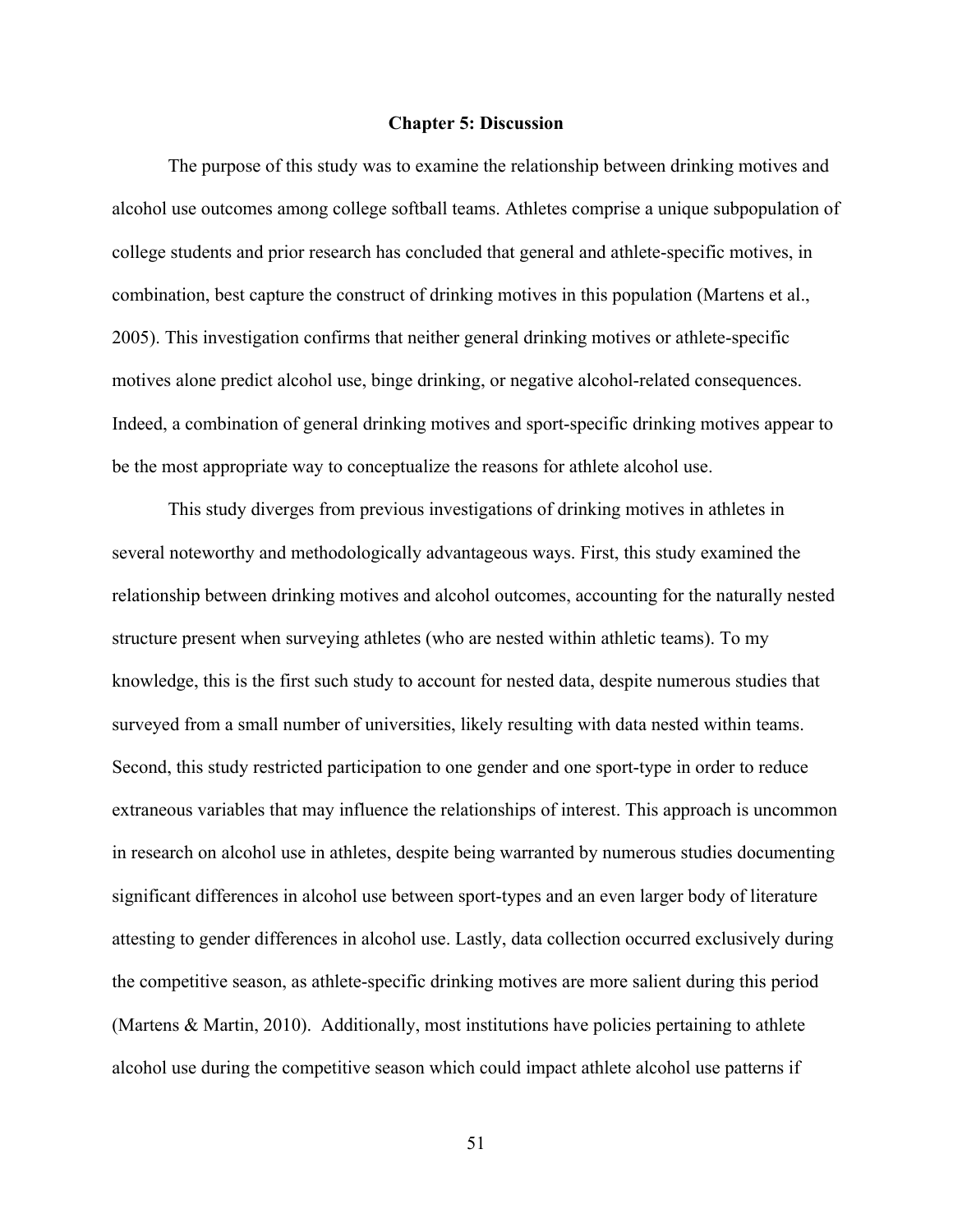# Chapter 5: Discussion

The purpose of this study was to examine the relationship between drinking motives and alcohol use outcomes among college softball teams. Athletes comprise a unique subpopulation of college students and prior research has concluded that general and athlete-specific motives, in combination, best capture the construct of drinking motives in this population (Martens et al., 2005). This investigation confirms that neither general drinking motives or athlete-specific motives alone predict alcohol use, binge drinking, or negative alcohol-related consequences. Indeed, a combination of general drinking motives and sport-specific drinking motives appear to be the most appropriate way to conceptualize the reasons for athlete alcohol use.

This study diverges from previous investigations of drinking motives in athletes in several noteworthy and methodologically advantageous ways. First, this study examined the relationship between drinking motives and alcohol outcomes, accounting for the naturally nested structure present when surveying athletes (who are nested within athletic teams). To my knowledge, this is the first such study to account for nested data, despite numerous studies that surveyed from a small number of universities, likely resulting with data nested within teams. Second, this study restricted participation to one gender and one sport-type in order to reduce extraneous variables that may influence the relationships of interest. This approach is uncommon in research on alcohol use in athletes, despite being warranted by numerous studies documenting significant differences in alcohol use between sport-types and an even larger body of literature attesting to gender differences in alcohol use. Lastly, data collection occurred exclusively during the competitive season, as athlete-specific drinking motives are more salient during this period (Martens & Martin, 2010). Additionally, most institutions have policies pertaining to athlete alcohol use during the competitive season which could impact athlete alcohol use patterns if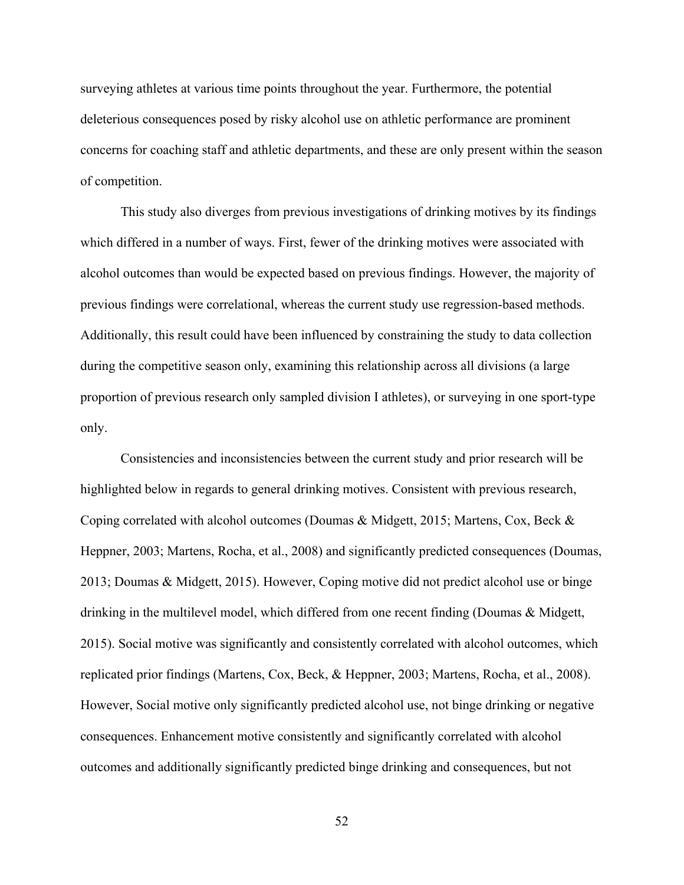surveying athletes at various time points throughout the year. Furthermore, the potential deleterious consequences posed by risky alcohol use on athletic performance are prominent concerns for coaching staff and athletic departments, and these are only present within the season of competition.

This study also diverges from previous investigations of drinking motives by its findings which differed in a number of ways. First, fewer of the drinking motives were associated with alcohol outcomes than would be expected based on previous findings. However, the majority of previous findings were correlational, whereas the current study use regression-based methods. Additionally, this result could have been influenced by constraining the study to data collection during the competitive season only, examining this relationship across all divisions (a large proportion of previous research only sampled division I athletes), or surveying in one sport-type only.

Consistencies and inconsistencies between the current study and prior research will be highlighted below in regards to general drinking motives. Consistent with previous research, Coping correlated with alcohol outcomes (Doumas & Midgett, 2015; Martens, Cox, Beck & Heppner, 2003; Martens, Rocha, et al., 2008) and significantly predicted consequences (Doumas, 2013; Doumas & Midgett, 2015). However, Coping motive did not predict alcohol use or binge drinking in the multilevel model, which differed from one recent finding (Doumas & Midgett, 2015). Social motive was significantly and consistently correlated with alcohol outcomes, which replicated prior findings (Martens, Cox, Beck, & Heppner, 2003; Martens, Rocha, et al., 2008). However, Social motive only significantly predicted alcohol use, not binge drinking or negative consequences. Enhancement motive consistently and significantly correlated with alcohol outcomes and additionally significantly predicted binge drinking and consequences, but not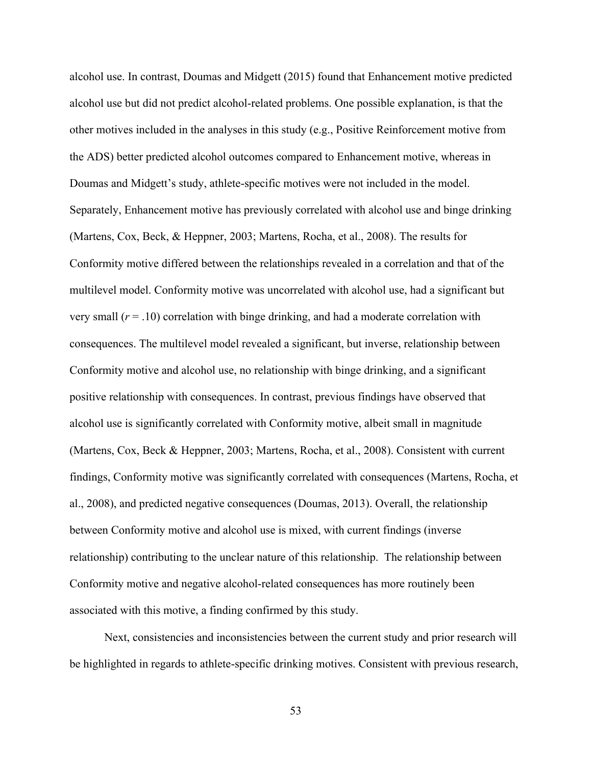alcohol use. In contrast, Doumas and Midgett (2015) found that Enhancement motive predicted alcohol use but did not predict alcohol-related problems. One possible explanation, is that the other motives included in the analyses in this study (e.g., Positive Reinforcement motive from the ADS) better predicted alcohol outcomes compared to Enhancement motive, whereas in Doumas and Midgett's study, athlete-specific motives were not included in the model. Separately, Enhancement motive has previously correlated with alcohol use and binge drinking (Martens, Cox, Beck, & Heppner, 2003; Martens, Rocha, et al., 2008). The results for Conformity motive differed between the relationships revealed in a correlation and that of the multilevel model. Conformity motive was uncorrelated with alcohol use, had a significant but very small ($r = .10$) correlation with binge drinking, and had a moderate correlation with consequences. The multilevel model revealed a significant, but inverse, relationship between Conformity motive and alcohol use, no relationship with binge drinking, and a significant positive relationship with consequences. In contrast, previous findings have observed that alcohol use is significantly correlated with Conformity motive, albeit small in magnitude (Martens, Cox, Beck & Heppner, 2003; Martens, Rocha, et al., 2008). Consistent with current findings, Conformity motive was significantly correlated with consequences (Martens, Rocha, et al., 2008), and predicted negative consequences (Doumas, 2013). Overall, the relationship between Conformity motive and alcohol use is mixed, with current findings (inverse relationship) contributing to the unclear nature of this relationship. The relationship between Conformity motive and negative alcohol-related consequences has more routinely been associated with this motive, a finding confirmed by this study.

Next, consistencies and inconsistencies between the current study and prior research will be highlighted in regards to athlete-specific drinking motives. Consistent with previous research,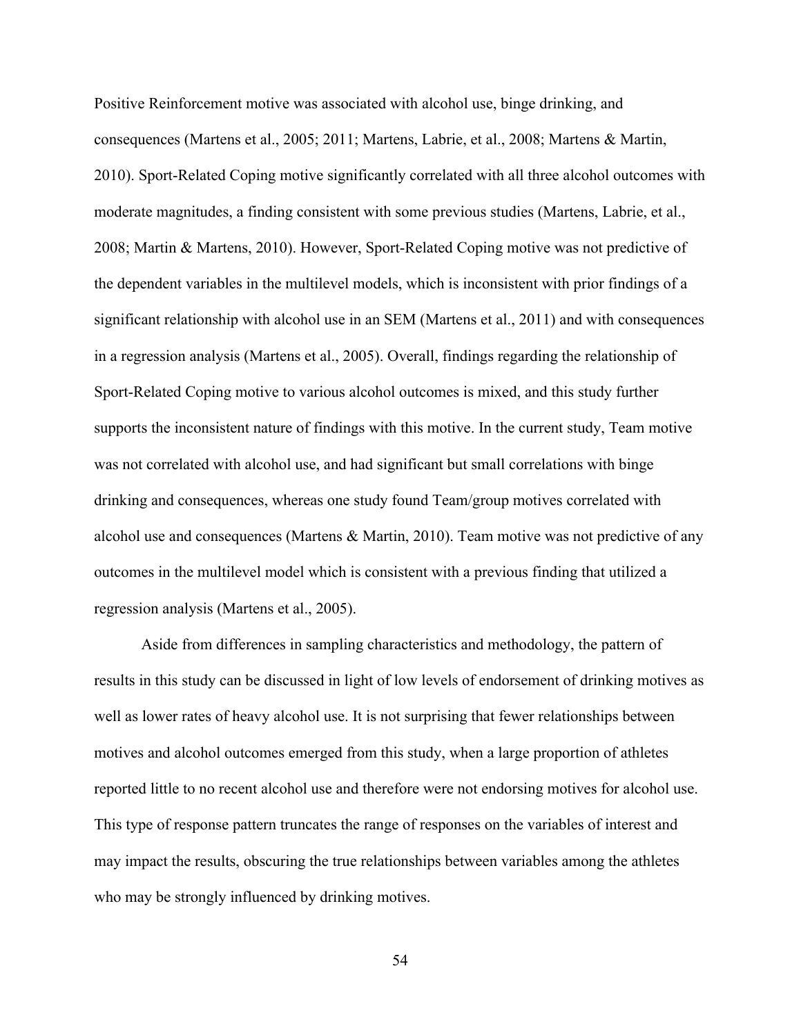Positive Reinforcement motive was associated with alcohol use, binge drinking, and consequences (Martens et al., 2005; 2011; Martens, Labrie, et al., 2008; Martens & Martin, 2010). Sport-Related Coping motive significantly correlated with all three alcohol outcomes with moderate magnitudes, a finding consistent with some previous studies (Martens, Labrie, et al., 2008; Martin & Martens, 2010). However, Sport-Related Coping motive was not predictive of the dependent variables in the multilevel models, which is inconsistent with prior findings of a significant relationship with alcohol use in an SEM (Martens et al., 2011) and with consequences in a regression analysis (Martens et al., 2005). Overall, findings regarding the relationship of Sport-Related Coping motive to various alcohol outcomes is mixed, and this study further supports the inconsistent nature of findings with this motive. In the current study, Team motive was not correlated with alcohol use, and had significant but small correlations with binge drinking and consequences, whereas one study found Team/group motives correlated with alcohol use and consequences (Martens & Martin, 2010). Team motive was not predictive of any outcomes in the multilevel model which is consistent with a previous finding that utilized a regression analysis (Martens et al., 2005).

Aside from differences in sampling characteristics and methodology, the pattern of results in this study can be discussed in light of low levels of endorsement of drinking motives as well as lower rates of heavy alcohol use. It is not surprising that fewer relationships between motives and alcohol outcomes emerged from this study, when a large proportion of athletes reported little to no recent alcohol use and therefore were not endorsing motives for alcohol use. This type of response pattern truncates the range of responses on the variables of interest and may impact the results, obscuring the true relationships between variables among the athletes who may be strongly influenced by drinking motives.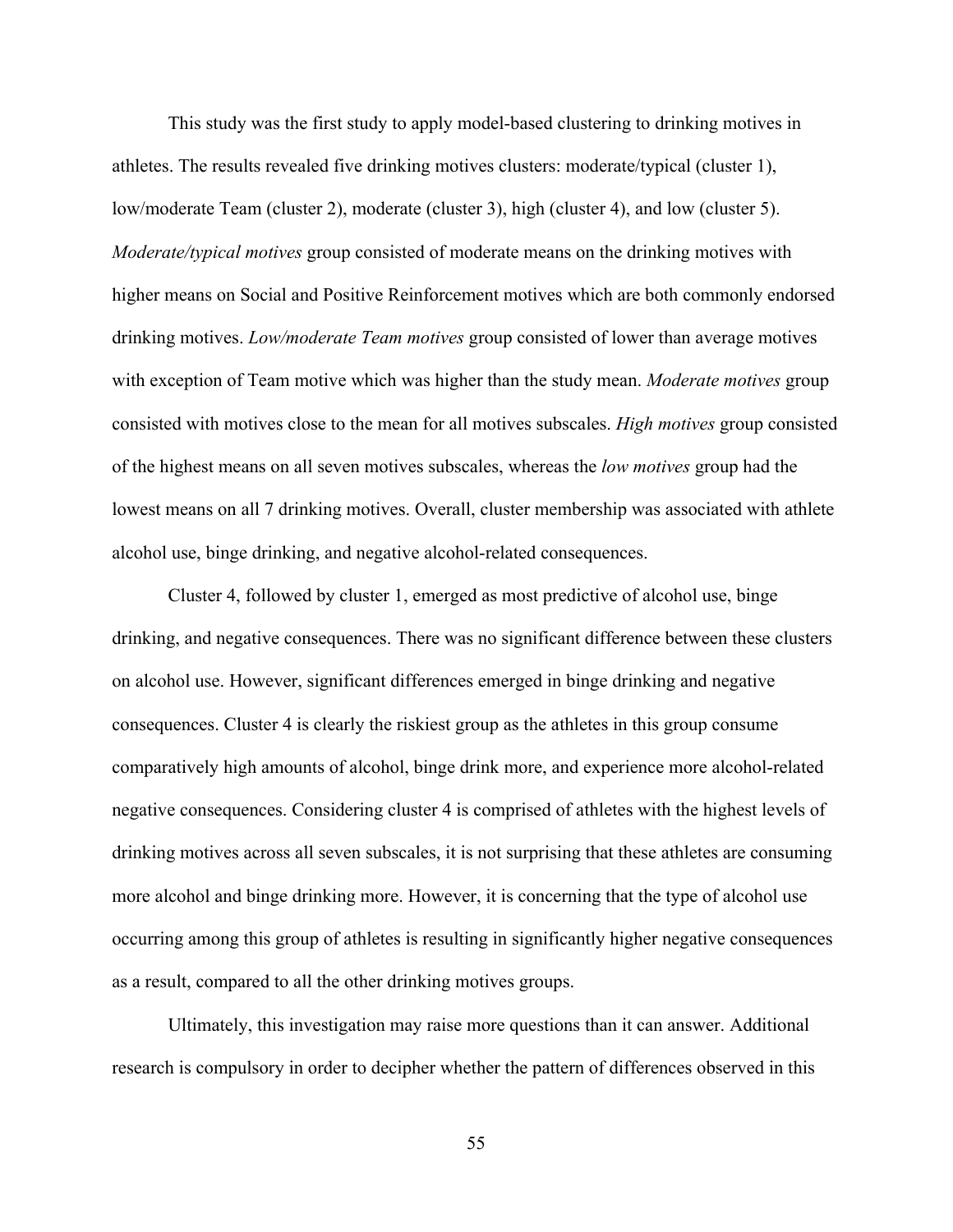This study was the first study to apply model-based clustering to drinking motives in athletes. The results revealed five drinking motives clusters: moderate/typical (cluster 1), low/moderate Team (cluster 2), moderate (cluster 3), high (cluster 4), and low (cluster 5). *Moderate/typical motives* group consisted of moderate means on the drinking motives with higher means on Social and Positive Reinforcement motives which are both commonly endorsed drinking motives. *Low/moderate Team motives* group consisted of lower than average motives with exception of Team motive which was higher than the study mean. *Moderate motives* group consisted with motives close to the mean for all motives subscales. *High motives* group consisted of the highest means on all seven motives subscales, whereas the *low motives* group had the lowest means on all 7 drinking motives. Overall, cluster membership was associated with athlete alcohol use, binge drinking, and negative alcohol-related consequences.

Cluster 4, followed by cluster 1, emerged as most predictive of alcohol use, binge drinking, and negative consequences. There was no significant difference between these clusters on alcohol use. However, significant differences emerged in binge drinking and negative consequences. Cluster 4 is clearly the riskiest group as the athletes in this group consume comparatively high amounts of alcohol, binge drink more, and experience more alcohol-related negative consequences. Considering cluster 4 is comprised of athletes with the highest levels of drinking motives across all seven subscales, it is not surprising that these athletes are consuming more alcohol and binge drinking more. However, it is concerning that the type of alcohol use occurring among this group of athletes is resulting in significantly higher negative consequences as a result, compared to all the other drinking motives groups.

Ultimately, this investigation may raise more questions than it can answer. Additional research is compulsory in order to decipher whether the pattern of differences observed in this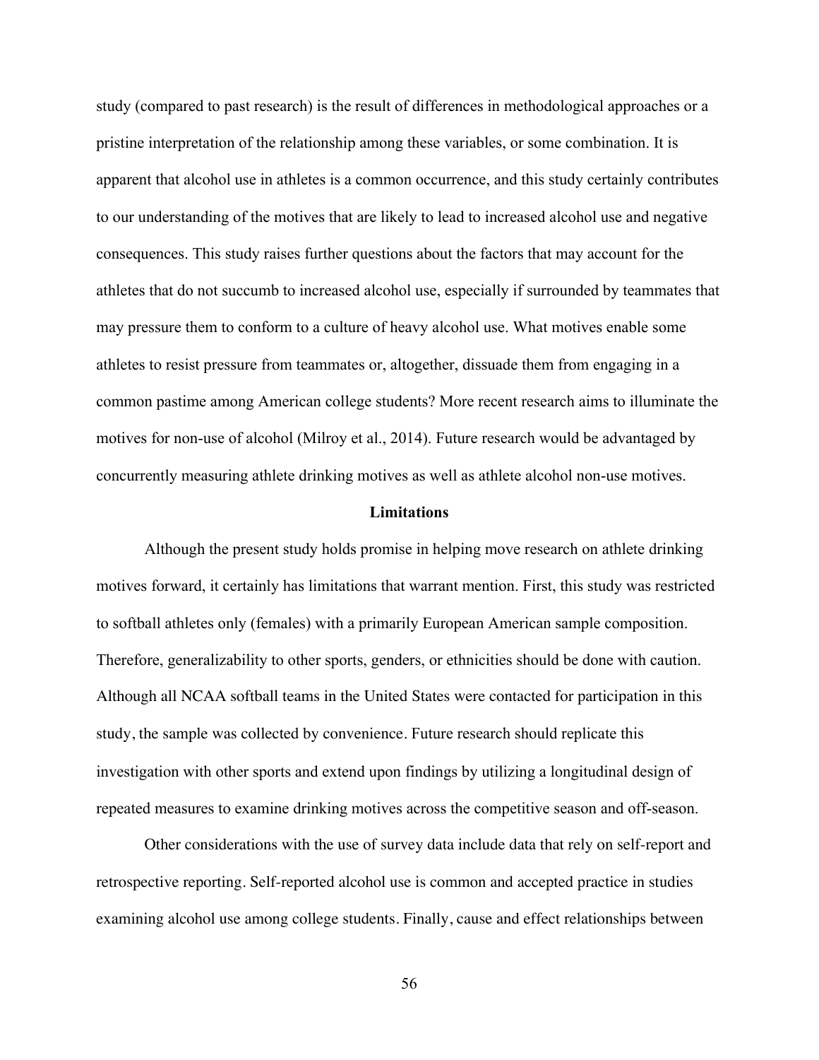study (compared to past research) is the result of differences in methodological approaches or a pristine interpretation of the relationship among these variables, or some combination. It is apparent that alcohol use in athletes is a common occurrence, and this study certainly contributes to our understanding of the motives that are likely to lead to increased alcohol use and negative consequences. This study raises further questions about the factors that may account for the athletes that do not succumb to increased alcohol use, especially if surrounded by teammates that may pressure them to conform to a culture of heavy alcohol use. What motives enable some athletes to resist pressure from teammates or, altogether, dissuade them from engaging in a common pastime among American college students? More recent research aims to illuminate the motives for non-use of alcohol (Milroy et al., 2014). Future research would be advantaged by concurrently measuring athlete drinking motives as well as athlete alcohol non-use motives.

## Limitations

Although the present study holds promise in helping move research on athlete drinking motives forward, it certainly has limitations that warrant mention. First, this study was restricted to softball athletes only (females) with a primarily European American sample composition. Therefore, generalizability to other sports, genders, or ethnicities should be done with caution. Although all NCAA softball teams in the United States were contacted for participation in this study, the sample was collected by convenience. Future research should replicate this investigation with other sports and extend upon findings by utilizing a longitudinal design of repeated measures to examine drinking motives across the competitive season and off-season.

Other considerations with the use of survey data include data that rely on self-report and retrospective reporting. Self-reported alcohol use is common and accepted practice in studies examining alcohol use among college students. Finally, cause and effect relationships between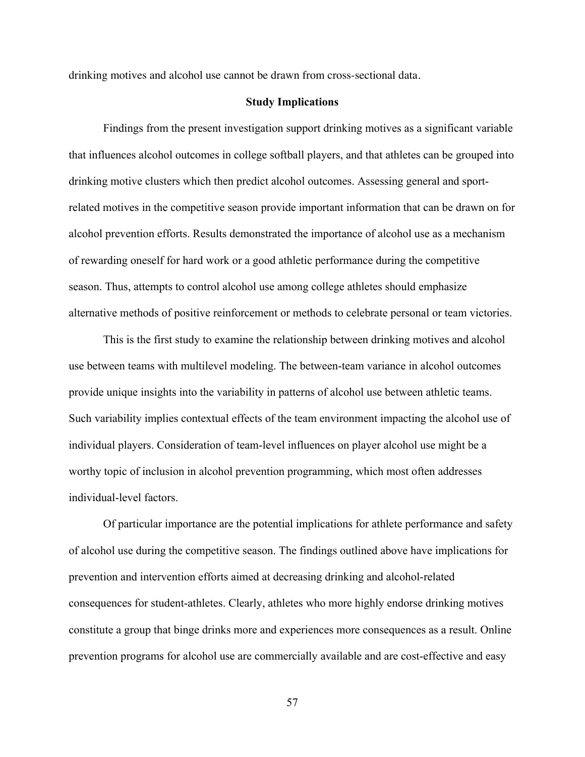drinking motives and alcohol use cannot be drawn from cross-sectional data.

## Study Implications

Findings from the present investigation support drinking motives as a significant variable that influences alcohol outcomes in college softball players, and that athletes can be grouped into drinking motive clusters which then predict alcohol outcomes. Assessing general and sport-related motives in the competitive season provide important information that can be drawn on for alcohol prevention efforts. Results demonstrated the importance of alcohol use as a mechanism of rewarding oneself for hard work or a good athletic performance during the competitive season. Thus, attempts to control alcohol use among college athletes should emphasize alternative methods of positive reinforcement or methods to celebrate personal or team victories.

This is the first study to examine the relationship between drinking motives and alcohol use between teams with multilevel modeling. The between-team variance in alcohol outcomes provide unique insights into the variability in patterns of alcohol use between athletic teams. Such variability implies contextual effects of the team environment impacting the alcohol use of individual players. Consideration of team-level influences on player alcohol use might be a worthy topic of inclusion in alcohol prevention programming, which most often addresses individual-level factors.

Of particular importance are the potential implications for athlete performance and safety of alcohol use during the competitive season. The findings outlined above have implications for prevention and intervention efforts aimed at decreasing drinking and alcohol-related consequences for student-athletes. Clearly, athletes who more highly endorse drinking motives constitute a group that binge drinks more and experiences more consequences as a result. Online prevention programs for alcohol use are commercially available and are cost-effective and easy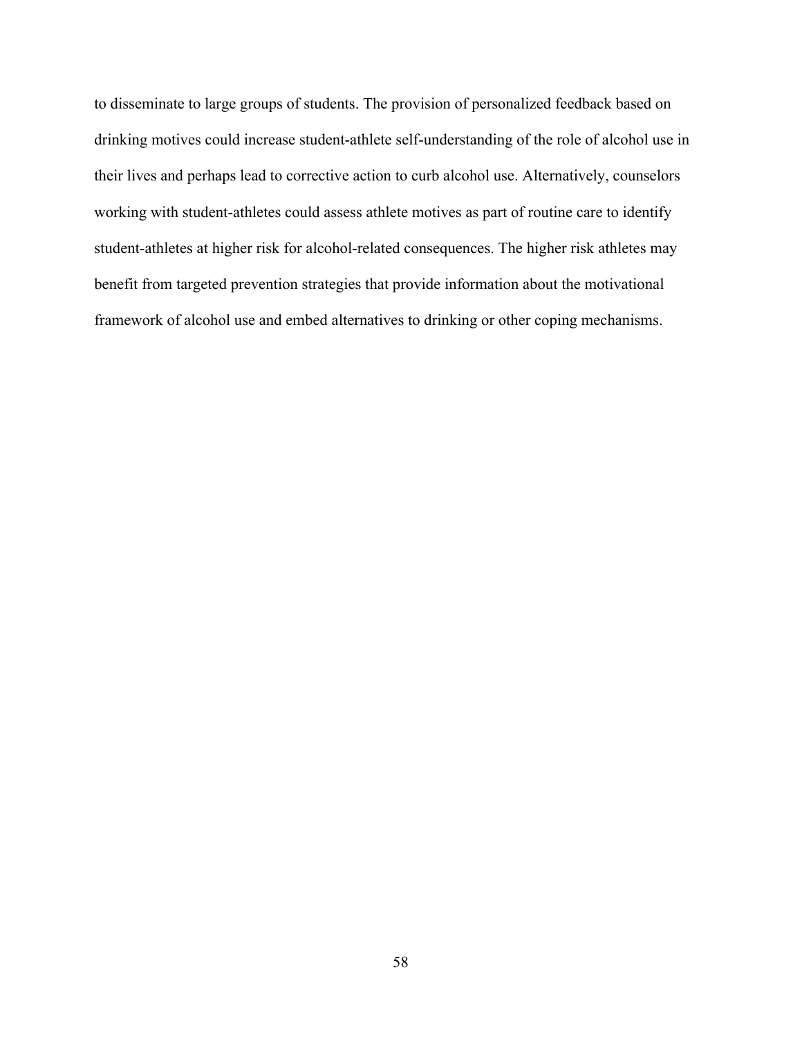to disseminate to large groups of students. The provision of personalized feedback based on drinking motives could increase student-athlete self-understanding of the role of alcohol use in their lives and perhaps lead to corrective action to curb alcohol use. Alternatively, counselors working with student-athletes could assess athlete motives as part of routine care to identify student-athletes at higher risk for alcohol-related consequences. The higher risk athletes may benefit from targeted prevention strategies that provide information about the motivational framework of alcohol use and embed alternatives to drinking or other coping mechanisms.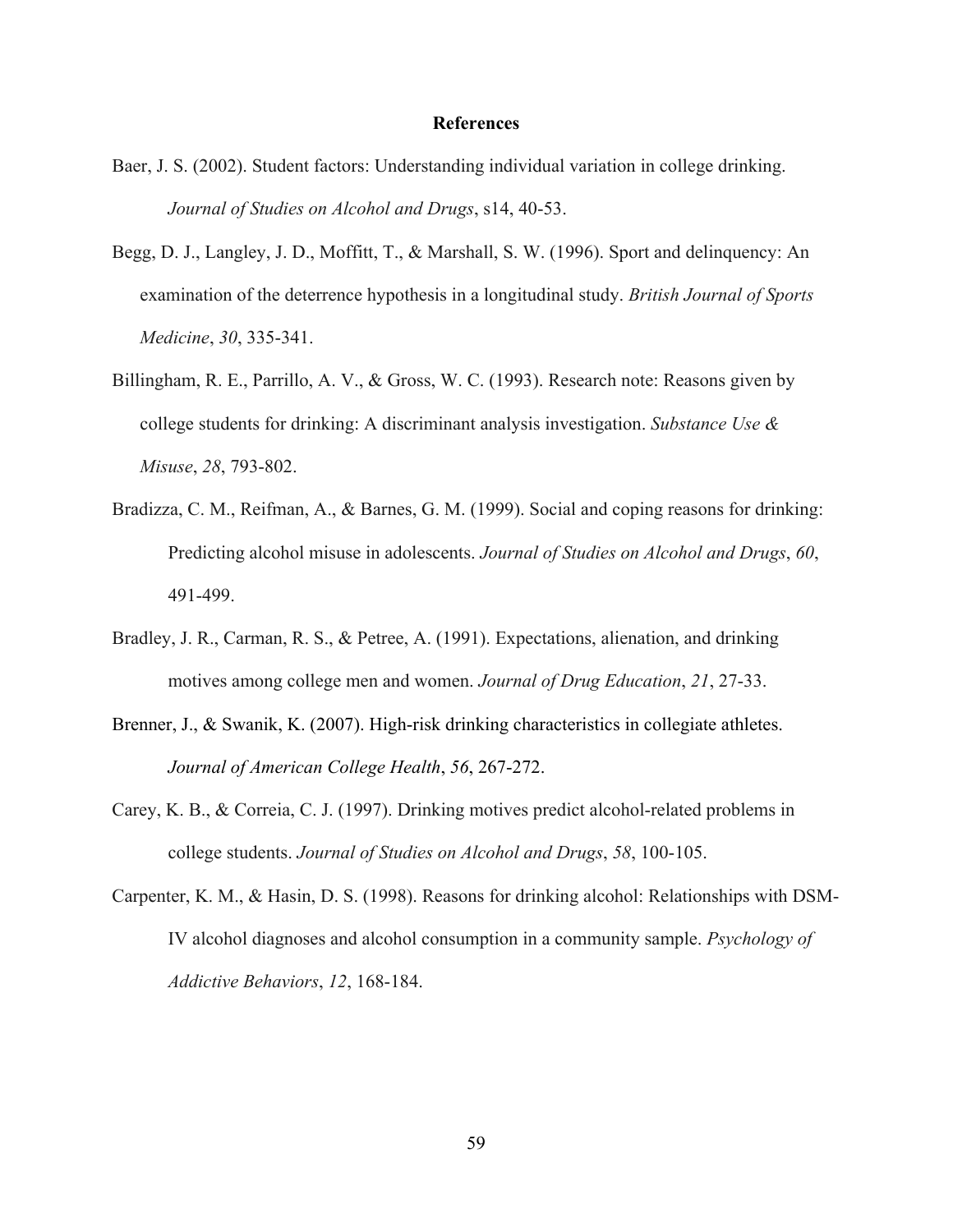**References**

Baer, J. S. (2002). Student factors: Understanding individual variation in college drinking. *Journal of Studies on Alcohol and Drugs*, s14, 40-53.

Begg, D. J., Langley, J. D., Moffitt, T., & Marshall, S. W. (1996). Sport and delinquency: An examination of the deterrence hypothesis in a longitudinal study. *British Journal of Sports Medicine*, *30*, 335-341.

Billingham, R. E., Parrillo, A. V., & Gross, W. C. (1993). Research note: Reasons given by college students for drinking: A discriminant analysis investigation. *Substance Use & Misuse*, *28*, 793-802.

Bradizza, C. M., Reifman, A., & Barnes, G. M. (1999). Social and coping reasons for drinking: Predicting alcohol misuse in adolescents. *Journal of Studies on Alcohol and Drugs*, *60*, 491-499.

Bradley, J. R., Carman, R. S., & Petree, A. (1991). Expectations, alienation, and drinking motives among college men and women. *Journal of Drug Education*, *21*, 27-33.

Brenner, J., & Swanik, K. (2007). High-risk drinking characteristics in collegiate athletes. *Journal of American College Health*, *56*, 267-272.

Carey, K. B., & Correia, C. J. (1997). Drinking motives predict alcohol-related problems in college students. *Journal of Studies on Alcohol and Drugs*, *58*, 100-105.

Carpenter, K. M., & Hasin, D. S. (1998). Reasons for drinking alcohol: Relationships with DSM-IV alcohol diagnoses and alcohol consumption in a community sample. *Psychology of Addictive Behaviors*, *12*, 168-184.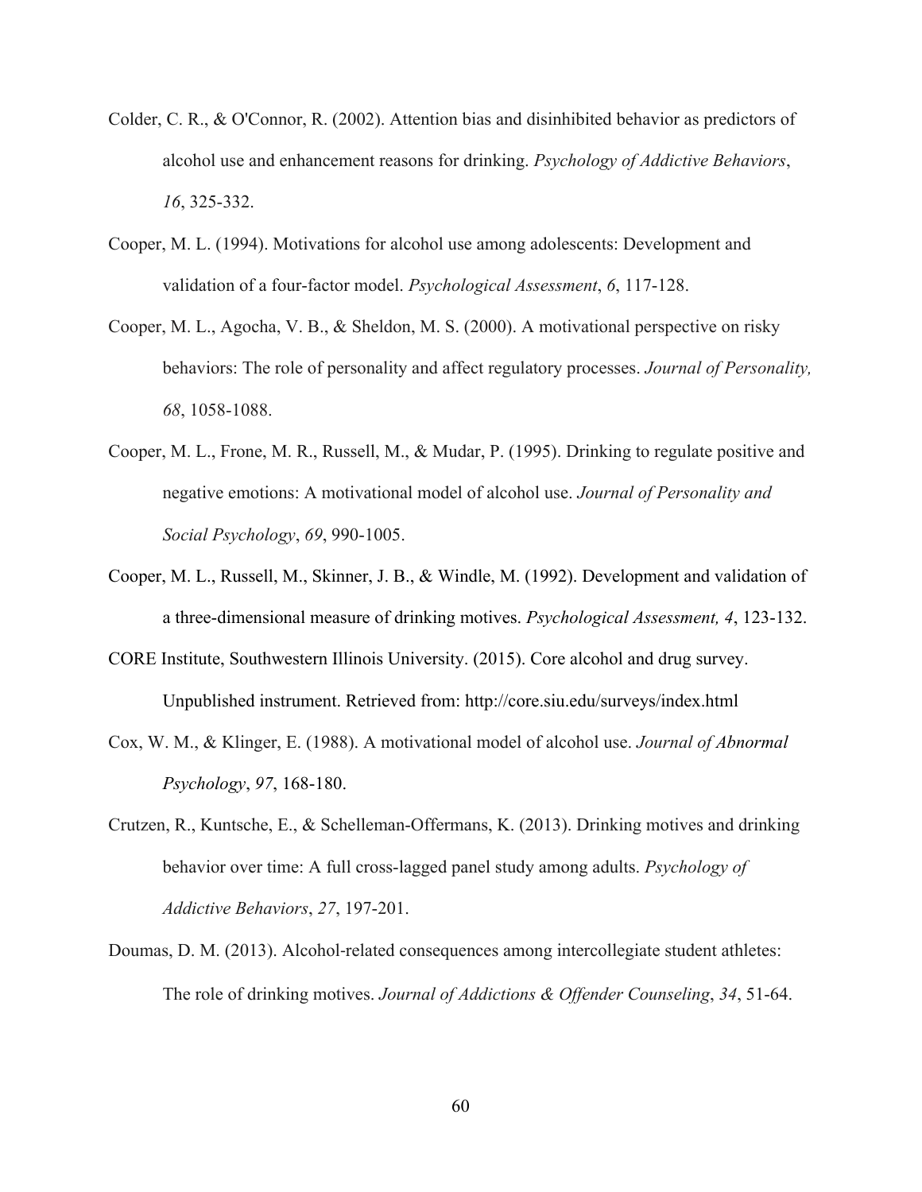Colder, C. R., & O'Connor, R. (2002). Attention bias and disinhibited behavior as predictors of alcohol use and enhancement reasons for drinking. *Psychology of Addictive Behaviors*, *16*, 325-332.

Cooper, M. L. (1994). Motivations for alcohol use among adolescents: Development and validation of a four-factor model. *Psychological Assessment*, *6*, 117-128.

Cooper, M. L., Agocha, V. B., & Sheldon, M. S. (2000). A motivational perspective on risky behaviors: The role of personality and affect regulatory processes. *Journal of Personality, 68*, 1058-1088.

Cooper, M. L., Frone, M. R., Russell, M., & Mudar, P. (1995). Drinking to regulate positive and negative emotions: A motivational model of alcohol use. *Journal of Personality and Social Psychology*, *69*, 990-1005.

Cooper, M. L., Russell, M., Skinner, J. B., & Windle, M. (1992). Development and validation of a three-dimensional measure of drinking motives. *Psychological Assessment, 4*, 123-132.

CORE Institute, Southwestern Illinois University. (2015). Core alcohol and drug survey. Unpublished instrument. Retrieved from: http://core.siu.edu/surveys/index.html

Cox, W. M., & Klinger, E. (1988). A motivational model of alcohol use. *Journal of Abnormal Psychology*, *97*, 168-180.

Crutzen, R., Kuntsche, E., & Schelleman-Offermans, K. (2013). Drinking motives and drinking behavior over time: A full cross-lagged panel study among adults. *Psychology of Addictive Behaviors*, *27*, 197-201.

Doumas, D. M. (2013). Alcohol-related consequences among intercollegiate student athletes: The role of drinking motives. *Journal of Addictions & Offender Counseling*, *34*, 51-64.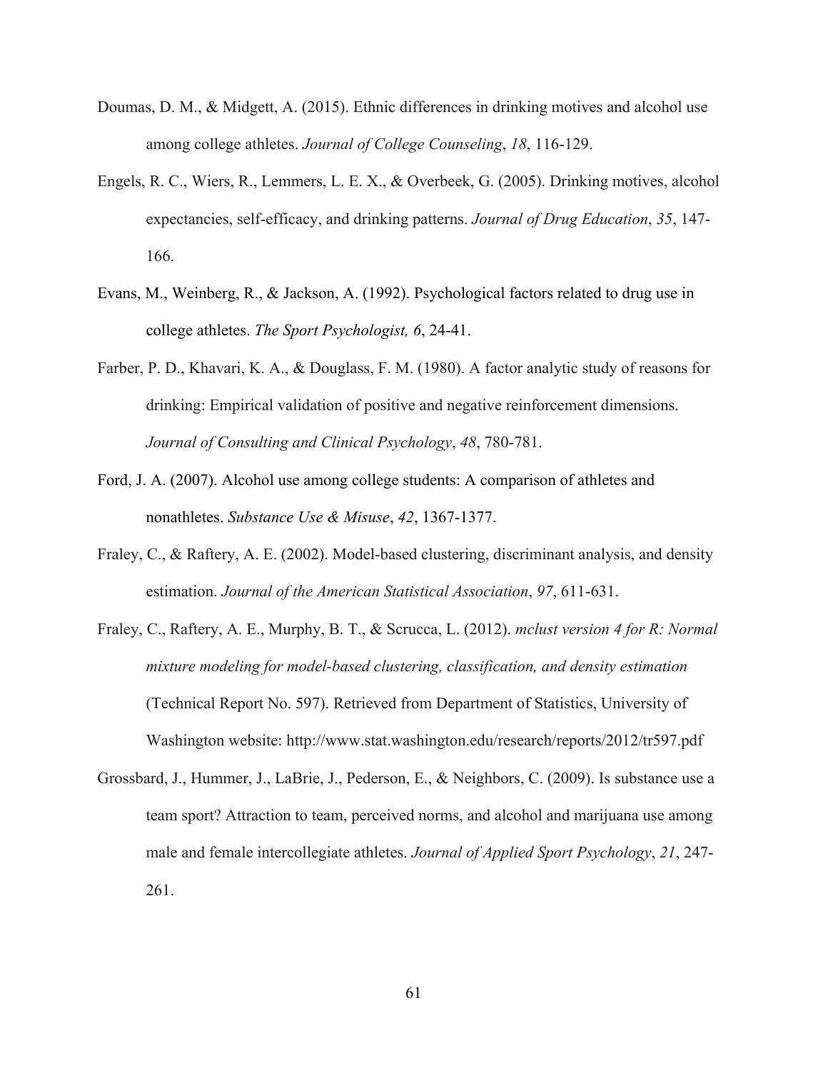Doumas, D. M., & Midgett, A. (2015). Ethnic differences in drinking motives and alcohol use among college athletes. *Journal of College Counseling*, *18*, 116-129.

Engels, R. C., Wiers, R., Lemmers, L. E. X., & Overbeek, G. (2005). Drinking motives, alcohol expectancies, self-efficacy, and drinking patterns. *Journal of Drug Education*, *35*, 147-166.

Evans, M., Weinberg, R., & Jackson, A. (1992). Psychological factors related to drug use in college athletes. *The Sport Psychologist, 6*, 24-41.

Farber, P. D., Khavari, K. A., & Douglass, F. M. (1980). A factor analytic study of reasons for drinking: Empirical validation of positive and negative reinforcement dimensions. *Journal of Consulting and Clinical Psychology*, *48*, 780-781.

Ford, J. A. (2007). Alcohol use among college students: A comparison of athletes and nonathletes. *Substance Use & Misuse*, *42*, 1367-1377.

Fraley, C., & Raftery, A. E. (2002). Model-based clustering, discriminant analysis, and density estimation. *Journal of the American Statistical Association*, *97*, 611-631.

Fraley, C., Raftery, A. E., Murphy, B. T., & Scrucca, L. (2012). *mclust version 4 for R: Normal mixture modeling for model-based clustering, classification, and density estimation* (Technical Report No. 597). Retrieved from Department of Statistics, University of Washington website: http://www.stat.washington.edu/research/reports/2012/tr597.pdf

Grossbard, J., Hummer, J., LaBrie, J., Pederson, E., & Neighbors, C. (2009). Is substance use a team sport? Attraction to team, perceived norms, and alcohol and marijuana use among male and female intercollegiate athletes. *Journal of Applied Sport Psychology*, *21*, 247-261.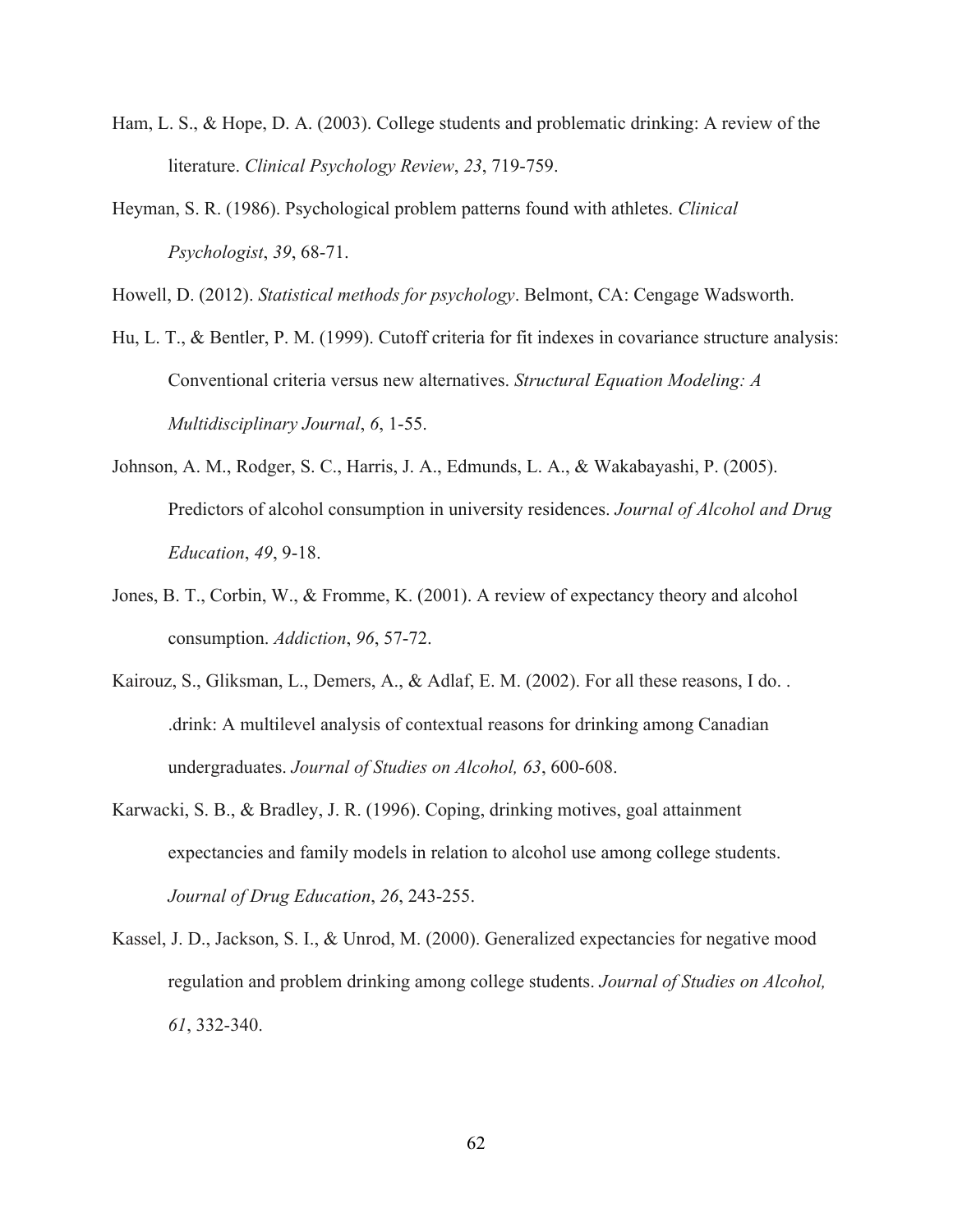Ham, L. S., & Hope, D. A. (2003). College students and problematic drinking: A review of the literature. *Clinical Psychology Review*, *23*, 719-759.

Heyman, S. R. (1986). Psychological problem patterns found with athletes. *Clinical Psychologist*, *39*, 68-71.

Howell, D. (2012). *Statistical methods for psychology*. Belmont, CA: Cengage Wadsworth.

Hu, L. T., & Bentler, P. M. (1999). Cutoff criteria for fit indexes in covariance structure analysis: Conventional criteria versus new alternatives. *Structural Equation Modeling: A Multidisciplinary Journal*, *6*, 1-55.

Johnson, A. M., Rodger, S. C., Harris, J. A., Edmunds, L. A., & Wakabayashi, P. (2005). Predictors of alcohol consumption in university residences. *Journal of Alcohol and Drug Education*, *49*, 9-18.

Jones, B. T., Corbin, W., & Fromme, K. (2001). A review of expectancy theory and alcohol consumption. *Addiction*, *96*, 57-72.

Kairouz, S., Gliksman, L., Demers, A., & Adlaf, E. M. (2002). For all these reasons, I do. . .drink: A multilevel analysis of contextual reasons for drinking among Canadian undergraduates. *Journal of Studies on Alcohol, 63*, 600-608.

Karwacki, S. B., & Bradley, J. R. (1996). Coping, drinking motives, goal attainment expectancies and family models in relation to alcohol use among college students. *Journal of Drug Education*, *26*, 243-255.

Kassel, J. D., Jackson, S. I., & Unrod, M. (2000). Generalized expectancies for negative mood regulation and problem drinking among college students. *Journal of Studies on Alcohol, 61*, 332-340.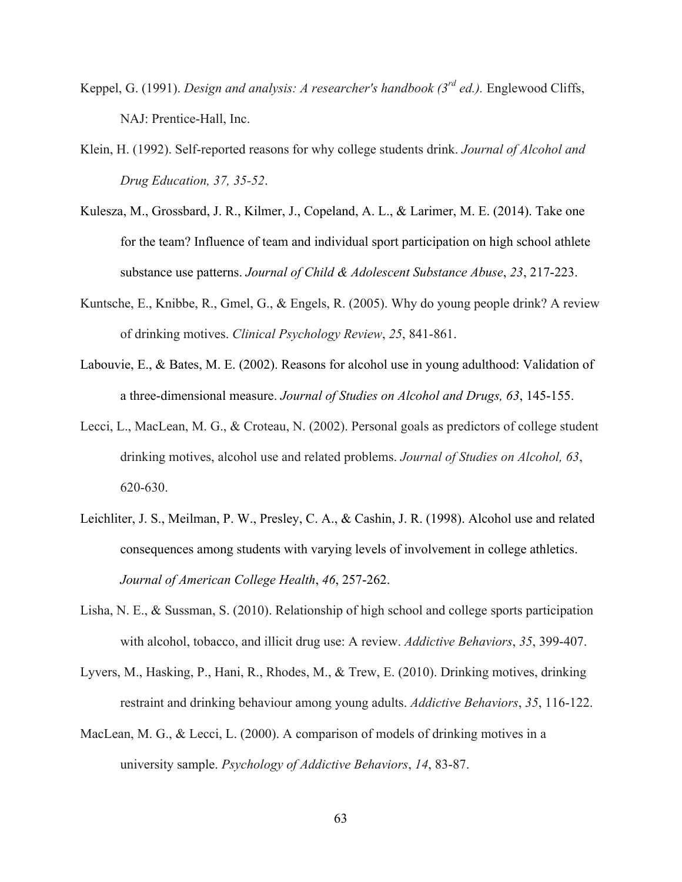Keppel, G. (1991). *Design and analysis: A researcher's handbook (3rd ed.).* Englewood Cliffs, NAJ: Prentice-Hall, Inc.

Klein, H. (1992). Self-reported reasons for why college students drink. *Journal of Alcohol and Drug Education, 37, 35-52*.

Kulesza, M., Grossbard, J. R., Kilmer, J., Copeland, A. L., & Larimer, M. E. (2014). Take one for the team? Influence of team and individual sport participation on high school athlete substance use patterns. *Journal of Child & Adolescent Substance Abuse*, *23*, 217-223.

Kuntsche, E., Knibbe, R., Gmel, G., & Engels, R. (2005). Why do young people drink? A review of drinking motives. *Clinical Psychology Review*, *25*, 841-861.

Labouvie, E., & Bates, M. E. (2002). Reasons for alcohol use in young adulthood: Validation of a three-dimensional measure. *Journal of Studies on Alcohol and Drugs, 63*, 145-155.

Lecci, L., MacLean, M. G., & Croteau, N. (2002). Personal goals as predictors of college student drinking motives, alcohol use and related problems. *Journal of Studies on Alcohol, 63*, 620-630.

Leichliter, J. S., Meilman, P. W., Presley, C. A., & Cashin, J. R. (1998). Alcohol use and related consequences among students with varying levels of involvement in college athletics. *Journal of American College Health*, *46*, 257-262.

Lisha, N. E., & Sussman, S. (2010). Relationship of high school and college sports participation with alcohol, tobacco, and illicit drug use: A review. *Addictive Behaviors*, *35*, 399-407.

Lyvers, M., Hasking, P., Hani, R., Rhodes, M., & Trew, E. (2010). Drinking motives, drinking restraint and drinking behaviour among young adults. *Addictive Behaviors*, *35*, 116-122.

MacLean, M. G., & Lecci, L. (2000). A comparison of models of drinking motives in a university sample. *Psychology of Addictive Behaviors*, *14*, 83-87.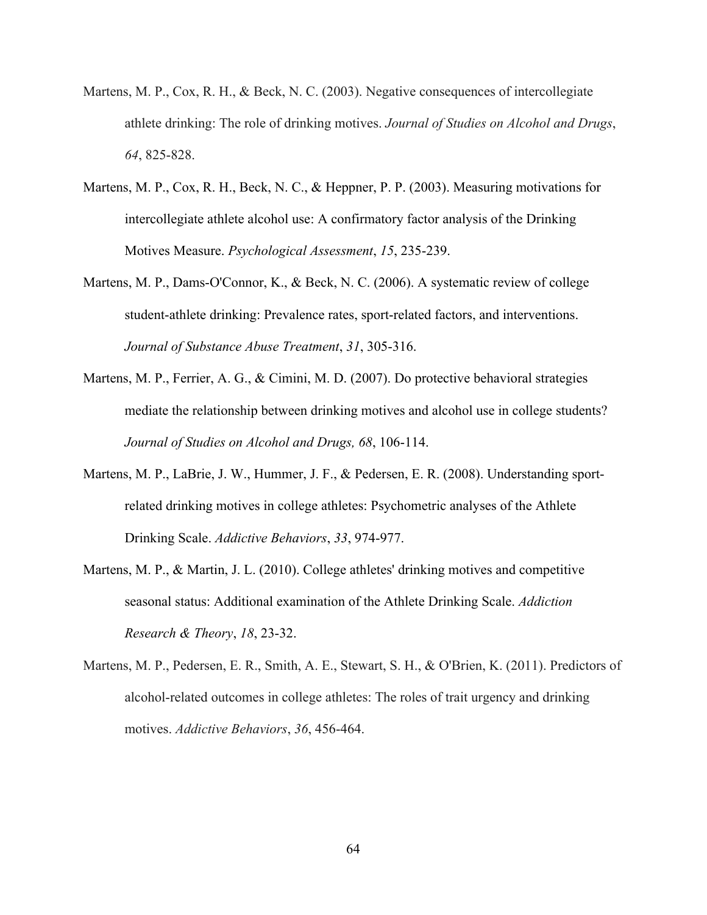Martens, M. P., Cox, R. H., & Beck, N. C. (2003). Negative consequences of intercollegiate athlete drinking: The role of drinking motives. *Journal of Studies on Alcohol and Drugs*, *64*, 825-828.

Martens, M. P., Cox, R. H., Beck, N. C., & Heppner, P. P. (2003). Measuring motivations for intercollegiate athlete alcohol use: A confirmatory factor analysis of the Drinking Motives Measure. *Psychological Assessment*, *15*, 235-239.

Martens, M. P., Dams-O'Connor, K., & Beck, N. C. (2006). A systematic review of college student-athlete drinking: Prevalence rates, sport-related factors, and interventions. *Journal of Substance Abuse Treatment*, *31*, 305-316.

Martens, M. P., Ferrier, A. G., & Cimini, M. D. (2007). Do protective behavioral strategies mediate the relationship between drinking motives and alcohol use in college students? *Journal of Studies on Alcohol and Drugs, 68*, 106-114.

Martens, M. P., LaBrie, J. W., Hummer, J. F., & Pedersen, E. R. (2008). Understanding sport-related drinking motives in college athletes: Psychometric analyses of the Athlete Drinking Scale. *Addictive Behaviors*, *33*, 974-977.

Martens, M. P., & Martin, J. L. (2010). College athletes' drinking motives and competitive seasonal status: Additional examination of the Athlete Drinking Scale. *Addiction Research & Theory*, *18*, 23-32.

Martens, M. P., Pedersen, E. R., Smith, A. E., Stewart, S. H., & O'Brien, K. (2011). Predictors of alcohol-related outcomes in college athletes: The roles of trait urgency and drinking motives. *Addictive Behaviors*, *36*, 456-464.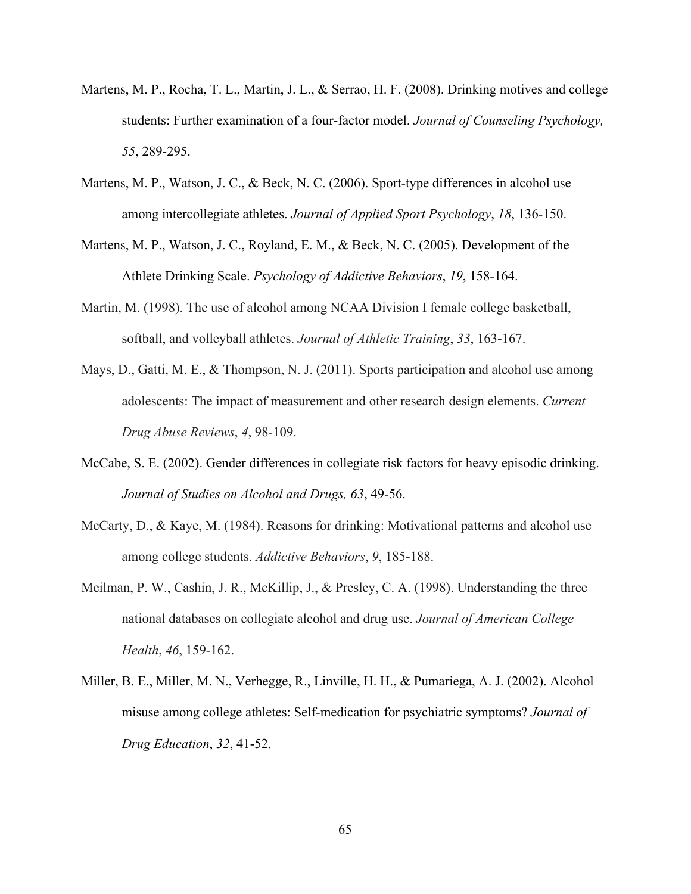Martens, M. P., Rocha, T. L., Martin, J. L., & Serrao, H. F. (2008). Drinking motives and college students: Further examination of a four-factor model. *Journal of Counseling Psychology, 55*, 289-295.

Martens, M. P., Watson, J. C., & Beck, N. C. (2006). Sport-type differences in alcohol use among intercollegiate athletes. *Journal of Applied Sport Psychology*, *18*, 136-150.

Martens, M. P., Watson, J. C., Royland, E. M., & Beck, N. C. (2005). Development of the Athlete Drinking Scale. *Psychology of Addictive Behaviors*, *19*, 158-164.

Martin, M. (1998). The use of alcohol among NCAA Division I female college basketball, softball, and volleyball athletes. *Journal of Athletic Training*, *33*, 163-167.

Mays, D., Gatti, M. E., & Thompson, N. J. (2011). Sports participation and alcohol use among adolescents: The impact of measurement and other research design elements. *Current Drug Abuse Reviews*, *4*, 98-109.

McCabe, S. E. (2002). Gender differences in collegiate risk factors for heavy episodic drinking. *Journal of Studies on Alcohol and Drugs, 63*, 49-56.

McCarty, D., & Kaye, M. (1984). Reasons for drinking: Motivational patterns and alcohol use among college students. *Addictive Behaviors*, *9*, 185-188.

Meilman, P. W., Cashin, J. R., McKillip, J., & Presley, C. A. (1998). Understanding the three national databases on collegiate alcohol and drug use. *Journal of American College Health*, *46*, 159-162.

Miller, B. E., Miller, M. N., Verhegge, R., Linville, H. H., & Pumariega, A. J. (2002). Alcohol misuse among college athletes: Self-medication for psychiatric symptoms? *Journal of Drug Education*, *32*, 41-52.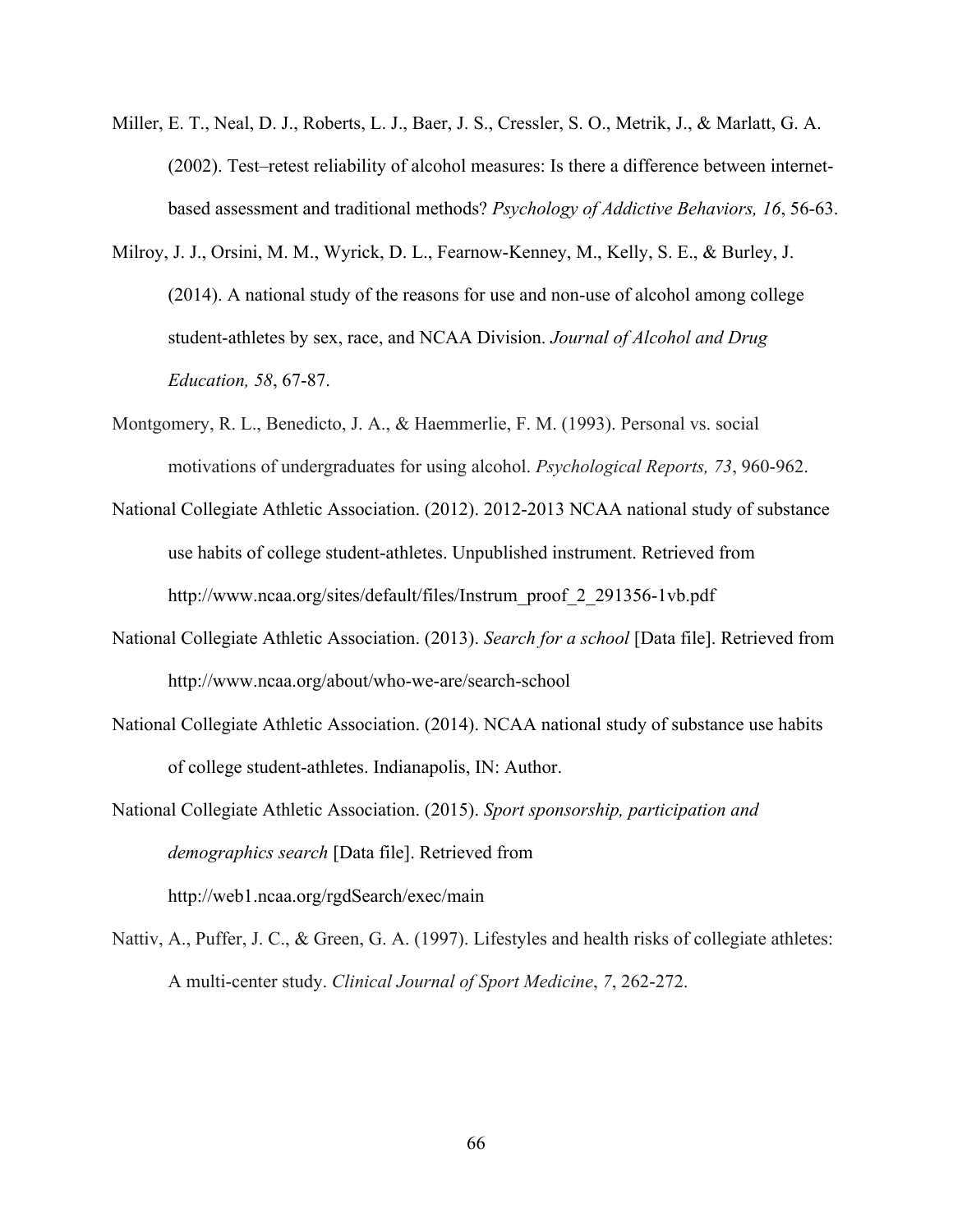Miller, E. T., Neal, D. J., Roberts, L. J., Baer, J. S., Cressler, S. O., Metrik, J., & Marlatt, G. A. (2002). Test–retest reliability of alcohol measures: Is there a difference between internet-based assessment and traditional methods? *Psychology of Addictive Behaviors, 16*, 56-63.

Milroy, J. J., Orsini, M. M., Wyrick, D. L., Fearnow-Kenney, M., Kelly, S. E., & Burley, J. (2014). A national study of the reasons for use and non-use of alcohol among college student-athletes by sex, race, and NCAA Division. *Journal of Alcohol and Drug Education, 58*, 67-87.

Montgomery, R. L., Benedicto, J. A., & Haemmerlie, F. M. (1993). Personal vs. social motivations of undergraduates for using alcohol. *Psychological Reports, 73*, 960-962.

National Collegiate Athletic Association. (2012). 2012-2013 NCAA national study of substance use habits of college student-athletes. Unpublished instrument. Retrieved from http://www.ncaa.org/sites/default/files/Instrum_proof_2_291356-1vb.pdf

National Collegiate Athletic Association. (2013). *Search for a school* [Data file]. Retrieved from http://www.ncaa.org/about/who-we-are/search-school

National Collegiate Athletic Association. (2014). NCAA national study of substance use habits of college student-athletes. Indianapolis, IN: Author.

National Collegiate Athletic Association. (2015). *Sport sponsorship, participation and demographics search* [Data file]. Retrieved from http://web1.ncaa.org/rgdSearch/exec/main

Nattiv, A., Puffer, J. C., & Green, G. A. (1997). Lifestyles and health risks of collegiate athletes: A multi-center study. *Clinical Journal of Sport Medicine*, *7*, 262-272.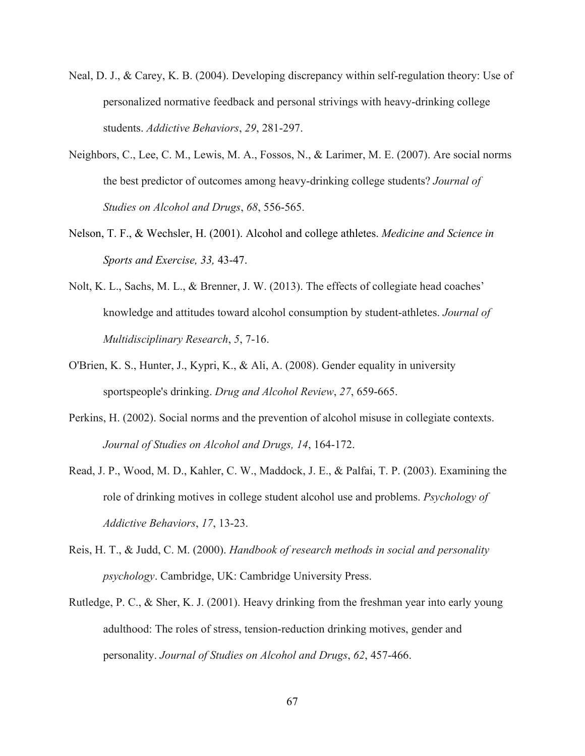Neal, D. J., & Carey, K. B. (2004). Developing discrepancy within self-regulation theory: Use of personalized normative feedback and personal strivings with heavy-drinking college students. *Addictive Behaviors*, *29*, 281-297.

Neighbors, C., Lee, C. M., Lewis, M. A., Fossos, N., & Larimer, M. E. (2007). Are social norms the best predictor of outcomes among heavy-drinking college students? *Journal of Studies on Alcohol and Drugs*, *68*, 556-565.

Nelson, T. F., & Wechsler, H. (2001). Alcohol and college athletes. *Medicine and Science in Sports and Exercise, 33,* 43-47.

Nolt, K. L., Sachs, M. L., & Brenner, J. W. (2013). The effects of collegiate head coaches' knowledge and attitudes toward alcohol consumption by student-athletes. *Journal of Multidisciplinary Research*, *5*, 7-16.

O'Brien, K. S., Hunter, J., Kypri, K., & Ali, A. (2008). Gender equality in university sportspeople's drinking. *Drug and Alcohol Review*, *27*, 659-665.

Perkins, H. (2002). Social norms and the prevention of alcohol misuse in collegiate contexts. *Journal of Studies on Alcohol and Drugs, 14*, 164-172.

Read, J. P., Wood, M. D., Kahler, C. W., Maddock, J. E., & Palfai, T. P. (2003). Examining the role of drinking motives in college student alcohol use and problems. *Psychology of Addictive Behaviors*, *17*, 13-23.

Reis, H. T., & Judd, C. M. (2000). *Handbook of research methods in social and personality psychology*. Cambridge, UK: Cambridge University Press.

Rutledge, P. C., & Sher, K. J. (2001). Heavy drinking from the freshman year into early young adulthood: The roles of stress, tension-reduction drinking motives, gender and personality. *Journal of Studies on Alcohol and Drugs*, *62*, 457-466.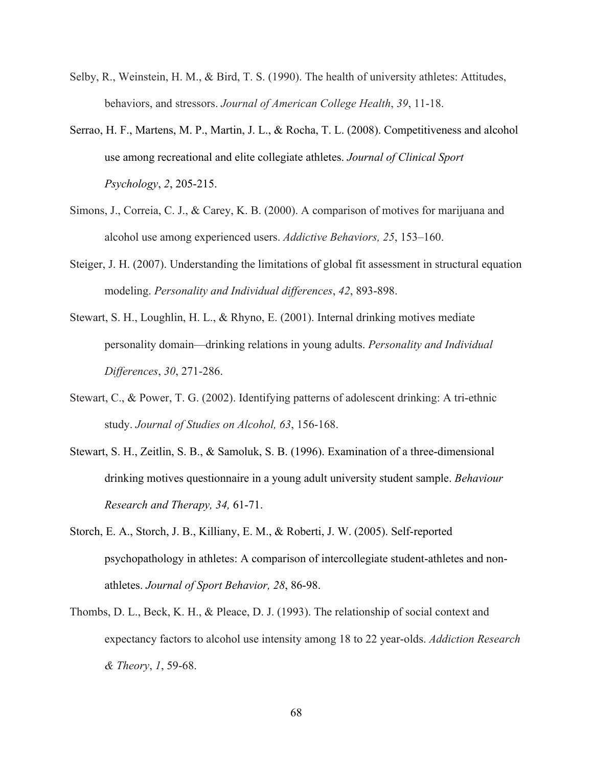Selby, R., Weinstein, H. M., & Bird, T. S. (1990). The health of university athletes: Attitudes, behaviors, and stressors. *Journal of American College Health*, *39*, 11-18.

Serrao, H. F., Martens, M. P., Martin, J. L., & Rocha, T. L. (2008). Competitiveness and alcohol use among recreational and elite collegiate athletes. *Journal of Clinical Sport Psychology*, *2*, 205-215.

Simons, J., Correia, C. J., & Carey, K. B. (2000). A comparison of motives for marijuana and alcohol use among experienced users. *Addictive Behaviors, 25*, 153–160.

Steiger, J. H. (2007). Understanding the limitations of global fit assessment in structural equation modeling. *Personality and Individual differences*, *42*, 893-898.

Stewart, S. H., Loughlin, H. L., & Rhyno, E. (2001). Internal drinking motives mediate personality domain—drinking relations in young adults. *Personality and Individual Differences*, *30*, 271-286.

Stewart, C., & Power, T. G. (2002). Identifying patterns of adolescent drinking: A tri-ethnic study. *Journal of Studies on Alcohol, 63*, 156-168.

Stewart, S. H., Zeitlin, S. B., & Samoluk, S. B. (1996). Examination of a three-dimensional drinking motives questionnaire in a young adult university student sample. *Behaviour Research and Therapy, 34,* 61-71.

Storch, E. A., Storch, J. B., Killiany, E. M., & Roberti, J. W. (2005). Self-reported psychopathology in athletes: A comparison of intercollegiate student-athletes and non-athletes. *Journal of Sport Behavior, 28*, 86-98.

Thombs, D. L., Beck, K. H., & Pleace, D. J. (1993). The relationship of social context and expectancy factors to alcohol use intensity among 18 to 22 year-olds. *Addiction Research & Theory*, *1*, 59-68.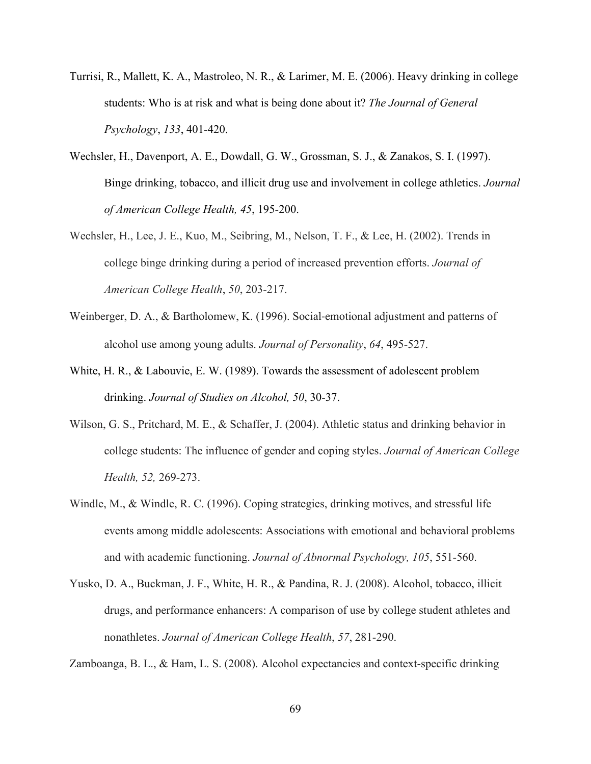Turrisi, R., Mallett, K. A., Mastroleo, N. R., & Larimer, M. E. (2006). Heavy drinking in college students: Who is at risk and what is being done about it? *The Journal of General Psychology*, *133*, 401-420.

Wechsler, H., Davenport, A. E., Dowdall, G. W., Grossman, S. J., & Zanakos, S. I. (1997). Binge drinking, tobacco, and illicit drug use and involvement in college athletics. *Journal of American College Health, 45*, 195-200.

Wechsler, H., Lee, J. E., Kuo, M., Seibring, M., Nelson, T. F., & Lee, H. (2002). Trends in college binge drinking during a period of increased prevention efforts. *Journal of American College Health*, *50*, 203-217.

Weinberger, D. A., & Bartholomew, K. (1996). Social-emotional adjustment and patterns of alcohol use among young adults. *Journal of Personality*, *64*, 495-527.

White, H. R., & Labouvie, E. W. (1989). Towards the assessment of adolescent problem drinking. *Journal of Studies on Alcohol, 50*, 30-37.

Wilson, G. S., Pritchard, M. E., & Schaffer, J. (2004). Athletic status and drinking behavior in college students: The influence of gender and coping styles. *Journal of American College Health, 52,* 269-273.

Windle, M., & Windle, R. C. (1996). Coping strategies, drinking motives, and stressful life events among middle adolescents: Associations with emotional and behavioral problems and with academic functioning. *Journal of Abnormal Psychology, 105*, 551-560.

Yusko, D. A., Buckman, J. F., White, H. R., & Pandina, R. J. (2008). Alcohol, tobacco, illicit drugs, and performance enhancers: A comparison of use by college student athletes and nonathletes. *Journal of American College Health*, *57*, 281-290.

Zamboanga, B. L., & Ham, L. S. (2008). Alcohol expectancies and context-specific drinking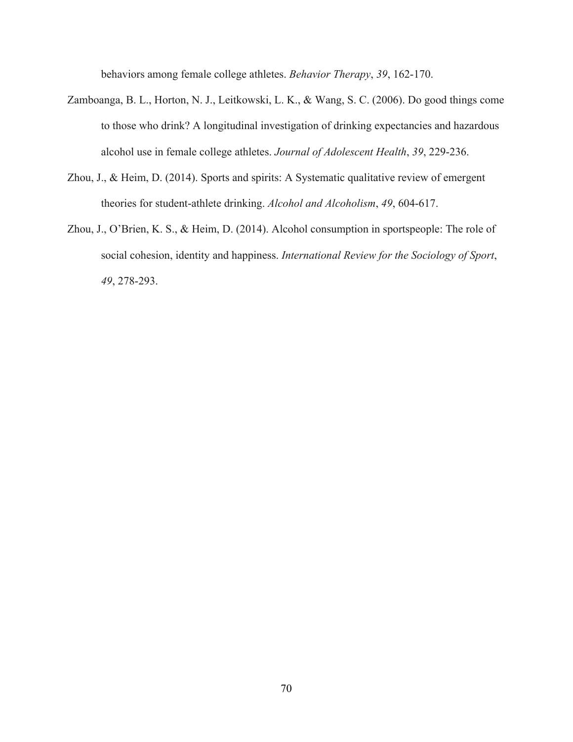behaviors among female college athletes. *Behavior Therapy*, *39*, 162-170.

Zamboanga, B. L., Horton, N. J., Leitkowski, L. K., & Wang, S. C. (2006). Do good things come to those who drink? A longitudinal investigation of drinking expectancies and hazardous alcohol use in female college athletes. *Journal of Adolescent Health*, *39*, 229-236.

Zhou, J., & Heim, D. (2014). Sports and spirits: A Systematic qualitative review of emergent theories for student-athlete drinking. *Alcohol and Alcoholism*, *49*, 604-617.

Zhou, J., O'Brien, K. S., & Heim, D. (2014). Alcohol consumption in sportspeople: The role of social cohesion, identity and happiness. *International Review for the Sociology of Sport*, *49*, 278-293.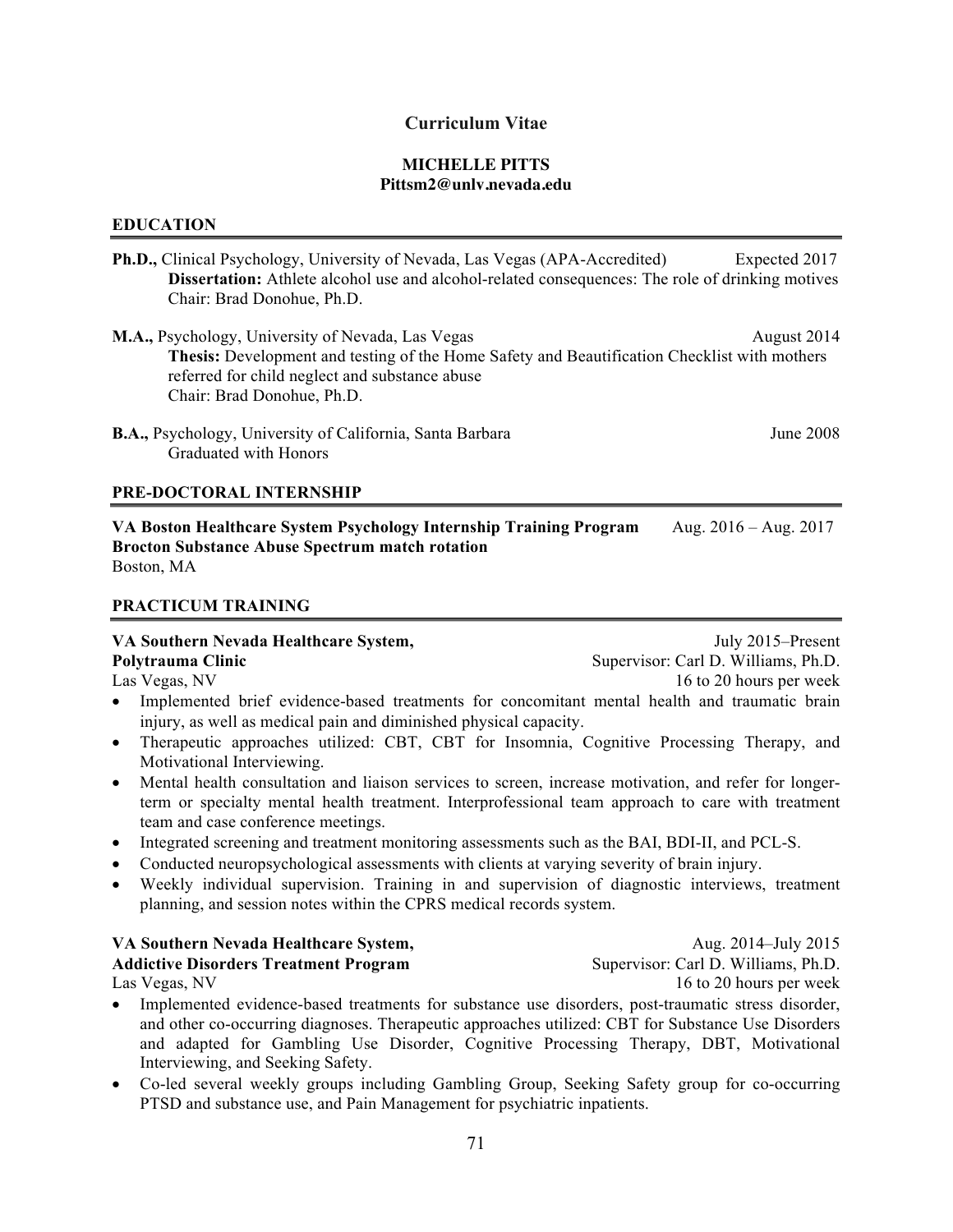# Curriculum Vitae

**MICHELLE PITTS**
**Pittsm2@unlv.nevada.edu**

## EDUCATION

**Ph.D.,** Clinical Psychology, University of Nevada, Las Vegas (APA-Accredited) — Expected 2017
**Dissertation:** Athlete alcohol use and alcohol-related consequences: The role of drinking motives
Chair: Brad Donohue, Ph.D.

**M.A.,** Psychology, University of Nevada, Las Vegas — August 2014
**Thesis:** Development and testing of the Home Safety and Beautification Checklist with mothers referred for child neglect and substance abuse
Chair: Brad Donohue, Ph.D.

**B.A.,** Psychology, University of California, Santa Barbara — June 2008
Graduated with Honors

## PRE-DOCTORAL INTERNSHIP

**VA Boston Healthcare System Psychology Internship Training Program** — Aug. 2016 – Aug. 2017
**Brocton Substance Abuse Spectrum match rotation**
Boston, MA

## PRACTICUM TRAINING

**VA Southern Nevada Healthcare System,** — July 2015–Present
**Polytrauma Clinic** — Supervisor: Carl D. Williams, Ph.D.
Las Vegas, NV — 16 to 20 hours per week

- Implemented brief evidence-based treatments for concomitant mental health and traumatic brain injury, as well as medical pain and diminished physical capacity.
- Therapeutic approaches utilized: CBT, CBT for Insomnia, Cognitive Processing Therapy, and Motivational Interviewing.
- Mental health consultation and liaison services to screen, increase motivation, and refer for longer-term or specialty mental health treatment. Interprofessional team approach to care with treatment team and case conference meetings.
- Integrated screening and treatment monitoring assessments such as the BAI, BDI-II, and PCL-S.
- Conducted neuropsychological assessments with clients at varying severity of brain injury.
- Weekly individual supervision. Training in and supervision of diagnostic interviews, treatment planning, and session notes within the CPRS medical records system.

**VA Southern Nevada Healthcare System,** — Aug. 2014–July 2015
**Addictive Disorders Treatment Program** — Supervisor: Carl D. Williams, Ph.D.
Las Vegas, NV — 16 to 20 hours per week

- Implemented evidence-based treatments for substance use disorders, post-traumatic stress disorder, and other co-occurring diagnoses. Therapeutic approaches utilized: CBT for Substance Use Disorders and adapted for Gambling Use Disorder, Cognitive Processing Therapy, DBT, Motivational Interviewing, and Seeking Safety.
- Co-led several weekly groups including Gambling Group, Seeking Safety group for co-occurring PTSD and substance use, and Pain Management for psychiatric inpatients.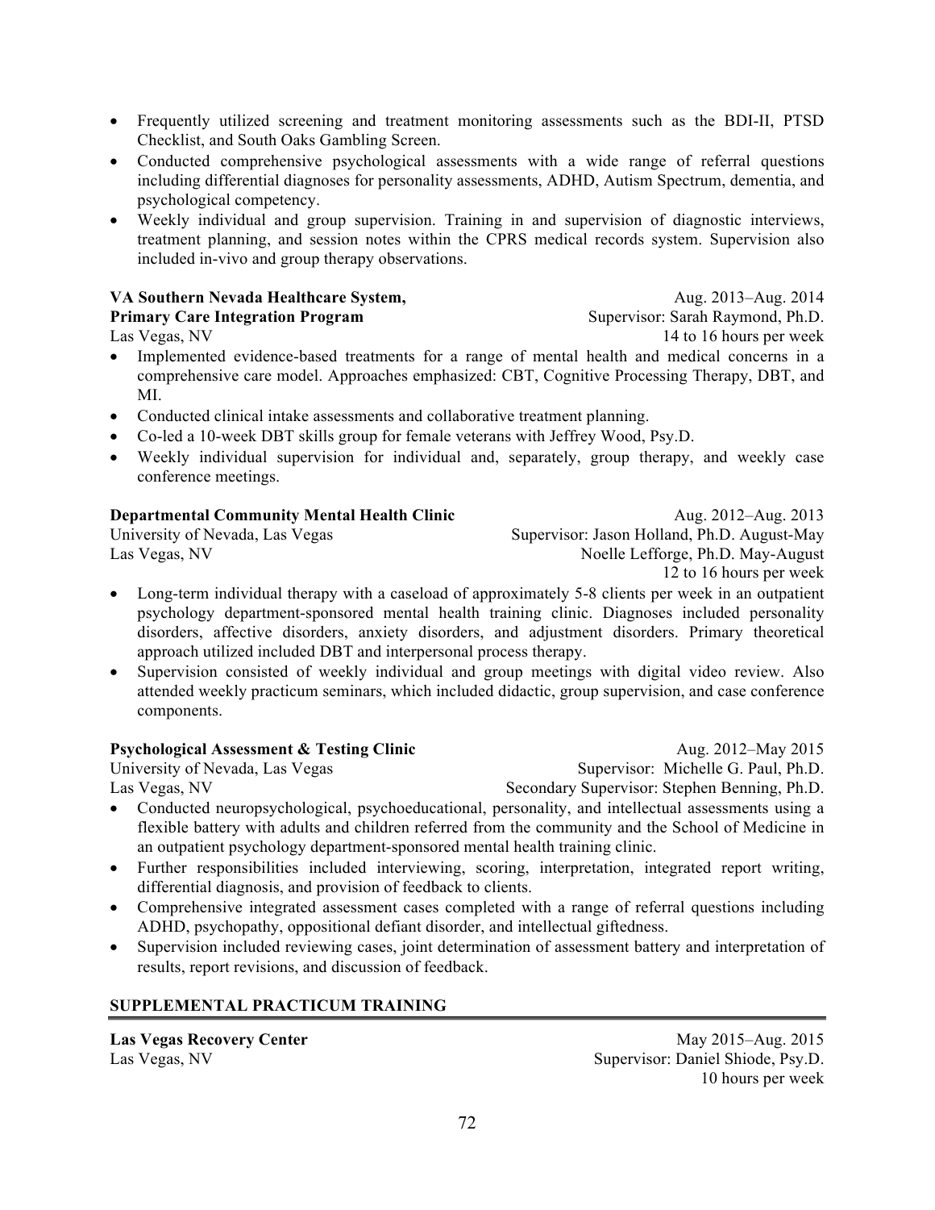- Frequently utilized screening and treatment monitoring assessments such as the BDI-II, PTSD Checklist, and South Oaks Gambling Screen.
- Conducted comprehensive psychological assessments with a wide range of referral questions including differential diagnoses for personality assessments, ADHD, Autism Spectrum, dementia, and psychological competency.
- Weekly individual and group supervision. Training in and supervision of diagnostic interviews, treatment planning, and session notes within the CPRS medical records system. Supervision also included in-vivo and group therapy observations.

**VA Southern Nevada Healthcare System,** Aug. 2013–Aug. 2014
**Primary Care Integration Program** Supervisor: Sarah Raymond, Ph.D.
Las Vegas, NV 14 to 16 hours per week

- Implemented evidence-based treatments for a range of mental health and medical concerns in a comprehensive care model. Approaches emphasized: CBT, Cognitive Processing Therapy, DBT, and MI.
- Conducted clinical intake assessments and collaborative treatment planning.
- Co-led a 10-week DBT skills group for female veterans with Jeffrey Wood, Psy.D.
- Weekly individual supervision for individual and, separately, group therapy, and weekly case conference meetings.

**Departmental Community Mental Health Clinic** Aug. 2012–Aug. 2013
University of Nevada, Las Vegas Supervisor: Jason Holland, Ph.D. August-May
Las Vegas, NV Noelle Lefforge, Ph.D. May-August
12 to 16 hours per week

- Long-term individual therapy with a caseload of approximately 5-8 clients per week in an outpatient psychology department-sponsored mental health training clinic. Diagnoses included personality disorders, affective disorders, anxiety disorders, and adjustment disorders. Primary theoretical approach utilized included DBT and interpersonal process therapy.
- Supervision consisted of weekly individual and group meetings with digital video review. Also attended weekly practicum seminars, which included didactic, group supervision, and case conference components.

**Psychological Assessment & Testing Clinic** Aug. 2012–May 2015
University of Nevada, Las Vegas Supervisor: Michelle G. Paul, Ph.D.
Las Vegas, NV Secondary Supervisor: Stephen Benning, Ph.D.

- Conducted neuropsychological, psychoeducational, personality, and intellectual assessments using a flexible battery with adults and children referred from the community and the School of Medicine in an outpatient psychology department-sponsored mental health training clinic.
- Further responsibilities included interviewing, scoring, interpretation, integrated report writing, differential diagnosis, and provision of feedback to clients.
- Comprehensive integrated assessment cases completed with a range of referral questions including ADHD, psychopathy, oppositional defiant disorder, and intellectual giftedness.
- Supervision included reviewing cases, joint determination of assessment battery and interpretation of results, report revisions, and discussion of feedback.

## SUPPLEMENTAL PRACTICUM TRAINING

**Las Vegas Recovery Center** May 2015–Aug. 2015
Las Vegas, NV Supervisor: Daniel Shiode, Psy.D.
10 hours per week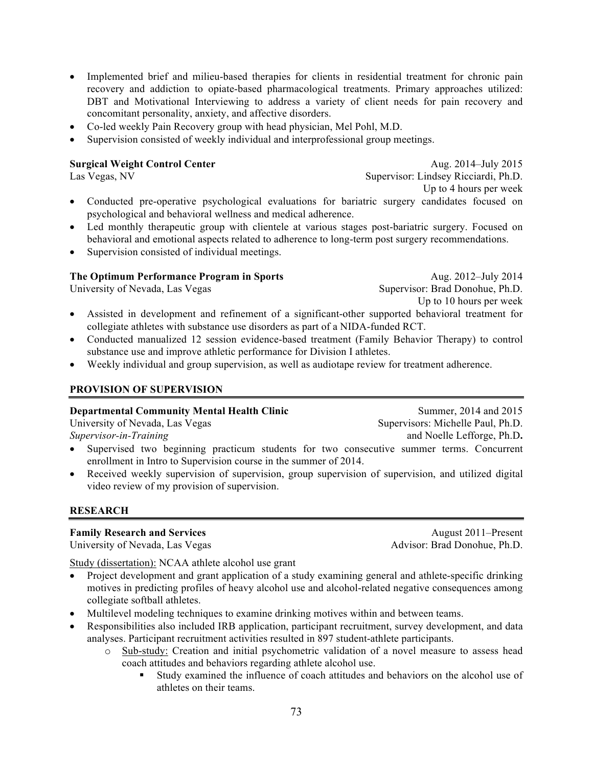- Implemented brief and milieu-based therapies for clients in residential treatment for chronic pain recovery and addiction to opiate-based pharmacological treatments. Primary approaches utilized: DBT and Motivational Interviewing to address a variety of client needs for pain recovery and concomitant personality, anxiety, and affective disorders.
- Co-led weekly Pain Recovery group with head physician, Mel Pohl, M.D.
- Supervision consisted of weekly individual and interprofessional group meetings.

**Surgical Weight Control Center** — Aug. 2014–July 2015
Las Vegas, NV — Supervisor: Lindsey Ricciardi, Ph.D.
Up to 4 hours per week

- Conducted pre-operative psychological evaluations for bariatric surgery candidates focused on psychological and behavioral wellness and medical adherence.
- Led monthly therapeutic group with clientele at various stages post-bariatric surgery. Focused on behavioral and emotional aspects related to adherence to long-term post surgery recommendations.
- Supervision consisted of individual meetings.

**The Optimum Performance Program in Sports** — Aug. 2012–July 2014
University of Nevada, Las Vegas — Supervisor: Brad Donohue, Ph.D.
Up to 10 hours per week

- Assisted in development and refinement of a significant-other supported behavioral treatment for collegiate athletes with substance use disorders as part of a NIDA-funded RCT.
- Conducted manualized 12 session evidence-based treatment (Family Behavior Therapy) to control substance use and improve athletic performance for Division I athletes.
- Weekly individual and group supervision, as well as audiotape review for treatment adherence.

## PROVISION OF SUPERVISION

**Departmental Community Mental Health Clinic** — Summer, 2014 and 2015
University of Nevada, Las Vegas — Supervisors: Michelle Paul, Ph.D.
*Supervisor-in-Training* — and Noelle Lefforge, Ph.D.

- Supervised two beginning practicum students for two consecutive summer terms. Concurrent enrollment in Intro to Supervision course in the summer of 2014.
- Received weekly supervision of supervision, group supervision of supervision, and utilized digital video review of my provision of supervision.

## RESEARCH

**Family Research and Services** — August 2011–Present
University of Nevada, Las Vegas — Advisor: Brad Donohue, Ph.D.

Study (dissertation): NCAA athlete alcohol use grant

- Project development and grant application of a study examining general and athlete-specific drinking motives in predicting profiles of heavy alcohol use and alcohol-related negative consequences among collegiate softball athletes.
- Multilevel modeling techniques to examine drinking motives within and between teams.
- Responsibilities also included IRB application, participant recruitment, survey development, and data analyses. Participant recruitment activities resulted in 897 student-athlete participants.
    - Sub-study: Creation and initial psychometric validation of a novel measure to assess head coach attitudes and behaviors regarding athlete alcohol use.
        - Study examined the influence of coach attitudes and behaviors on the alcohol use of athletes on their teams.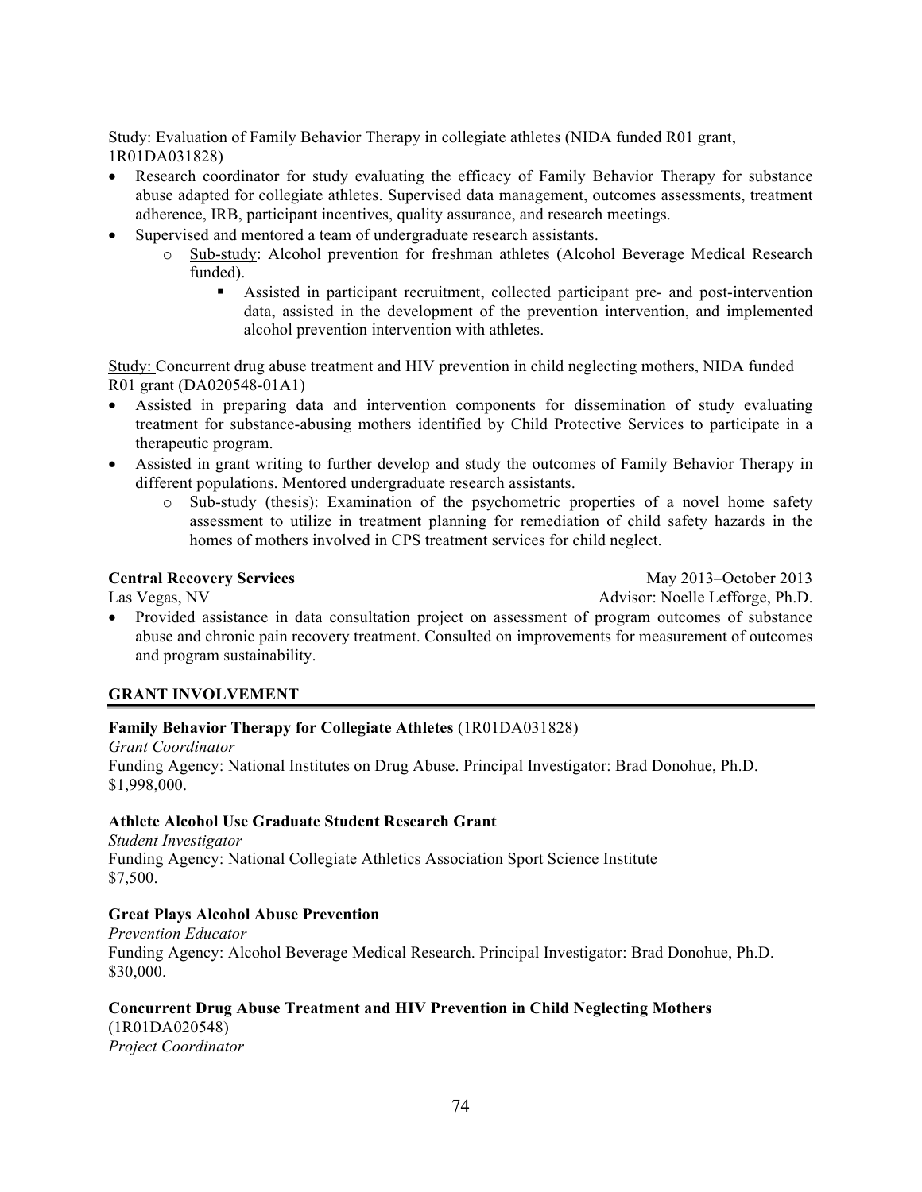Study: Evaluation of Family Behavior Therapy in collegiate athletes (NIDA funded R01 grant, 1R01DA031828)

- Research coordinator for study evaluating the efficacy of Family Behavior Therapy for substance abuse adapted for collegiate athletes. Supervised data management, outcomes assessments, treatment adherence, IRB, participant incentives, quality assurance, and research meetings.
- Supervised and mentored a team of undergraduate research assistants.
    - Sub-study: Alcohol prevention for freshman athletes (Alcohol Beverage Medical Research funded).
        - Assisted in participant recruitment, collected participant pre- and post-intervention data, assisted in the development of the prevention intervention, and implemented alcohol prevention intervention with athletes.

Study: Concurrent drug abuse treatment and HIV prevention in child neglecting mothers, NIDA funded R01 grant (DA020548-01A1)

- Assisted in preparing data and intervention components for dissemination of study evaluating treatment for substance-abusing mothers identified by Child Protective Services to participate in a therapeutic program.
- Assisted in grant writing to further develop and study the outcomes of Family Behavior Therapy in different populations. Mentored undergraduate research assistants.
    - Sub-study (thesis): Examination of the psychometric properties of a novel home safety assessment to utilize in treatment planning for remediation of child safety hazards in the homes of mothers involved in CPS treatment services for child neglect.

**Central Recovery Services** May 2013–October 2013
Las Vegas, NV Advisor: Noelle Lefforge, Ph.D.

- Provided assistance in data consultation project on assessment of program outcomes of substance abuse and chronic pain recovery treatment. Consulted on improvements for measurement of outcomes and program sustainability.

## GRANT INVOLVEMENT

**Family Behavior Therapy for Collegiate Athletes** (1R01DA031828)
*Grant Coordinator*
Funding Agency: National Institutes on Drug Abuse. Principal Investigator: Brad Donohue, Ph.D.
$1,998,000.

**Athlete Alcohol Use Graduate Student Research Grant**
*Student Investigator*
Funding Agency: National Collegiate Athletics Association Sport Science Institute
$7,500.

**Great Plays Alcohol Abuse Prevention**
*Prevention Educator*
Funding Agency: Alcohol Beverage Medical Research. Principal Investigator: Brad Donohue, Ph.D.
$30,000.

**Concurrent Drug Abuse Treatment and HIV Prevention in Child Neglecting Mothers** (1R01DA020548)
*Project Coordinator*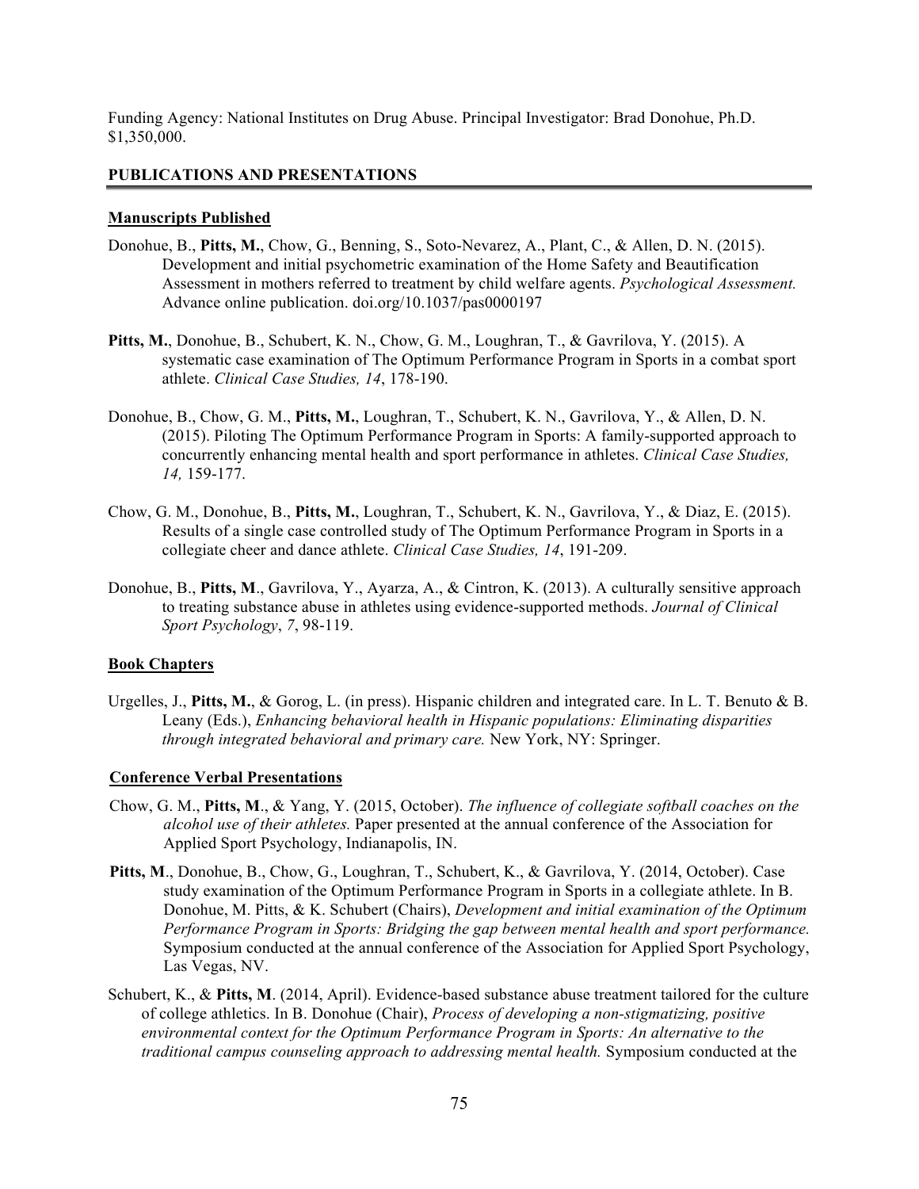Funding Agency: National Institutes on Drug Abuse. Principal Investigator: Brad Donohue, Ph.D. $1,350,000.

## PUBLICATIONS AND PRESENTATIONS

### Manuscripts Published

Donohue, B., **Pitts, M.**, Chow, G., Benning, S., Soto-Nevarez, A., Plant, C., & Allen, D. N. (2015). Development and initial psychometric examination of the Home Safety and Beautification Assessment in mothers referred to treatment by child welfare agents. *Psychological Assessment.* Advance online publication. doi.org/10.1037/pas0000197

**Pitts, M.**, Donohue, B., Schubert, K. N., Chow, G. M., Loughran, T., & Gavrilova, Y. (2015). A systematic case examination of The Optimum Performance Program in Sports in a combat sport athlete. *Clinical Case Studies, 14*, 178-190.

Donohue, B., Chow, G. M., **Pitts, M.**, Loughran, T., Schubert, K. N., Gavrilova, Y., & Allen, D. N. (2015). Piloting The Optimum Performance Program in Sports: A family-supported approach to concurrently enhancing mental health and sport performance in athletes. *Clinical Case Studies, 14,* 159-177.

Chow, G. M., Donohue, B., **Pitts, M.**, Loughran, T., Schubert, K. N., Gavrilova, Y., & Diaz, E. (2015). Results of a single case controlled study of The Optimum Performance Program in Sports in a collegiate cheer and dance athlete. *Clinical Case Studies, 14*, 191-209.

Donohue, B., **Pitts, M**., Gavrilova, Y., Ayarza, A., & Cintron, K. (2013). A culturally sensitive approach to treating substance abuse in athletes using evidence-supported methods. *Journal of Clinical Sport Psychology*, *7*, 98-119.

### Book Chapters

Urgelles, J., **Pitts, M.**, & Gorog, L. (in press). Hispanic children and integrated care. In L. T. Benuto & B. Leany (Eds.), *Enhancing behavioral health in Hispanic populations: Eliminating disparities through integrated behavioral and primary care.* New York, NY: Springer.

### Conference Verbal Presentations

Chow, G. M., **Pitts, M**., & Yang, Y. (2015, October). *The influence of collegiate softball coaches on the alcohol use of their athletes.* Paper presented at the annual conference of the Association for Applied Sport Psychology, Indianapolis, IN.

**Pitts, M**., Donohue, B., Chow, G., Loughran, T., Schubert, K., & Gavrilova, Y. (2014, October). Case study examination of the Optimum Performance Program in Sports in a collegiate athlete. In B. Donohue, M. Pitts, & K. Schubert (Chairs), *Development and initial examination of the Optimum Performance Program in Sports: Bridging the gap between mental health and sport performance.* Symposium conducted at the annual conference of the Association for Applied Sport Psychology, Las Vegas, NV.

Schubert, K., & **Pitts, M**. (2014, April). Evidence-based substance abuse treatment tailored for the culture of college athletics. In B. Donohue (Chair), *Process of developing a non-stigmatizing, positive environmental context for the Optimum Performance Program in Sports: An alternative to the traditional campus counseling approach to addressing mental health.* Symposium conducted at the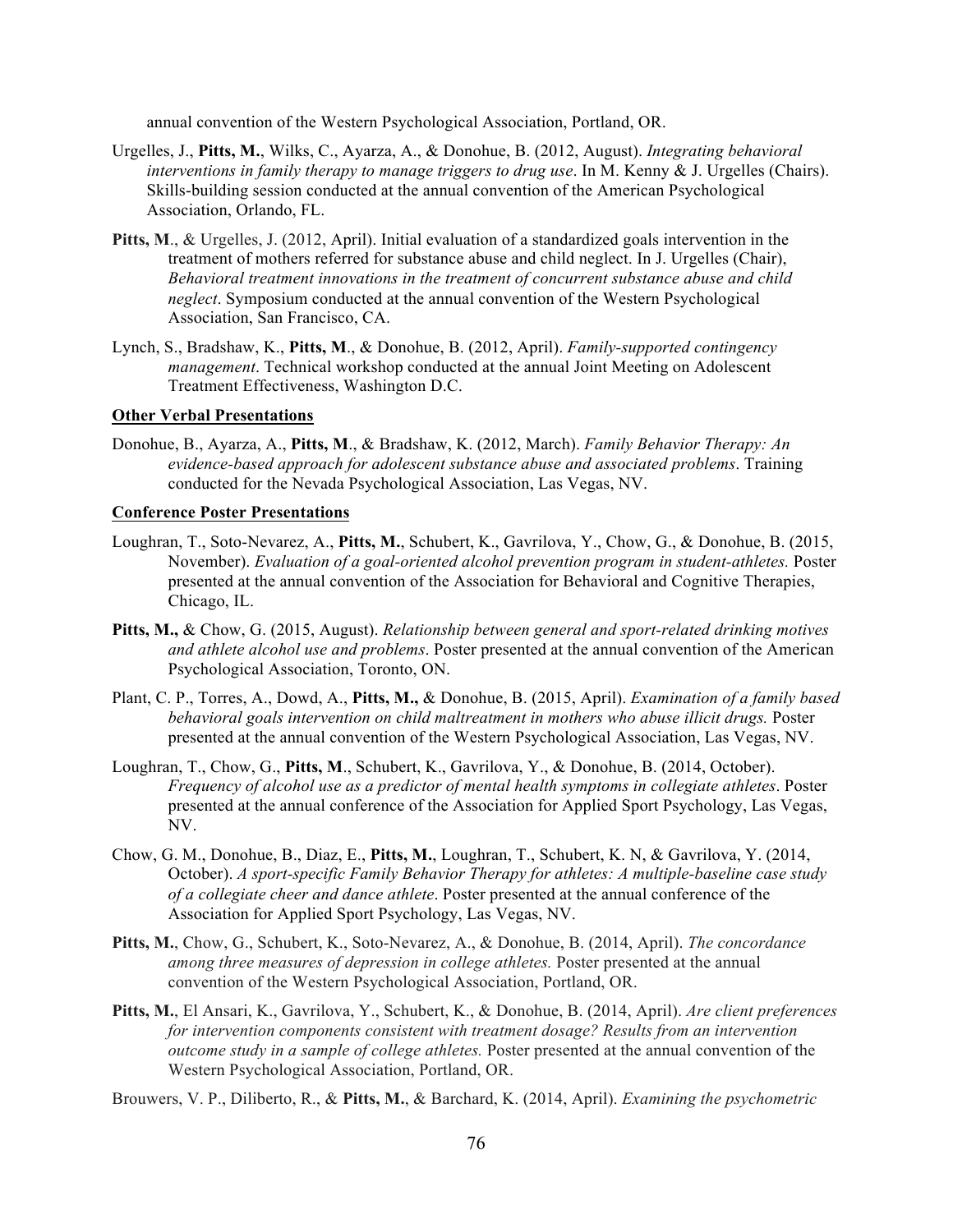annual convention of the Western Psychological Association, Portland, OR.

Urgelles, J., **Pitts, M.**, Wilks, C., Ayarza, A., & Donohue, B. (2012, August). *Integrating behavioral interventions in family therapy to manage triggers to drug use*. In M. Kenny & J. Urgelles (Chairs). Skills-building session conducted at the annual convention of the American Psychological Association, Orlando, FL.

**Pitts, M**., & Urgelles, J. (2012, April). Initial evaluation of a standardized goals intervention in the treatment of mothers referred for substance abuse and child neglect. In J. Urgelles (Chair), *Behavioral treatment innovations in the treatment of concurrent substance abuse and child neglect*. Symposium conducted at the annual convention of the Western Psychological Association, San Francisco, CA.

Lynch, S., Bradshaw, K., **Pitts, M**., & Donohue, B. (2012, April). *Family-supported contingency management*. Technical workshop conducted at the annual Joint Meeting on Adolescent Treatment Effectiveness, Washington D.C.

**Other Verbal Presentations**

Donohue, B., Ayarza, A., **Pitts, M**., & Bradshaw, K. (2012, March). *Family Behavior Therapy: An evidence-based approach for adolescent substance abuse and associated problems*. Training conducted for the Nevada Psychological Association, Las Vegas, NV.

**Conference Poster Presentations**

Loughran, T., Soto-Nevarez, A., **Pitts, M.**, Schubert, K., Gavrilova, Y., Chow, G., & Donohue, B. (2015, November). *Evaluation of a goal-oriented alcohol prevention program in student-athletes.* Poster presented at the annual convention of the Association for Behavioral and Cognitive Therapies, Chicago, IL.

**Pitts, M.,** & Chow, G. (2015, August). *Relationship between general and sport-related drinking motives and athlete alcohol use and problems*. Poster presented at the annual convention of the American Psychological Association, Toronto, ON.

Plant, C. P., Torres, A., Dowd, A., **Pitts, M.,** & Donohue, B. (2015, April). *Examination of a family based behavioral goals intervention on child maltreatment in mothers who abuse illicit drugs.* Poster presented at the annual convention of the Western Psychological Association, Las Vegas, NV.

Loughran, T., Chow, G., **Pitts, M**., Schubert, K., Gavrilova, Y., & Donohue, B. (2014, October). *Frequency of alcohol use as a predictor of mental health symptoms in collegiate athletes*. Poster presented at the annual conference of the Association for Applied Sport Psychology, Las Vegas, NV.

Chow, G. M., Donohue, B., Diaz, E., **Pitts, M.**, Loughran, T., Schubert, K. N, & Gavrilova, Y. (2014, October). *A sport-specific Family Behavior Therapy for athletes: A multiple-baseline case study of a collegiate cheer and dance athlete*. Poster presented at the annual conference of the Association for Applied Sport Psychology, Las Vegas, NV.

**Pitts, M.**, Chow, G., Schubert, K., Soto-Nevarez, A., & Donohue, B. (2014, April). *The concordance among three measures of depression in college athletes.* Poster presented at the annual convention of the Western Psychological Association, Portland, OR.

**Pitts, M.**, El Ansari, K., Gavrilova, Y., Schubert, K., & Donohue, B. (2014, April). *Are client preferences for intervention components consistent with treatment dosage? Results from an intervention outcome study in a sample of college athletes.* Poster presented at the annual convention of the Western Psychological Association, Portland, OR.

Brouwers, V. P., Diliberto, R., & **Pitts, M.**, & Barchard, K. (2014, April). *Examining the psychometric*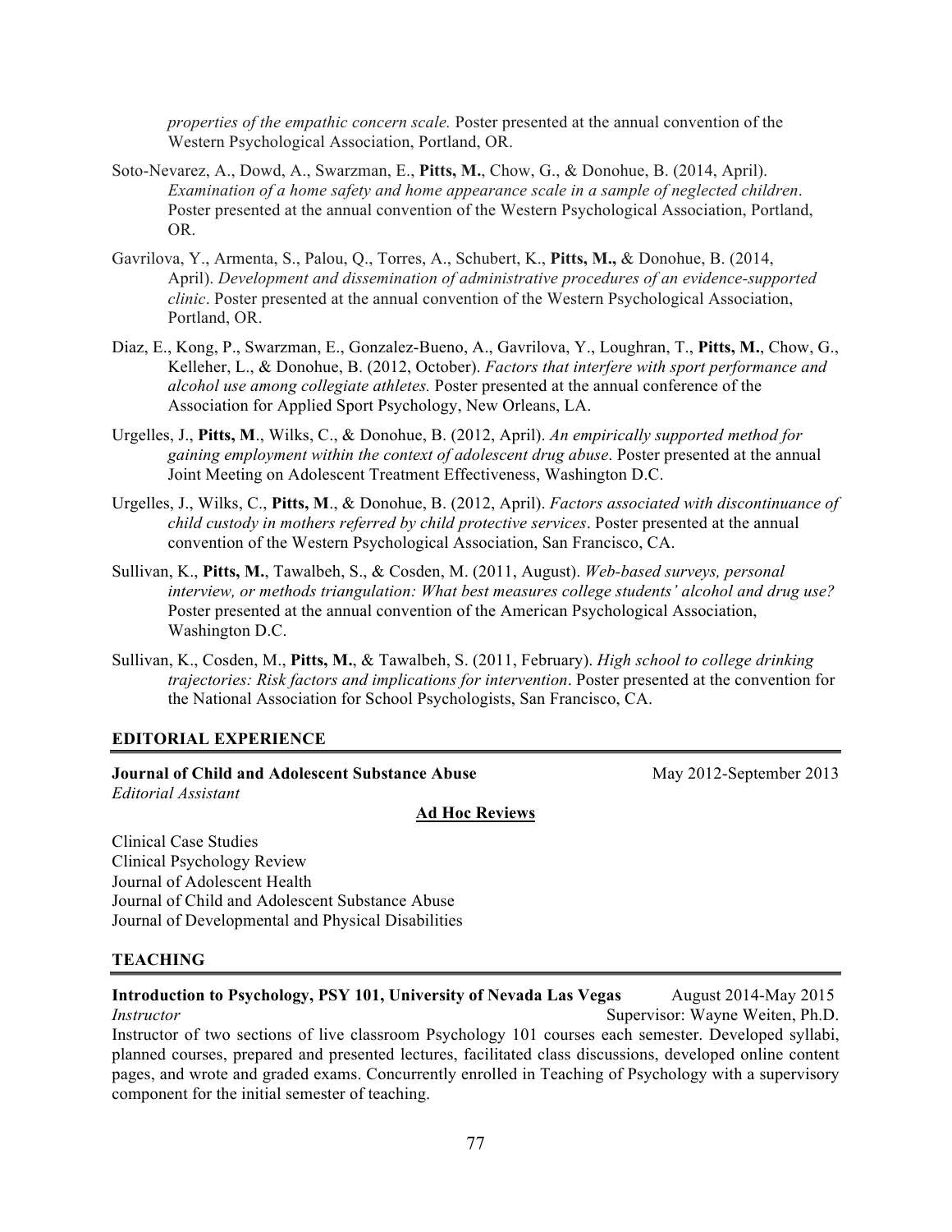*properties of the empathic concern scale.* Poster presented at the annual convention of the Western Psychological Association, Portland, OR.

Soto-Nevarez, A., Dowd, A., Swarzman, E., **Pitts, M.**, Chow, G., & Donohue, B. (2014, April). *Examination of a home safety and home appearance scale in a sample of neglected children*. Poster presented at the annual convention of the Western Psychological Association, Portland, OR.

Gavrilova, Y., Armenta, S., Palou, Q., Torres, A., Schubert, K., **Pitts, M.,** & Donohue, B. (2014, April). *Development and dissemination of administrative procedures of an evidence-supported clinic*. Poster presented at the annual convention of the Western Psychological Association, Portland, OR.

Diaz, E., Kong, P., Swarzman, E., Gonzalez-Bueno, A., Gavrilova, Y., Loughran, T., **Pitts, M.**, Chow, G., Kelleher, L., & Donohue, B. (2012, October). *Factors that interfere with sport performance and alcohol use among collegiate athletes.* Poster presented at the annual conference of the Association for Applied Sport Psychology, New Orleans, LA.

Urgelles, J., **Pitts, M**., Wilks, C., & Donohue, B. (2012, April). *An empirically supported method for gaining employment within the context of adolescent drug abuse*. Poster presented at the annual Joint Meeting on Adolescent Treatment Effectiveness, Washington D.C.

Urgelles, J., Wilks, C., **Pitts, M**., & Donohue, B. (2012, April). *Factors associated with discontinuance of child custody in mothers referred by child protective services*. Poster presented at the annual convention of the Western Psychological Association, San Francisco, CA.

Sullivan, K., **Pitts, M.**, Tawalbeh, S., & Cosden, M. (2011, August). *Web-based surveys, personal interview, or methods triangulation: What best measures college students' alcohol and drug use?* Poster presented at the annual convention of the American Psychological Association, Washington D.C.

Sullivan, K., Cosden, M., **Pitts, M.**, & Tawalbeh, S. (2011, February). *High school to college drinking trajectories: Risk factors and implications for intervention*. Poster presented at the convention for the National Association for School Psychologists, San Francisco, CA.

## EDITORIAL EXPERIENCE

**Journal of Child and Adolescent Substance Abuse** May 2012-September 2013
*Editorial Assistant*

**Ad Hoc Reviews**

Clinical Case Studies
Clinical Psychology Review
Journal of Adolescent Health
Journal of Child and Adolescent Substance Abuse
Journal of Developmental and Physical Disabilities

## TEACHING

**Introduction to Psychology, PSY 101, University of Nevada Las Vegas** August 2014-May 2015
*Instructor* Supervisor: Wayne Weiten, Ph.D.
Instructor of two sections of live classroom Psychology 101 courses each semester. Developed syllabi, planned courses, prepared and presented lectures, facilitated class discussions, developed online content pages, and wrote and graded exams. Concurrently enrolled in Teaching of Psychology with a supervisory component for the initial semester of teaching.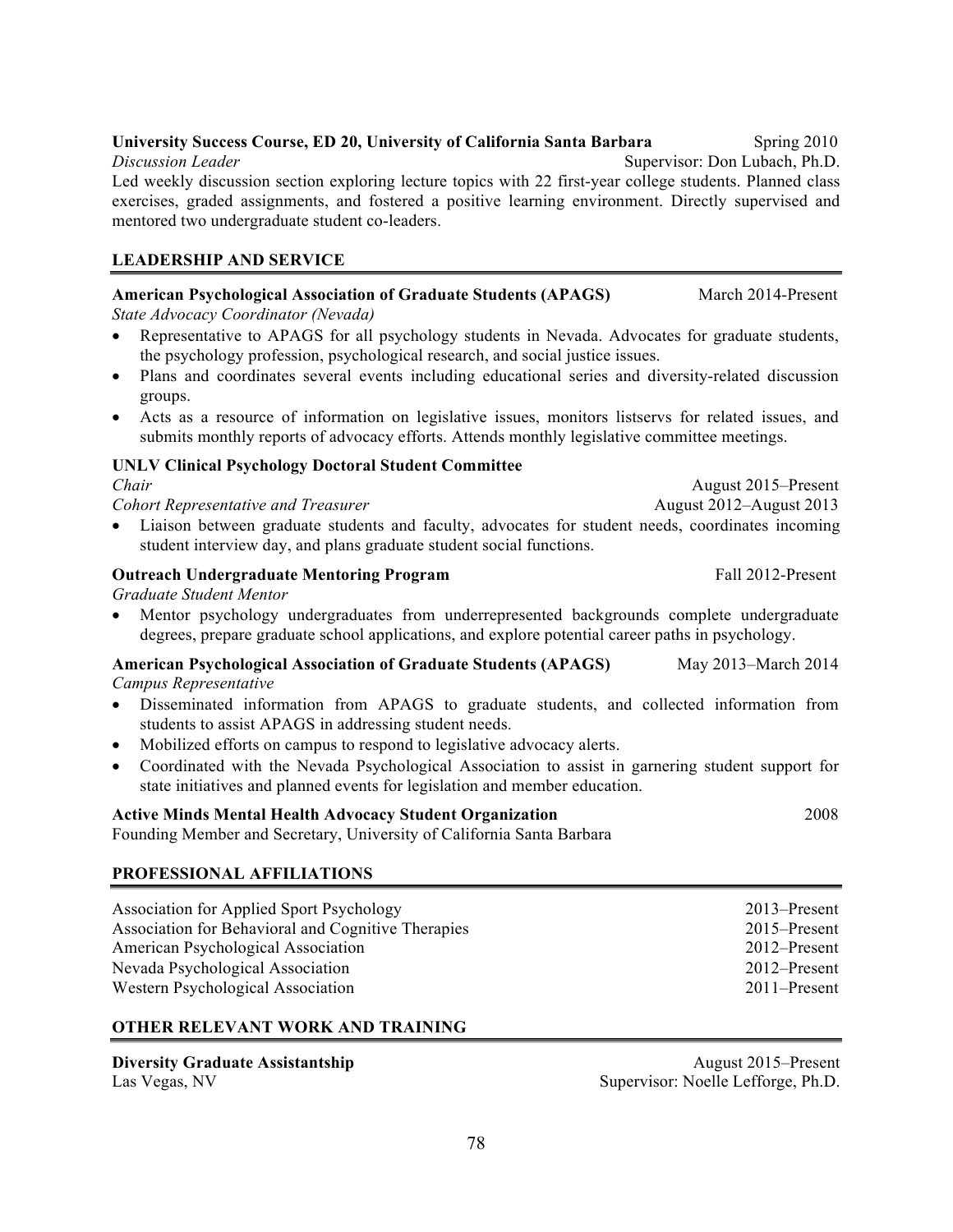**University Success Course, ED 20, University of California Santa Barbara** Spring 2010
*Discussion Leader* Supervisor: Don Lubach, Ph.D.
Led weekly discussion section exploring lecture topics with 22 first-year college students. Planned class exercises, graded assignments, and fostered a positive learning environment. Directly supervised and mentored two undergraduate student co-leaders.

## LEADERSHIP AND SERVICE

**American Psychological Association of Graduate Students (APAGS)** March 2014-Present
*State Advocacy Coordinator (Nevada)*

- Representative to APAGS for all psychology students in Nevada. Advocates for graduate students, the psychology profession, psychological research, and social justice issues.
- Plans and coordinates several events including educational series and diversity-related discussion groups.
- Acts as a resource of information on legislative issues, monitors listservs for related issues, and submits monthly reports of advocacy efforts. Attends monthly legislative committee meetings.

**UNLV Clinical Psychology Doctoral Student Committee**
*Chair* August 2015–Present
*Cohort Representative and Treasurer* August 2012–August 2013

- Liaison between graduate students and faculty, advocates for student needs, coordinates incoming student interview day, and plans graduate student social functions.

**Outreach Undergraduate Mentoring Program** Fall 2012-Present
*Graduate Student Mentor*

- Mentor psychology undergraduates from underrepresented backgrounds complete undergraduate degrees, prepare graduate school applications, and explore potential career paths in psychology.

**American Psychological Association of Graduate Students (APAGS)** May 2013–March 2014
*Campus Representative*

- Disseminated information from APAGS to graduate students, and collected information from students to assist APAGS in addressing student needs.
- Mobilized efforts on campus to respond to legislative advocacy alerts.
- Coordinated with the Nevada Psychological Association to assist in garnering student support for state initiatives and planned events for legislation and member education.

**Active Minds Mental Health Advocacy Student Organization** 2008
Founding Member and Secretary, University of California Santa Barbara

## PROFESSIONAL AFFILIATIONS

Association for Applied Sport Psychology 2013–Present
Association for Behavioral and Cognitive Therapies 2015–Present
American Psychological Association 2012–Present
Nevada Psychological Association 2012–Present
Western Psychological Association 2011–Present

## OTHER RELEVANT WORK AND TRAINING

**Diversity Graduate Assistantship** August 2015–Present
Las Vegas, NV Supervisor: Noelle Lefforge, Ph.D.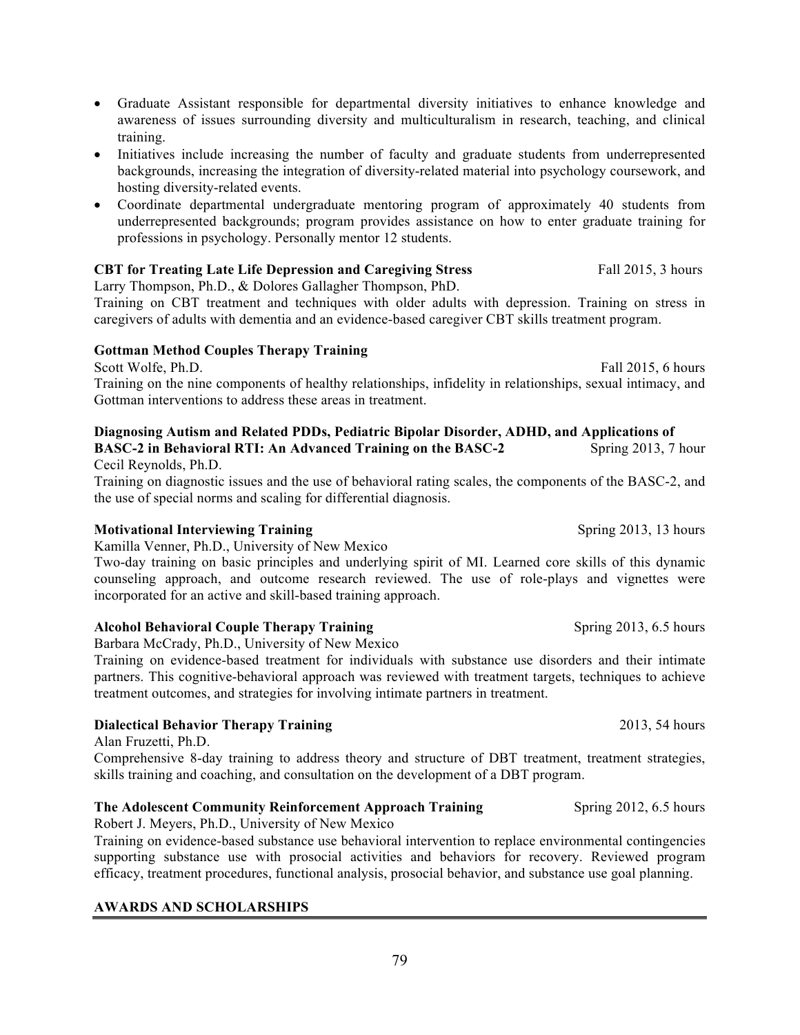- Graduate Assistant responsible for departmental diversity initiatives to enhance knowledge and awareness of issues surrounding diversity and multiculturalism in research, teaching, and clinical training.
- Initiatives include increasing the number of faculty and graduate students from underrepresented backgrounds, increasing the integration of diversity-related material into psychology coursework, and hosting diversity-related events.
- Coordinate departmental undergraduate mentoring program of approximately 40 students from underrepresented backgrounds; program provides assistance on how to enter graduate training for professions in psychology. Personally mentor 12 students.

**CBT for Treating Late Life Depression and Caregiving Stress** Fall 2015, 3 hours
Larry Thompson, Ph.D., & Dolores Gallagher Thompson, PhD.
Training on CBT treatment and techniques with older adults with depression. Training on stress in caregivers of adults with dementia and an evidence-based caregiver CBT skills treatment program.

**Gottman Method Couples Therapy Training**
Scott Wolfe, Ph.D. Fall 2015, 6 hours
Training on the nine components of healthy relationships, infidelity in relationships, sexual intimacy, and Gottman interventions to address these areas in treatment.

**Diagnosing Autism and Related PDDs, Pediatric Bipolar Disorder, ADHD, and Applications of BASC-2 in Behavioral RTI: An Advanced Training on the BASC-2** Spring 2013, 7 hour
Cecil Reynolds, Ph.D.
Training on diagnostic issues and the use of behavioral rating scales, the components of the BASC-2, and the use of special norms and scaling for differential diagnosis.

**Motivational Interviewing Training** Spring 2013, 13 hours
Kamilla Venner, Ph.D., University of New Mexico
Two-day training on basic principles and underlying spirit of MI. Learned core skills of this dynamic counseling approach, and outcome research reviewed. The use of role-plays and vignettes were incorporated for an active and skill-based training approach.

**Alcohol Behavioral Couple Therapy Training** Spring 2013, 6.5 hours
Barbara McCrady, Ph.D., University of New Mexico
Training on evidence-based treatment for individuals with substance use disorders and their intimate partners. This cognitive-behavioral approach was reviewed with treatment targets, techniques to achieve treatment outcomes, and strategies for involving intimate partners in treatment.

**Dialectical Behavior Therapy Training** 2013, 54 hours
Alan Fruzetti, Ph.D.
Comprehensive 8-day training to address theory and structure of DBT treatment, treatment strategies, skills training and coaching, and consultation on the development of a DBT program.

**The Adolescent Community Reinforcement Approach Training** Spring 2012, 6.5 hours
Robert J. Meyers, Ph.D., University of New Mexico
Training on evidence-based substance use behavioral intervention to replace environmental contingencies supporting substance use with prosocial activities and behaviors for recovery. Reviewed program efficacy, treatment procedures, functional analysis, prosocial behavior, and substance use goal planning.

## AWARDS AND SCHOLARSHIPS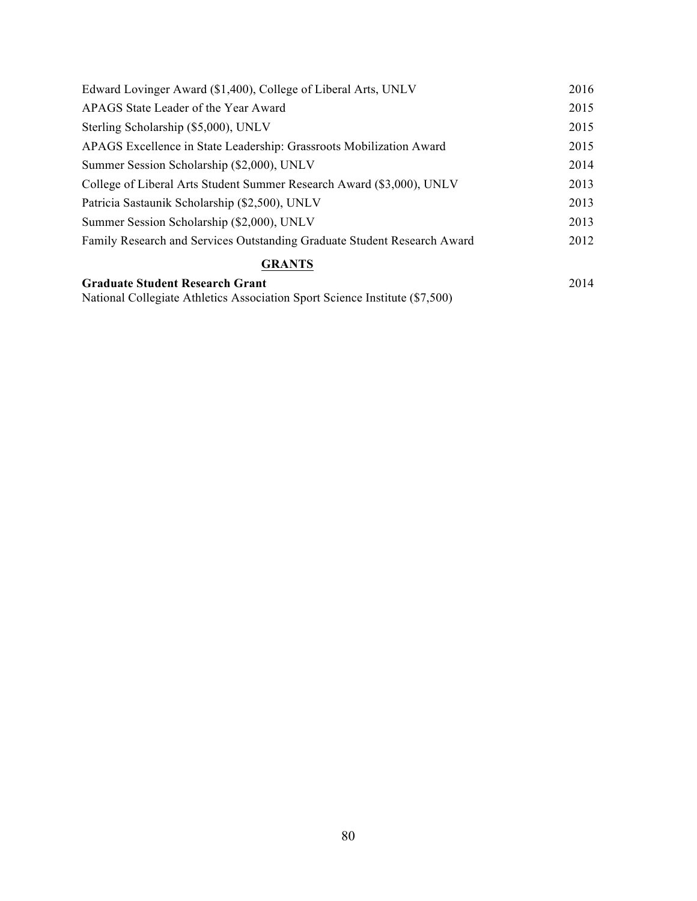Edward Lovinger Award ($1,400), College of Liberal Arts, UNLV 2016

APAGS State Leader of the Year Award 2015

Sterling Scholarship ($5,000), UNLV 2015

APAGS Excellence in State Leadership: Grassroots Mobilization Award 2015

Summer Session Scholarship ($2,000), UNLV 2014

College of Liberal Arts Student Summer Research Award ($3,000), UNLV 2013

Patricia Sastaunik Scholarship ($2,500), UNLV 2013

Summer Session Scholarship ($2,000), UNLV 2013

Family Research and Services Outstanding Graduate Student Research Award 2012

## GRANTS

**Graduate Student Research Grant** 2014
National Collegiate Athletics Association Sport Science Institute ($7,500)